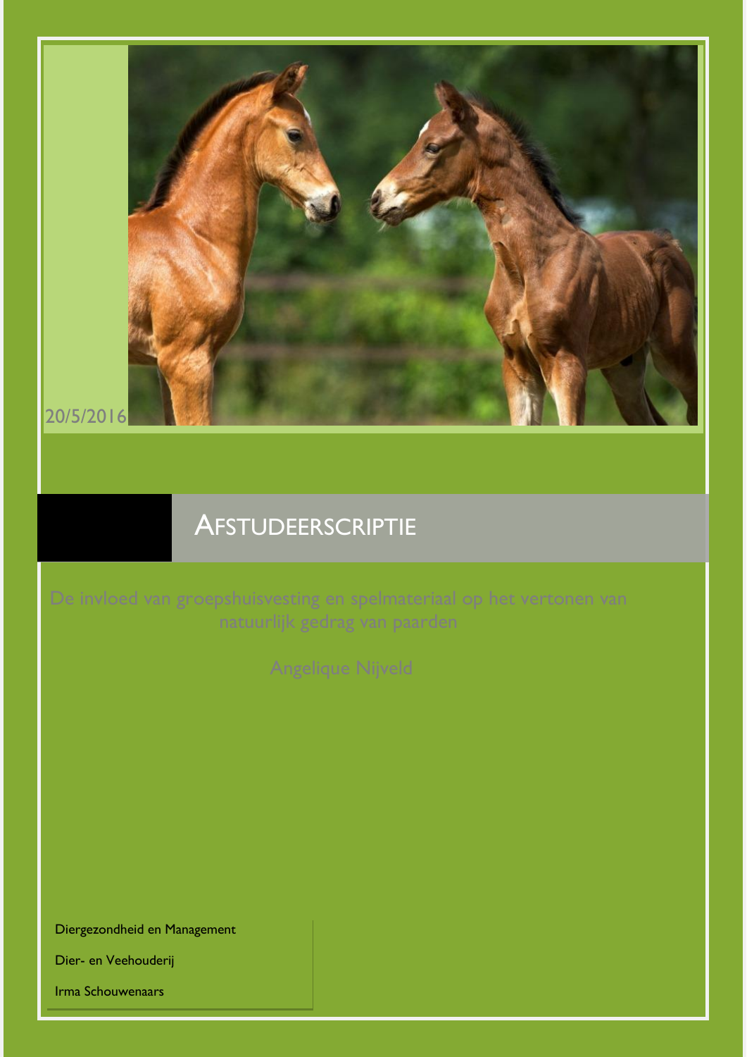20/5/2016

# AFSTUDEERSCRIPTIE

De invloed van groepshuisvesting en spelmateriaal op het vertonen van natuurlijk gedrag van paarden

Angelique Nijveld

Diergezondheid en Management

Dier- en Veehouderij

Irma Schouwenaars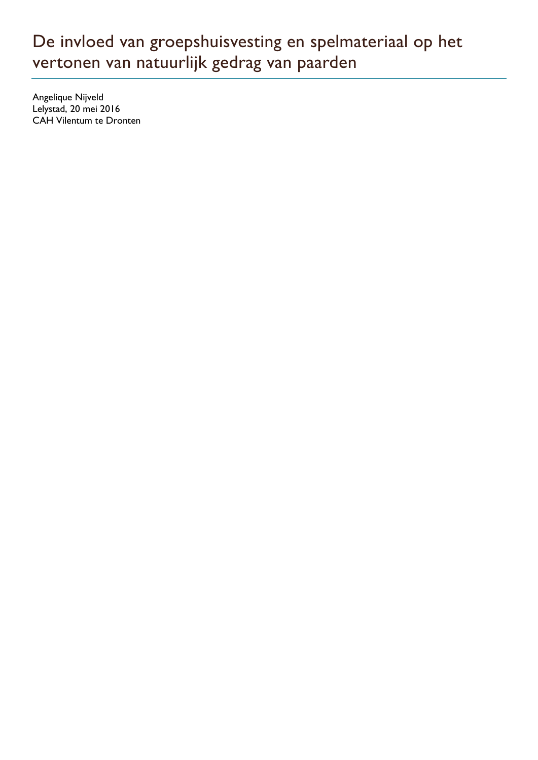# De invloed van groepshuisvesting en spelmateriaal op het vertonen van natuurlijk gedrag van paarden

Angelique Nijveld
Lelystad, 20 mei 2016
CAH Vilentum te Dronten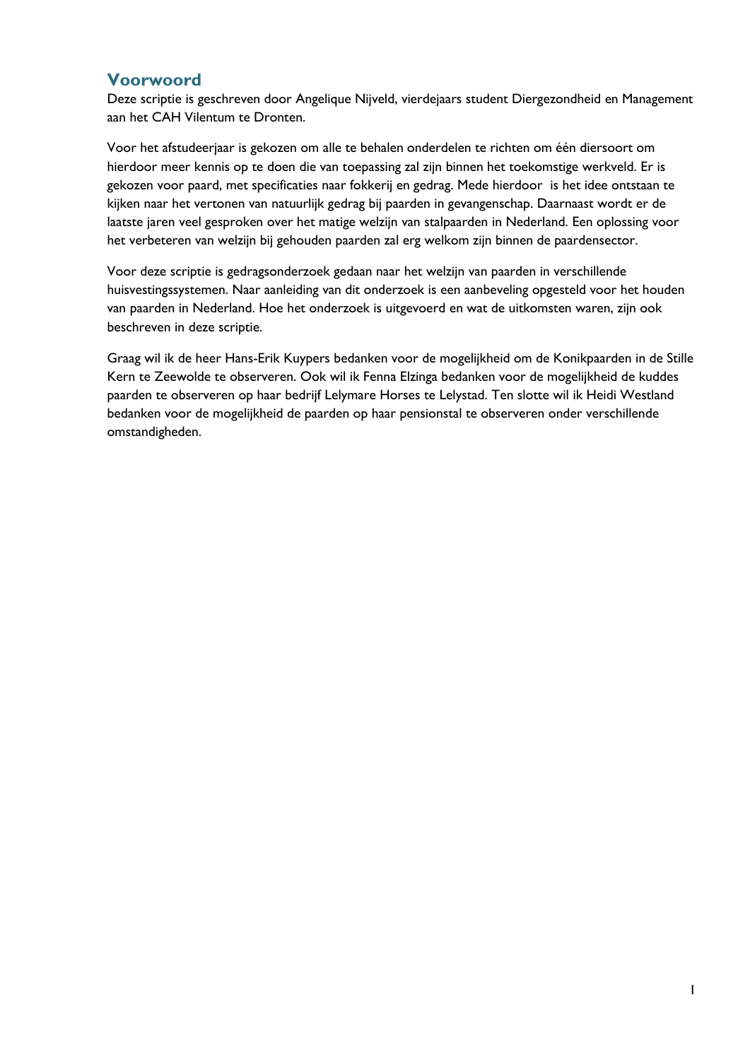## Voorwoord

Deze scriptie is geschreven door Angelique Nijveld, vierdejaars student Diergezondheid en Management aan het CAH Vilentum te Dronten.

Voor het afstudeerjaar is gekozen om alle te behalen onderdelen te richten om één diersoort om hierdoor meer kennis op te doen die van toepassing zal zijn binnen het toekomstige werkveld. Er is gekozen voor paard, met specificaties naar fokkerij en gedrag. Mede hierdoor  is het idee ontstaan te kijken naar het vertonen van natuurlijk gedrag bij paarden in gevangenschap. Daarnaast wordt er de laatste jaren veel gesproken over het matige welzijn van stalpaarden in Nederland. Een oplossing voor het verbeteren van welzijn bij gehouden paarden zal erg welkom zijn binnen de paardensector.

Voor deze scriptie is gedragsonderzoek gedaan naar het welzijn van paarden in verschillende huisvestingssystemen. Naar aanleiding van dit onderzoek is een aanbeveling opgesteld voor het houden van paarden in Nederland. Hoe het onderzoek is uitgevoerd en wat de uitkomsten waren, zijn ook beschreven in deze scriptie.

Graag wil ik de heer Hans-Erik Kuypers bedanken voor de mogelijkheid om de Konikpaarden in de Stille Kern te Zeewolde te observeren. Ook wil ik Fenna Elzinga bedanken voor de mogelijkheid de kuddes paarden te observeren op haar bedrijf Lelymare Horses te Lelystad. Ten slotte wil ik Heidi Westland bedanken voor de mogelijkheid de paarden op haar pensionstal te observeren onder verschillende omstandigheden.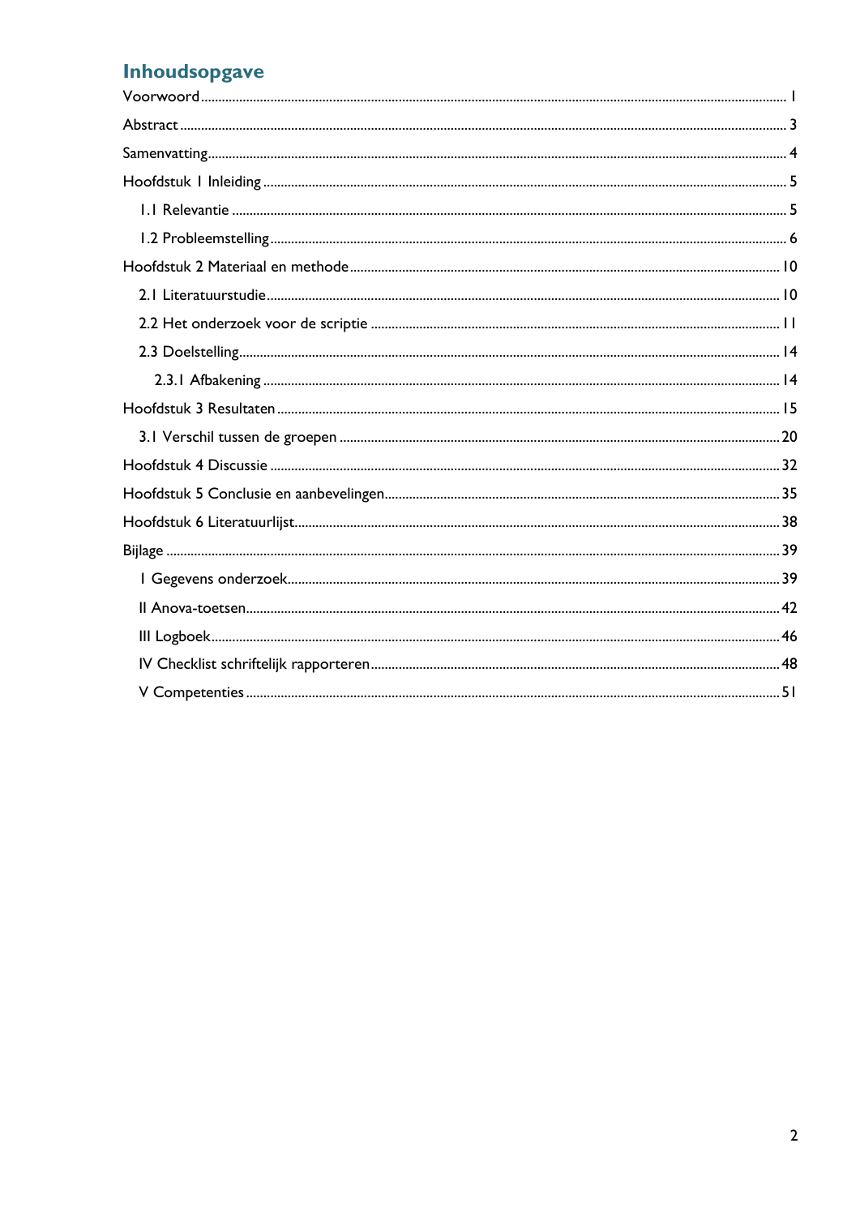# Inhoudsopgave

Voorwoord ........................................................................................................ 1

Abstract ........................................................................................................ 3

Samenvatting ........................................................................................................ 4

Hoofdstuk 1 Inleiding ........................................................................................................ 5

- 1.1 Relevantie ........................................................................................................ 5
- 1.2 Probleemstelling ........................................................................................................ 6

Hoofdstuk 2 Materiaal en methode ........................................................................................................ 10

- 2.1 Literatuurstudie ........................................................................................................ 10
- 2.2 Het onderzoek voor de scriptie ........................................................................................................ 11
- 2.3 Doelstelling ........................................................................................................ 14
  - 2.3.1 Afbakening ........................................................................................................ 14

Hoofdstuk 3 Resultaten ........................................................................................................ 15

- 3.1 Verschil tussen de groepen ........................................................................................................ 20

Hoofdstuk 4 Discussie ........................................................................................................ 32

Hoofdstuk 5 Conclusie en aanbevelingen ........................................................................................................ 35

Hoofdstuk 6 Literatuurlijst ........................................................................................................ 38

Bijlage ........................................................................................................ 39

- I Gegevens onderzoek ........................................................................................................ 39
- II Anova-toetsen ........................................................................................................ 42
- III Logboek ........................................................................................................ 46
- IV Checklist schriftelijk rapporteren ........................................................................................................ 48
- V Competenties ........................................................................................................ 51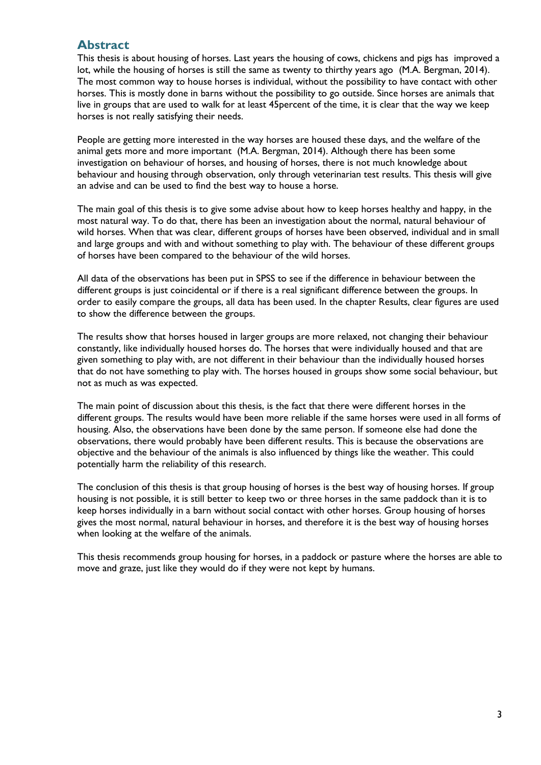## Abstract

This thesis is about housing of horses. Last years the housing of cows, chickens and pigs has improved a lot, while the housing of horses is still the same as twenty to thirthy years ago (M.A. Bergman, 2014). The most common way to house horses is individual, without the possibility to have contact with other horses. This is mostly done in barns without the possibility to go outside. Since horses are animals that live in groups that are used to walk for at least 45percent of the time, it is clear that the way we keep horses is not really satisfying their needs.

People are getting more interested in the way horses are housed these days, and the welfare of the animal gets more and more important (M.A. Bergman, 2014). Although there has been some investigation on behaviour of horses, and housing of horses, there is not much knowledge about behaviour and housing through observation, only through veterinarian test results. This thesis will give an advise and can be used to find the best way to house a horse.

The main goal of this thesis is to give some advise about how to keep horses healthy and happy, in the most natural way. To do that, there has been an investigation about the normal, natural behaviour of wild horses. When that was clear, different groups of horses have been observed, individual and in small and large groups and with and without something to play with. The behaviour of these different groups of horses have been compared to the behaviour of the wild horses.

All data of the observations has been put in SPSS to see if the difference in behaviour between the different groups is just coincidental or if there is a real significant difference between the groups. In order to easily compare the groups, all data has been used. In the chapter Results, clear figures are used to show the difference between the groups.

The results show that horses housed in larger groups are more relaxed, not changing their behaviour constantly, like individually housed horses do. The horses that were individually housed and that are given something to play with, are not different in their behaviour than the individually housed horses that do not have something to play with. The horses housed in groups show some social behaviour, but not as much as was expected.

The main point of discussion about this thesis, is the fact that there were different horses in the different groups. The results would have been more reliable if the same horses were used in all forms of housing. Also, the observations have been done by the same person. If someone else had done the observations, there would probably have been different results. This is because the observations are objective and the behaviour of the animals is also influenced by things like the weather. This could potentially harm the reliability of this research.

The conclusion of this thesis is that group housing of horses is the best way of housing horses. If group housing is not possible, it is still better to keep two or three horses in the same paddock than it is to keep horses individually in a barn without social contact with other horses. Group housing of horses gives the most normal, natural behaviour in horses, and therefore it is the best way of housing horses when looking at the welfare of the animals.

This thesis recommends group housing for horses, in a paddock or pasture where the horses are able to move and graze, just like they would do if they were not kept by humans.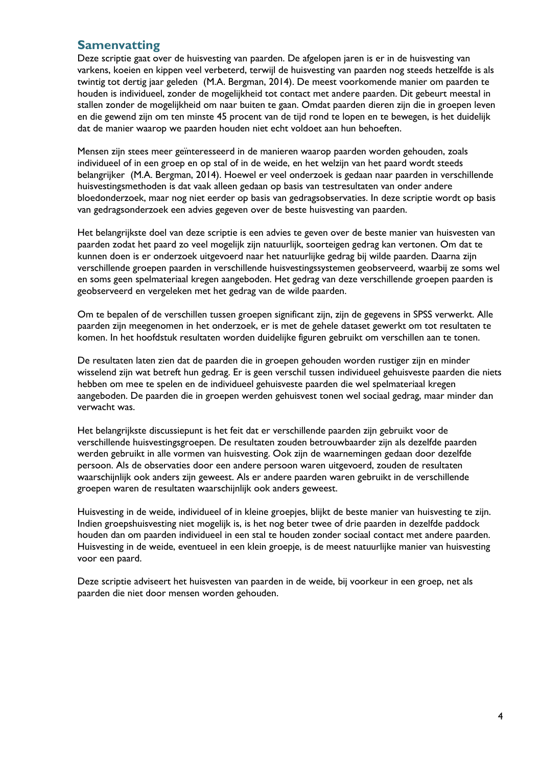## Samenvatting

Deze scriptie gaat over de huisvesting van paarden. De afgelopen jaren is er in de huisvesting van varkens, koeien en kippen veel verbeterd, terwijl de huisvesting van paarden nog steeds hetzelfde is als twintig tot dertig jaar geleden (M.A. Bergman, 2014). De meest voorkomende manier om paarden te houden is individueel, zonder de mogelijkheid tot contact met andere paarden. Dit gebeurt meestal in stallen zonder de mogelijkheid om naar buiten te gaan. Omdat paarden dieren zijn die in groepen leven en die gewend zijn om ten minste 45 procent van de tijd rond te lopen en te bewegen, is het duidelijk dat de manier waarop we paarden houden niet echt voldoet aan hun behoeften.

Mensen zijn stees meer geïnteresseerd in de manieren waarop paarden worden gehouden, zoals individueel of in een groep en op stal of in de weide, en het welzijn van het paard wordt steeds belangrijker (M.A. Bergman, 2014). Hoewel er veel onderzoek is gedaan naar paarden in verschillende huisvestingsmethoden is dat vaak alleen gedaan op basis van testresultaten van onder andere bloedonderzoek, maar nog niet eerder op basis van gedragsobservaties. In deze scriptie wordt op basis van gedragsonderzoek een advies gegeven over de beste huisvesting van paarden.

Het belangrijkste doel van deze scriptie is een advies te geven over de beste manier van huisvesten van paarden zodat het paard zo veel mogelijk zijn natuurlijk, soorteigen gedrag kan vertonen. Om dat te kunnen doen is er onderzoek uitgevoerd naar het natuurlijke gedrag bij wilde paarden. Daarna zijn verschillende groepen paarden in verschillende huisvestingssystemen geobserveerd, waarbij ze soms wel en soms geen spelmateriaal kregen aangeboden. Het gedrag van deze verschillende groepen paarden is geobserveerd en vergeleken met het gedrag van de wilde paarden.

Om te bepalen of de verschillen tussen groepen significant zijn, zijn de gegevens in SPSS verwerkt. Alle paarden zijn meegenomen in het onderzoek, er is met de gehele dataset gewerkt om tot resultaten te komen. In het hoofdstuk resultaten worden duidelijke figuren gebruikt om verschillen aan te tonen.

De resultaten laten zien dat de paarden die in groepen gehouden worden rustiger zijn en minder wisselend zijn wat betreft hun gedrag. Er is geen verschil tussen individueel gehuisveste paarden die niets hebben om mee te spelen en de individueel gehuisveste paarden die wel spelmateriaal kregen aangeboden. De paarden die in groepen werden gehuisvest tonen wel sociaal gedrag, maar minder dan verwacht was.

Het belangrijkste discussiepunt is het feit dat er verschillende paarden zijn gebruikt voor de verschillende huisvestingsgroepen. De resultaten zouden betrouwbaarder zijn als dezelfde paarden werden gebruikt in alle vormen van huisvesting. Ook zijn de waarnemingen gedaan door dezelfde persoon. Als de observaties door een andere persoon waren uitgevoerd, zouden de resultaten waarschijnlijk ook anders zijn geweest. Als er andere paarden waren gebruikt in de verschillende groepen waren de resultaten waarschijnlijk ook anders geweest.

Huisvesting in de weide, individueel of in kleine groepjes, blijkt de beste manier van huisvesting te zijn. Indien groepshuisvesting niet mogelijk is, is het nog beter twee of drie paarden in dezelfde paddock houden dan om paarden individueel in een stal te houden zonder sociaal contact met andere paarden. Huisvesting in de weide, eventueel in een klein groepje, is de meest natuurlijke manier van huisvesting voor een paard.

Deze scriptie adviseert het huisvesten van paarden in de weide, bij voorkeur in een groep, net als paarden die niet door mensen worden gehouden.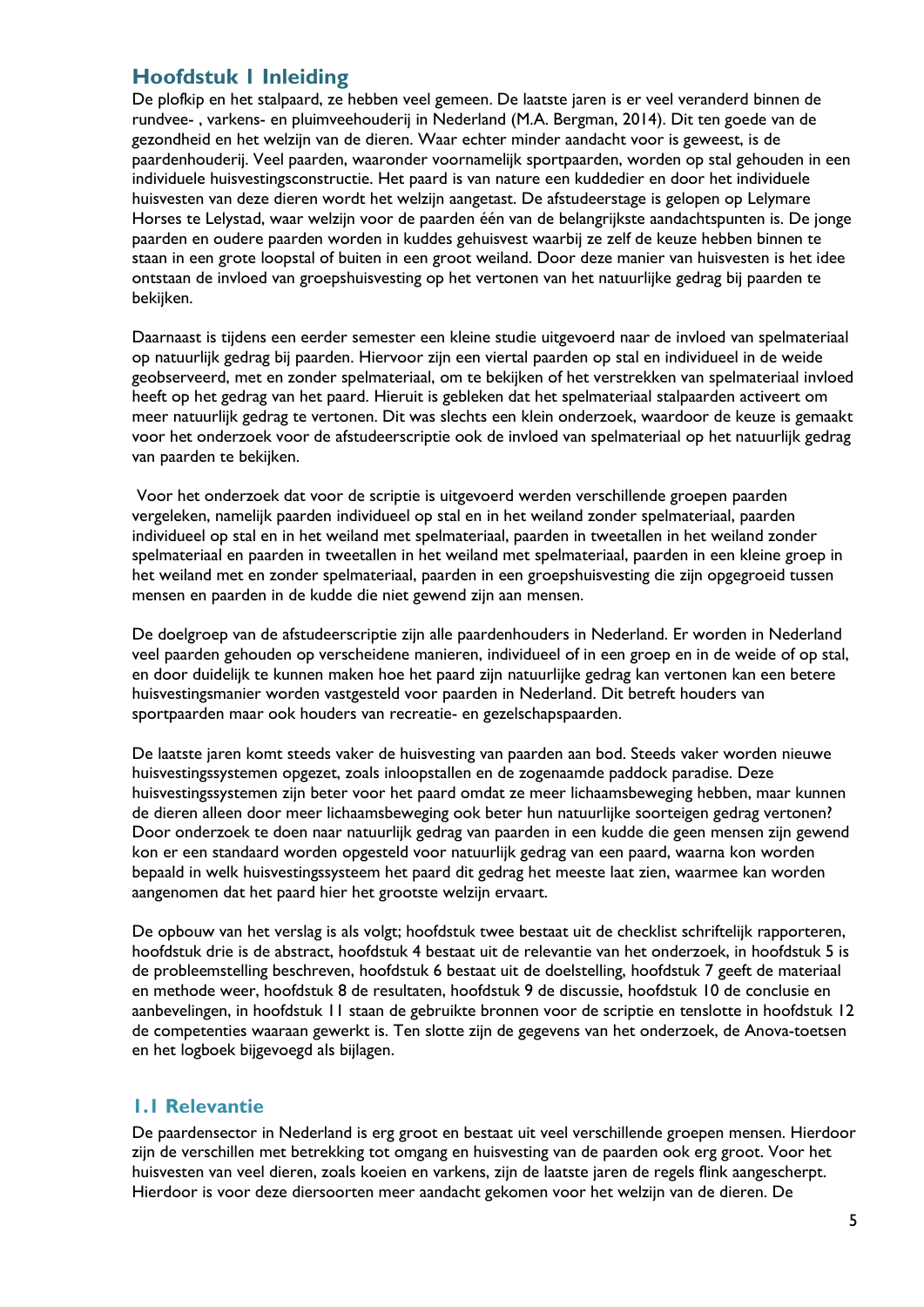# Hoofdstuk 1 Inleiding

De plofkip en het stalpaard, ze hebben veel gemeen. De laatste jaren is er veel veranderd binnen de rundvee- , varkens- en pluimveehouderij in Nederland (M.A. Bergman, 2014). Dit ten goede van de gezondheid en het welzijn van de dieren. Waar echter minder aandacht voor is geweest, is de paardenhouderij. Veel paarden, waaronder voornamelijk sportpaarden, worden op stal gehouden in een individuele huisvestingsconstructie. Het paard is van nature een kuddedier en door het individuele huisvesten van deze dieren wordt het welzijn aangetast. De afstudeerstage is gelopen op Lelymare Horses te Lelystad, waar welzijn voor de paarden één van de belangrijkste aandachtspunten is. De jonge paarden en oudere paarden worden in kuddes gehuisvest waarbij ze zelf de keuze hebben binnen te staan in een grote loopstal of buiten in een groot weiland. Door deze manier van huisvesten is het idee ontstaan de invloed van groepshuisvesting op het vertonen van het natuurlijke gedrag bij paarden te bekijken.

Daarnaast is tijdens een eerder semester een kleine studie uitgevoerd naar de invloed van spelmateriaal op natuurlijk gedrag bij paarden. Hiervoor zijn een viertal paarden op stal en individueel in de weide geobserveerd, met en zonder spelmateriaal, om te bekijken of het verstrekken van spelmateriaal invloed heeft op het gedrag van het paard. Hieruit is gebleken dat het spelmateriaal stalpaarden activeert om meer natuurlijk gedrag te vertonen. Dit was slechts een klein onderzoek, waardoor de keuze is gemaakt voor het onderzoek voor de afstudeerscriptie ook de invloed van spelmateriaal op het natuurlijk gedrag van paarden te bekijken.

Voor het onderzoek dat voor de scriptie is uitgevoerd werden verschillende groepen paarden vergeleken, namelijk paarden individueel op stal en in het weiland zonder spelmateriaal, paarden individueel op stal en in het weiland met spelmateriaal, paarden in tweetallen in het weiland zonder spelmateriaal en paarden in tweetallen in het weiland met spelmateriaal, paarden in een kleine groep in het weiland met en zonder spelmateriaal, paarden in een groepshuisvesting die zijn opgegroeid tussen mensen en paarden in de kudde die niet gewend zijn aan mensen.

De doelgroep van de afstudeerscriptie zijn alle paardenhouders in Nederland. Er worden in Nederland veel paarden gehouden op verscheidene manieren, individueel of in een groep en in de weide of op stal, en door duidelijk te kunnen maken hoe het paard zijn natuurlijke gedrag kan vertonen kan een betere huisvestingsmanier worden vastgesteld voor paarden in Nederland. Dit betreft houders van sportpaarden maar ook houders van recreatie- en gezelschapspaarden.

De laatste jaren komt steeds vaker de huisvesting van paarden aan bod. Steeds vaker worden nieuwe huisvestingssystemen opgezet, zoals inloopstallen en de zogenaamde paddock paradise. Deze huisvestingssystemen zijn beter voor het paard omdat ze meer lichaamsbeweging hebben, maar kunnen de dieren alleen door meer lichaamsbeweging ook beter hun natuurlijke soorteigen gedrag vertonen? Door onderzoek te doen naar natuurlijk gedrag van paarden in een kudde die geen mensen zijn gewend kon er een standaard worden opgesteld voor natuurlijk gedrag van een paard, waarna kon worden bepaald in welk huisvestingssysteem het paard dit gedrag het meeste laat zien, waarmee kan worden aangenomen dat het paard hier het grootste welzijn ervaart.

De opbouw van het verslag is als volgt; hoofdstuk twee bestaat uit de checklist schriftelijk rapporteren, hoofdstuk drie is de abstract, hoofdstuk 4 bestaat uit de relevantie van het onderzoek, in hoofdstuk 5 is de probleemstelling beschreven, hoofdstuk 6 bestaat uit de doelstelling, hoofdstuk 7 geeft de materiaal en methode weer, hoofdstuk 8 de resultaten, hoofdstuk 9 de discussie, hoofdstuk 10 de conclusie en aanbevelingen, in hoofdstuk 11 staan de gebruikte bronnen voor de scriptie en tenslotte in hoofdstuk 12 de competenties waaraan gewerkt is. Ten slotte zijn de gegevens van het onderzoek, de Anova-toetsen en het logboek bijgevoegd als bijlagen.

## 1.1 Relevantie

De paardensector in Nederland is erg groot en bestaat uit veel verschillende groepen mensen. Hierdoor zijn de verschillen met betrekking tot omgang en huisvesting van de paarden ook erg groot. Voor het huisvesten van veel dieren, zoals koeien en varkens, zijn de laatste jaren de regels flink aangescherpt. Hierdoor is voor deze diersoorten meer aandacht gekomen voor het welzijn van de dieren. De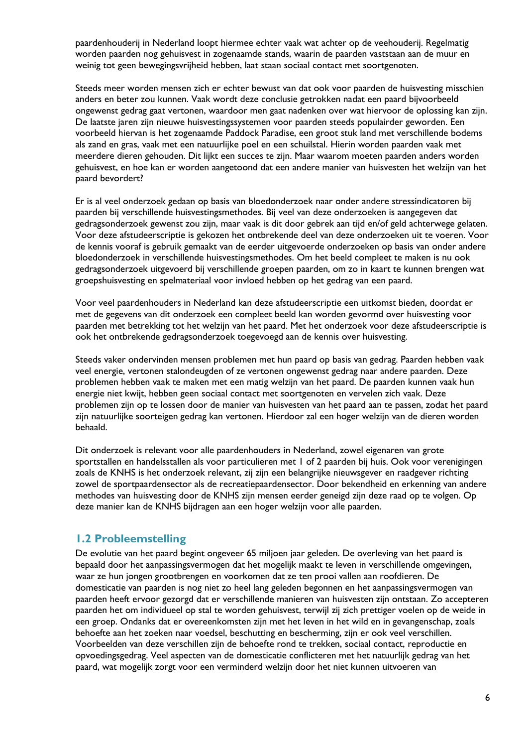paardenhouderij in Nederland loopt hiermee echter vaak wat achter op de veehouderij. Regelmatig worden paarden nog gehuisvest in zogenaamde stands, waarin de paarden vaststaan aan de muur en weinig tot geen bewegingsvrijheid hebben, laat staan sociaal contact met soortgenoten.

Steeds meer worden mensen zich er echter bewust van dat ook voor paarden de huisvesting misschien anders en beter zou kunnen. Vaak wordt deze conclusie getrokken nadat een paard bijvoorbeeld ongewenst gedrag gaat vertonen, waardoor men gaat nadenken over wat hiervoor de oplossing kan zijn. De laatste jaren zijn nieuwe huisvestingssystemen voor paarden steeds populairder geworden. Een voorbeeld hiervan is het zogenaamde Paddock Paradise, een groot stuk land met verschillende bodems als zand en gras, vaak met een natuurlijke poel en een schuilstal. Hierin worden paarden vaak met meerdere dieren gehouden. Dit lijkt een succes te zijn. Maar waarom moeten paarden anders worden gehuisvest, en hoe kan er worden aangetoond dat een andere manier van huisvesten het welzijn van het paard bevordert?

Er is al veel onderzoek gedaan op basis van bloedonderzoek naar onder andere stressindicatoren bij paarden bij verschillende huisvestingsmethodes. Bij veel van deze onderzoeken is aangegeven dat gedragsonderzoek gewenst zou zijn, maar vaak is dit door gebrek aan tijd en/of geld achterwege gelaten. Voor deze afstudeerscriptie is gekozen het ontbrekende deel van deze onderzoeken uit te voeren. Voor de kennis vooraf is gebruik gemaakt van de eerder uitgevoerde onderzoeken op basis van onder andere bloedonderzoek in verschillende huisvestingsmethodes. Om het beeld compleet te maken is nu ook gedragsonderzoek uitgevoerd bij verschillende groepen paarden, om zo in kaart te kunnen brengen wat groepshuisvesting en spelmateriaal voor invloed hebben op het gedrag van een paard.

Voor veel paardenhouders in Nederland kan deze afstudeerscriptie een uitkomst bieden, doordat er met de gegevens van dit onderzoek een compleet beeld kan worden gevormd over huisvesting voor paarden met betrekking tot het welzijn van het paard. Met het onderzoek voor deze afstudeerscriptie is ook het ontbrekende gedragsonderzoek toegevoegd aan de kennis over huisvesting.

Steeds vaker ondervinden mensen problemen met hun paard op basis van gedrag. Paarden hebben vaak veel energie, vertonen stalondeugden of ze vertonen ongewenst gedrag naar andere paarden. Deze problemen hebben vaak te maken met een matig welzijn van het paard. De paarden kunnen vaak hun energie niet kwijt, hebben geen sociaal contact met soortgenoten en vervelen zich vaak. Deze problemen zijn op te lossen door de manier van huisvesten van het paard aan te passen, zodat het paard zijn natuurlijke soorteigen gedrag kan vertonen. Hierdoor zal een hoger welzijn van de dieren worden behaald.

Dit onderzoek is relevant voor alle paardenhouders in Nederland, zowel eigenaren van grote sportstallen en handelsstallen als voor particulieren met 1 of 2 paarden bij huis. Ook voor verenigingen zoals de KNHS is het onderzoek relevant, zij zijn een belangrijke nieuwsgever en raadgever richting zowel de sportpaardensector als de recreatiepaardensector. Door bekendheid en erkenning van andere methodes van huisvesting door de KNHS zijn mensen eerder geneigd zijn deze raad op te volgen. Op deze manier kan de KNHS bijdragen aan een hoger welzijn voor alle paarden.

## 1.2 Probleemstelling

De evolutie van het paard begint ongeveer 65 miljoen jaar geleden. De overleving van het paard is bepaald door het aanpassingsvermogen dat het mogelijk maakt te leven in verschillende omgevingen, waar ze hun jongen grootbrengen en voorkomen dat ze ten prooi vallen aan roofdieren. De domesticatie van paarden is nog niet zo heel lang geleden begonnen en het aanpassingsvermogen van paarden heeft ervoor gezorgd dat er verschillende manieren van huisvesten zijn ontstaan. Zo accepteren paarden het om individueel op stal te worden gehuisvest, terwijl zij zich prettiger voelen op de weide in een groep. Ondanks dat er overeenkomsten zijn met het leven in het wild en in gevangenschap, zoals behoefte aan het zoeken naar voedsel, beschutting en bescherming, zijn er ook veel verschillen. Voorbeelden van deze verschillen zijn de behoefte rond te trekken, sociaal contact, reproductie en opvoedingsgedrag. Veel aspecten van de domesticatie conflicteren met het natuurlijk gedrag van het paard, wat mogelijk zorgt voor een verminderd welzijn door het niet kunnen uitvoeren van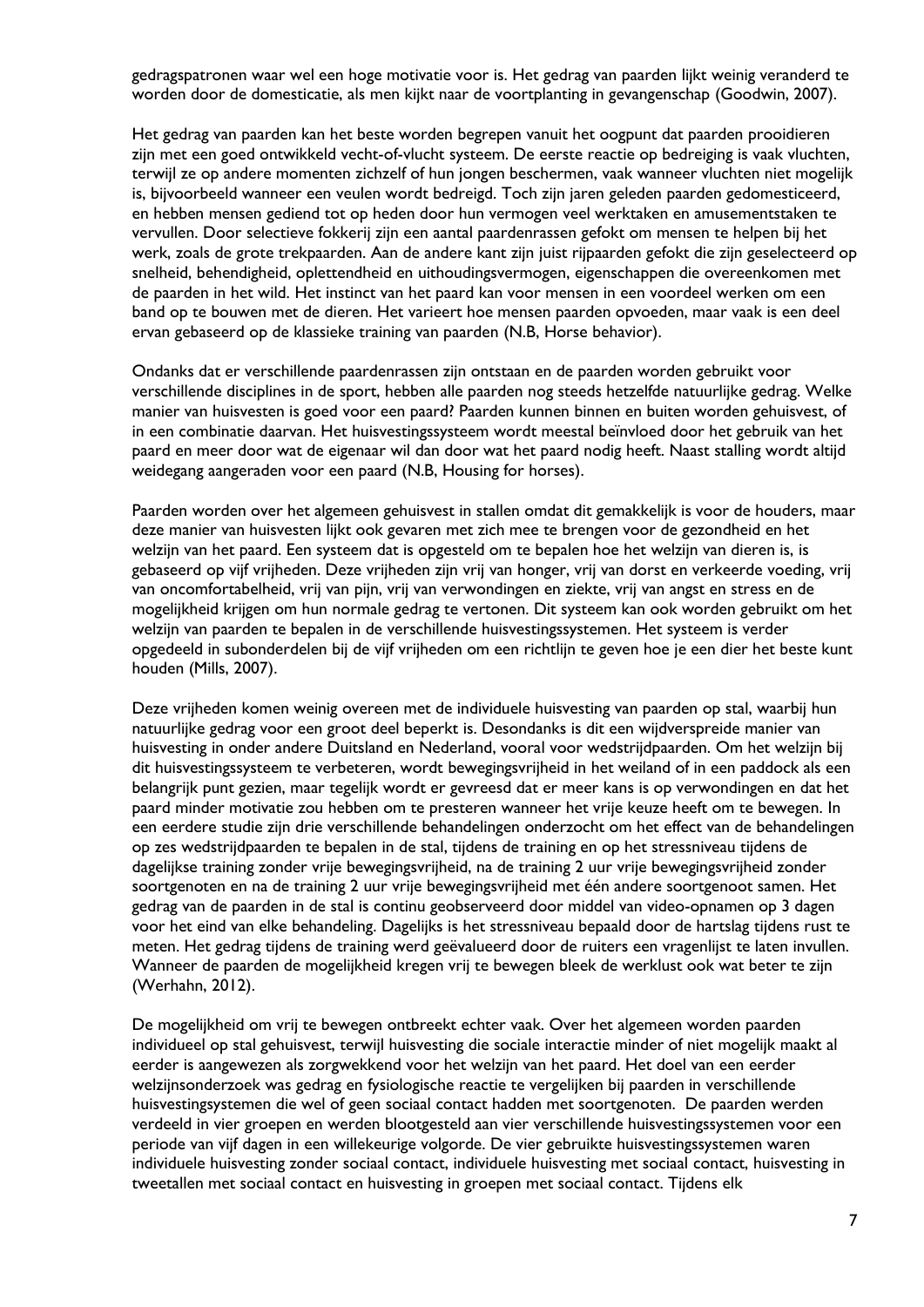gedragspatronen waar wel een hoge motivatie voor is. Het gedrag van paarden lijkt weinig veranderd te worden door de domesticatie, als men kijkt naar de voortplanting in gevangenschap (Goodwin, 2007).

Het gedrag van paarden kan het beste worden begrepen vanuit het oogpunt dat paarden prooidieren zijn met een goed ontwikkeld vecht-of-vlucht systeem. De eerste reactie op bedreiging is vaak vluchten, terwijl ze op andere momenten zichzelf of hun jongen beschermen, vaak wanneer vluchten niet mogelijk is, bijvoorbeeld wanneer een veulen wordt bedreigd. Toch zijn jaren geleden paarden gedomesticeerd, en hebben mensen gediend tot op heden door hun vermogen veel werktaken en amusementstaken te vervullen. Door selectieve fokkerij zijn een aantal paardenrassen gefokt om mensen te helpen bij het werk, zoals de grote trekpaarden. Aan de andere kant zijn juist rijpaarden gefokt die zijn geselecteerd op snelheid, behendigheid, oplettendheid en uithoudingsvermogen, eigenschappen die overeenkomen met de paarden in het wild. Het instinct van het paard kan voor mensen in een voordeel werken om een band op te bouwen met de dieren. Het varieert hoe mensen paarden opvoeden, maar vaak is een deel ervan gebaseerd op de klassieke training van paarden (N.B, Horse behavior).

Ondanks dat er verschillende paardenrassen zijn ontstaan en de paarden worden gebruikt voor verschillende disciplines in de sport, hebben alle paarden nog steeds hetzelfde natuurlijke gedrag. Welke manier van huisvesten is goed voor een paard? Paarden kunnen binnen en buiten worden gehuisvest, of in een combinatie daarvan. Het huisvestingssysteem wordt meestal beïnvloed door het gebruik van het paard en meer door wat de eigenaar wil dan door wat het paard nodig heeft. Naast stalling wordt altijd weidegang aangeraden voor een paard (N.B, Housing for horses).

Paarden worden over het algemeen gehuisvest in stallen omdat dit gemakkelijk is voor de houders, maar deze manier van huisvesten lijkt ook gevaren met zich mee te brengen voor de gezondheid en het welzijn van het paard. Een systeem dat is opgesteld om te bepalen hoe het welzijn van dieren is, is gebaseerd op vijf vrijheden. Deze vrijheden zijn vrij van honger, vrij van dorst en verkeerde voeding, vrij van oncomfortabelheid, vrij van pijn, vrij van verwondingen en ziekte, vrij van angst en stress en de mogelijkheid krijgen om hun normale gedrag te vertonen. Dit systeem kan ook worden gebruikt om het welzijn van paarden te bepalen in de verschillende huisvestingssystemen. Het systeem is verder opgedeeld in subonderdelen bij de vijf vrijheden om een richtlijn te geven hoe je een dier het beste kunt houden (Mills, 2007).

Deze vrijheden komen weinig overeen met de individuele huisvesting van paarden op stal, waarbij hun natuurlijke gedrag voor een groot deel beperkt is. Desondanks is dit een wijdverspreide manier van huisvesting in onder andere Duitsland en Nederland, vooral voor wedstrijdpaarden. Om het welzijn bij dit huisvestingssysteem te verbeteren, wordt bewegingsvrijheid in het weiland of in een paddock als een belangrijk punt gezien, maar tegelijk wordt er gevreesd dat er meer kans is op verwondingen en dat het paard minder motivatie zou hebben om te presteren wanneer het vrije keuze heeft om te bewegen. In een eerdere studie zijn drie verschillende behandelingen onderzocht om het effect van de behandelingen op zes wedstrijdpaarden te bepalen in de stal, tijdens de training en op het stressniveau tijdens de dagelijkse training zonder vrije bewegingsvrijheid, na de training 2 uur vrije bewegingsvrijheid zonder soortgenoten en na de training 2 uur vrije bewegingsvrijheid met één andere soortgenoot samen. Het gedrag van de paarden in de stal is continu geobserveerd door middel van video-opnamen op 3 dagen voor het eind van elke behandeling. Dagelijks is het stressniveau bepaald door de hartslag tijdens rust te meten. Het gedrag tijdens de training werd geëvalueerd door de ruiters een vragenlijst te laten invullen. Wanneer de paarden de mogelijkheid kregen vrij te bewegen bleek de werklust ook wat beter te zijn (Werhahn, 2012).

De mogelijkheid om vrij te bewegen ontbreekt echter vaak. Over het algemeen worden paarden individueel op stal gehuisvest, terwijl huisvesting die sociale interactie minder of niet mogelijk maakt al eerder is aangewezen als zorgwekkend voor het welzijn van het paard. Het doel van een eerder welzijnsonderzoek was gedrag en fysiologische reactie te vergelijken bij paarden in verschillende huisvestingsystemen die wel of geen sociaal contact hadden met soortgenoten. De paarden werden verdeeld in vier groepen en werden blootgesteld aan vier verschillende huisvestingssystemen voor een periode van vijf dagen in een willekeurige volgorde. De vier gebruikte huisvestingssystemen waren individuele huisvesting zonder sociaal contact, individuele huisvesting met sociaal contact, huisvesting in tweetallen met sociaal contact en huisvesting in groepen met sociaal contact. Tijdens elk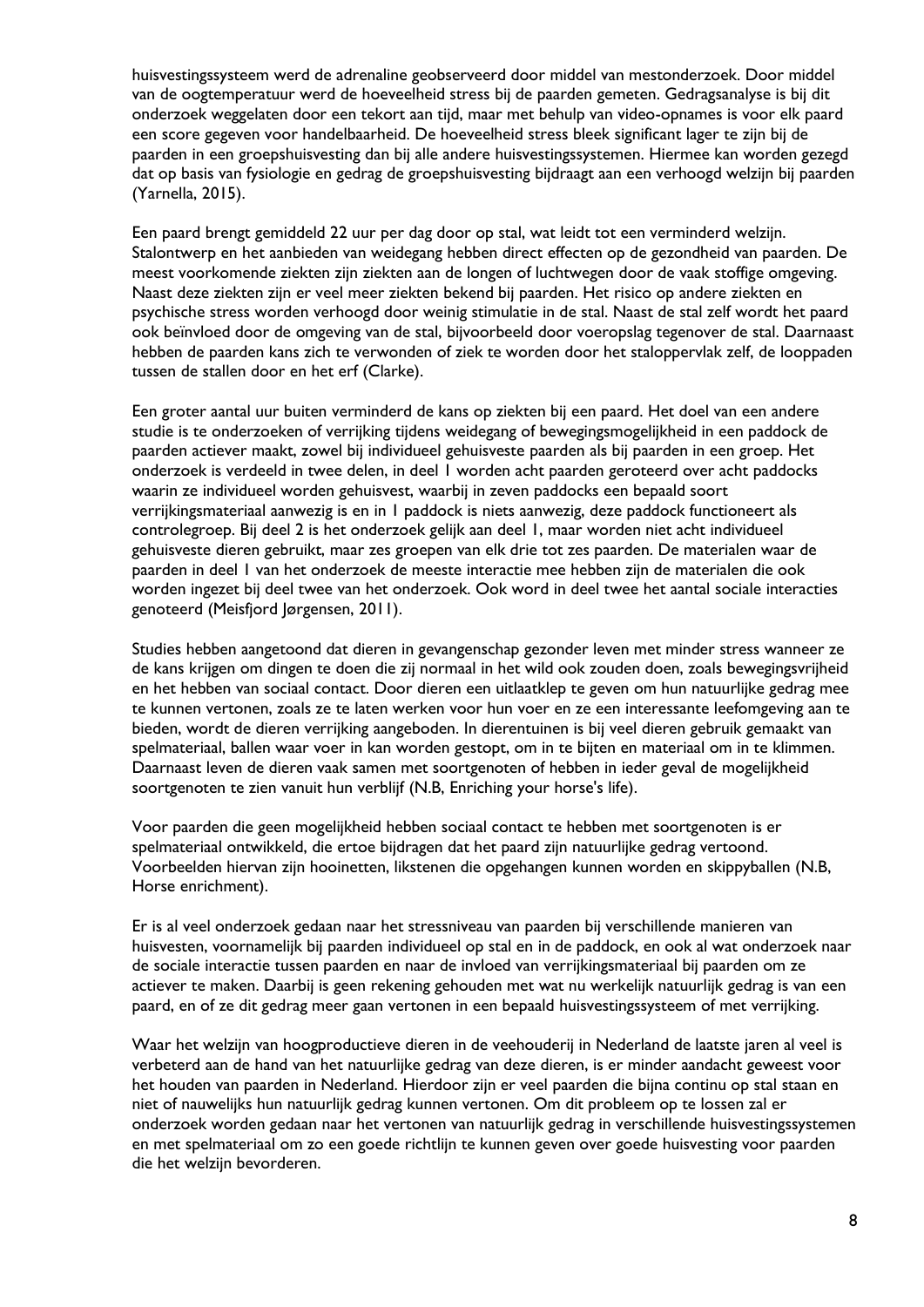huisvestingssysteem werd de adrenaline geobserveerd door middel van mestonderzoek. Door middel van de oogtemperatuur werd de hoeveelheid stress bij de paarden gemeten. Gedragsanalyse is bij dit onderzoek weggelaten door een tekort aan tijd, maar met behulp van video-opnames is voor elk paard een score gegeven voor handelbaarheid. De hoeveelheid stress bleek significant lager te zijn bij de paarden in een groepshuisvesting dan bij alle andere huisvestingssystemen. Hiermee kan worden gezegd dat op basis van fysiologie en gedrag de groepshuisvesting bijdraagt aan een verhoogd welzijn bij paarden (Yarnella, 2015).

Een paard brengt gemiddeld 22 uur per dag door op stal, wat leidt tot een verminderd welzijn. Stalontwerp en het aanbieden van weidegang hebben direct effecten op de gezondheid van paarden. De meest voorkomende ziekten zijn ziekten aan de longen of luchtwegen door de vaak stoffige omgeving. Naast deze ziekten zijn er veel meer ziekten bekend bij paarden. Het risico op andere ziekten en psychische stress worden verhoogd door weinig stimulatie in de stal. Naast de stal zelf wordt het paard ook beïnvloed door de omgeving van de stal, bijvoorbeeld door voeropslag tegenover de stal. Daarnaast hebben de paarden kans zich te verwonden of ziek te worden door het staloppervlak zelf, de looppaden tussen de stallen door en het erf (Clarke).

Een groter aantal uur buiten verminderd de kans op ziekten bij een paard. Het doel van een andere studie is te onderzoeken of verrijking tijdens weidegang of bewegingsmogelijkheid in een paddock de paarden actiever maakt, zowel bij individueel gehuisveste paarden als bij paarden in een groep. Het onderzoek is verdeeld in twee delen, in deel 1 worden acht paarden geroteerd over acht paddocks waarin ze individueel worden gehuisvest, waarbij in zeven paddocks een bepaald soort verrijkingsmateriaal aanwezig is en in 1 paddock is niets aanwezig, deze paddock functioneert als controlegroep. Bij deel 2 is het onderzoek gelijk aan deel 1, maar worden niet acht individueel gehuisveste dieren gebruikt, maar zes groepen van elk drie tot zes paarden. De materialen waar de paarden in deel 1 van het onderzoek de meeste interactie mee hebben zijn de materialen die ook worden ingezet bij deel twee van het onderzoek. Ook word in deel twee het aantal sociale interacties genoteerd (Meisfjord Jørgensen, 2011).

Studies hebben aangetoond dat dieren in gevangenschap gezonder leven met minder stress wanneer ze de kans krijgen om dingen te doen die zij normaal in het wild ook zouden doen, zoals bewegingsvrijheid en het hebben van sociaal contact. Door dieren een uitlaatklep te geven om hun natuurlijke gedrag mee te kunnen vertonen, zoals ze te laten werken voor hun voer en ze een interessante leefomgeving aan te bieden, wordt de dieren verrijking aangeboden. In dierentuinen is bij veel dieren gebruik gemaakt van spelmateriaal, ballen waar voer in kan worden gestopt, om in te bijten en materiaal om in te klimmen. Daarnaast leven de dieren vaak samen met soortgenoten of hebben in ieder geval de mogelijkheid soortgenoten te zien vanuit hun verblijf (N.B, Enriching your horse's life).

Voor paarden die geen mogelijkheid hebben sociaal contact te hebben met soortgenoten is er spelmateriaal ontwikkeld, die ertoe bijdragen dat het paard zijn natuurlijke gedrag vertoond. Voorbeelden hiervan zijn hooinetten, likstenen die opgehangen kunnen worden en skippyballen (N.B, Horse enrichment).

Er is al veel onderzoek gedaan naar het stressniveau van paarden bij verschillende manieren van huisvesten, voornamelijk bij paarden individueel op stal en in de paddock, en ook al wat onderzoek naar de sociale interactie tussen paarden en naar de invloed van verrijkingsmateriaal bij paarden om ze actiever te maken. Daarbij is geen rekening gehouden met wat nu werkelijk natuurlijk gedrag is van een paard, en of ze dit gedrag meer gaan vertonen in een bepaald huisvestingssysteem of met verrijking.

Waar het welzijn van hoogproductieve dieren in de veehouderij in Nederland de laatste jaren al veel is verbeterd aan de hand van het natuurlijke gedrag van deze dieren, is er minder aandacht geweest voor het houden van paarden in Nederland. Hierdoor zijn er veel paarden die bijna continu op stal staan en niet of nauwelijks hun natuurlijk gedrag kunnen vertonen. Om dit probleem op te lossen zal er onderzoek worden gedaan naar het vertonen van natuurlijk gedrag in verschillende huisvestingssystemen en met spelmateriaal om zo een goede richtlijn te kunnen geven over goede huisvesting voor paarden die het welzijn bevorderen.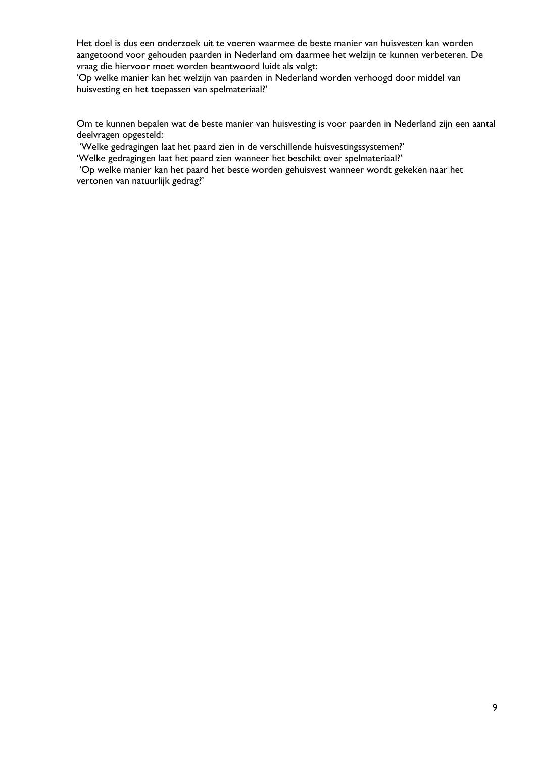Het doel is dus een onderzoek uit te voeren waarmee de beste manier van huisvesten kan worden aangetoond voor gehouden paarden in Nederland om daarmee het welzijn te kunnen verbeteren. De vraag die hiervoor moet worden beantwoord luidt als volgt:
'Op welke manier kan het welzijn van paarden in Nederland worden verhoogd door middel van huisvesting en het toepassen van spelmateriaal?'

Om te kunnen bepalen wat de beste manier van huisvesting is voor paarden in Nederland zijn een aantal deelvragen opgesteld:
'Welke gedragingen laat het paard zien in de verschillende huisvestingssystemen?'
'Welke gedragingen laat het paard zien wanneer het beschikt over spelmateriaal?'
'Op welke manier kan het paard het beste worden gehuisvest wanneer wordt gekeken naar het vertonen van natuurlijk gedrag?'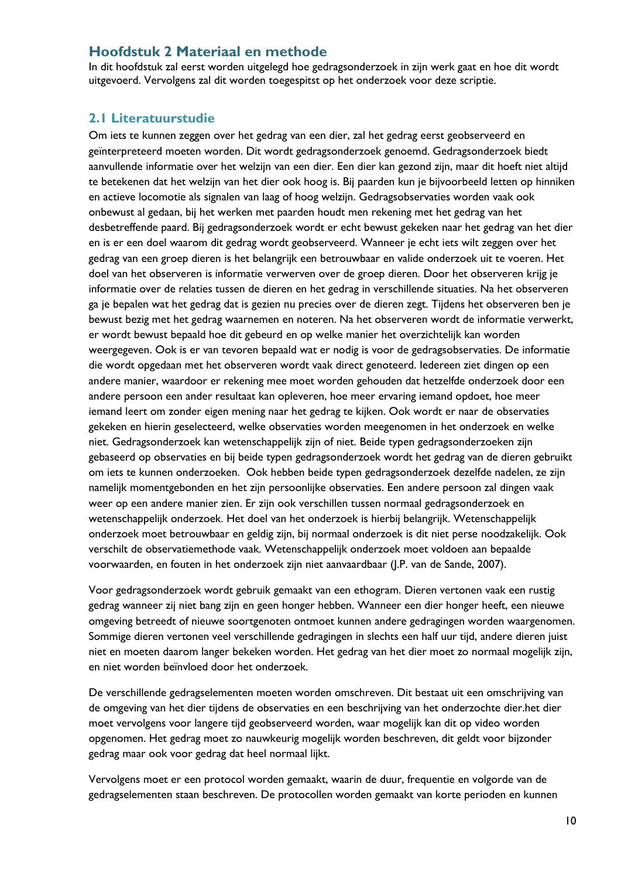# Hoofdstuk 2 Materiaal en methode

In dit hoofdstuk zal eerst worden uitgelegd hoe gedragsonderzoek in zijn werk gaat en hoe dit wordt uitgevoerd. Vervolgens zal dit worden toegespitst op het onderzoek voor deze scriptie.

## 2.1 Literatuurstudie

Om iets te kunnen zeggen over het gedrag van een dier, zal het gedrag eerst geobserveerd en geïnterpreteerd moeten worden. Dit wordt gedragsonderzoek genoemd. Gedragsonderzoek biedt aanvullende informatie over het welzijn van een dier. Een dier kan gezond zijn, maar dit hoeft niet altijd te betekenen dat het welzijn van het dier ook hoog is. Bij paarden kun je bijvoorbeeld letten op hinniken en actieve locomotie als signalen van laag of hoog welzijn. Gedragsobservaties worden vaak ook onbewust al gedaan, bij het werken met paarden houdt men rekening met het gedrag van het desbetreffende paard. Bij gedragsonderzoek wordt er echt bewust gekeken naar het gedrag van het dier en is er een doel waarom dit gedrag wordt geobserveerd. Wanneer je echt iets wilt zeggen over het gedrag van een groep dieren is het belangrijk een betrouwbaar en valide onderzoek uit te voeren. Het doel van het observeren is informatie verwerven over de groep dieren. Door het observeren krijg je informatie over de relaties tussen de dieren en het gedrag in verschillende situaties. Na het observeren ga je bepalen wat het gedrag dat is gezien nu precies over de dieren zegt. Tijdens het observeren ben je bewust bezig met het gedrag waarnemen en noteren. Na het observeren wordt de informatie verwerkt, er wordt bewust bepaald hoe dit gebeurd en op welke manier het overzichtelijk kan worden weergegeven. Ook is er van tevoren bepaald wat er nodig is voor de gedragsobservaties. De informatie die wordt opgedaan met het observeren wordt vaak direct genoteerd. Iedereen ziet dingen op een andere manier, waardoor er rekening mee moet worden gehouden dat hetzelfde onderzoek door een andere persoon een ander resultaat kan opleveren, hoe meer ervaring iemand opdoet, hoe meer iemand leert om zonder eigen mening naar het gedrag te kijken. Ook wordt er naar de observaties gekeken en hierin geselecteerd, welke observaties worden meegenomen in het onderzoek en welke niet. Gedragsonderzoek kan wetenschappelijk zijn of niet. Beide typen gedragsonderzoeken zijn gebaseerd op observaties en bij beide typen gedragsonderzoek wordt het gedrag van de dieren gebruikt om iets te kunnen onderzoeken. Ook hebben beide typen gedragsonderzoek dezelfde nadelen, ze zijn namelijk momentgebonden en het zijn persoonlijke observaties. Een andere persoon zal dingen vaak weer op een andere manier zien. Er zijn ook verschillen tussen normaal gedragsonderzoek en wetenschappelijk onderzoek. Het doel van het onderzoek is hierbij belangrijk. Wetenschappelijk onderzoek moet betrouwbaar en geldig zijn, bij normaal onderzoek is dit niet perse noodzakelijk. Ook verschilt de observatiemethode vaak. Wetenschappelijk onderzoek moet voldoen aan bepaalde voorwaarden, en fouten in het onderzoek zijn niet aanvaardbaar (J.P. van de Sande, 2007).

Voor gedragsonderzoek wordt gebruik gemaakt van een ethogram. Dieren vertonen vaak een rustig gedrag wanneer zij niet bang zijn en geen honger hebben. Wanneer een dier honger heeft, een nieuwe omgeving betreedt of nieuwe soortgenoten ontmoet kunnen andere gedragingen worden waargenomen. Sommige dieren vertonen veel verschillende gedragingen in slechts een half uur tijd, andere dieren juist niet en moeten daarom langer bekeken worden. Het gedrag van het dier moet zo normaal mogelijk zijn, en niet worden beïnvloed door het onderzoek.

De verschillende gedragselementen moeten worden omschreven. Dit bestaat uit een omschrijving van de omgeving van het dier tijdens de observaties en een beschrijving van het onderzochte dier.het dier moet vervolgens voor langere tijd geobserveerd worden, waar mogelijk kan dit op video worden opgenomen. Het gedrag moet zo nauwkeurig mogelijk worden beschreven, dit geldt voor bijzonder gedrag maar ook voor gedrag dat heel normaal lijkt.

Vervolgens moet er een protocol worden gemaakt, waarin de duur, frequentie en volgorde van de gedragselementen staan beschreven. De protocollen worden gemaakt van korte perioden en kunnen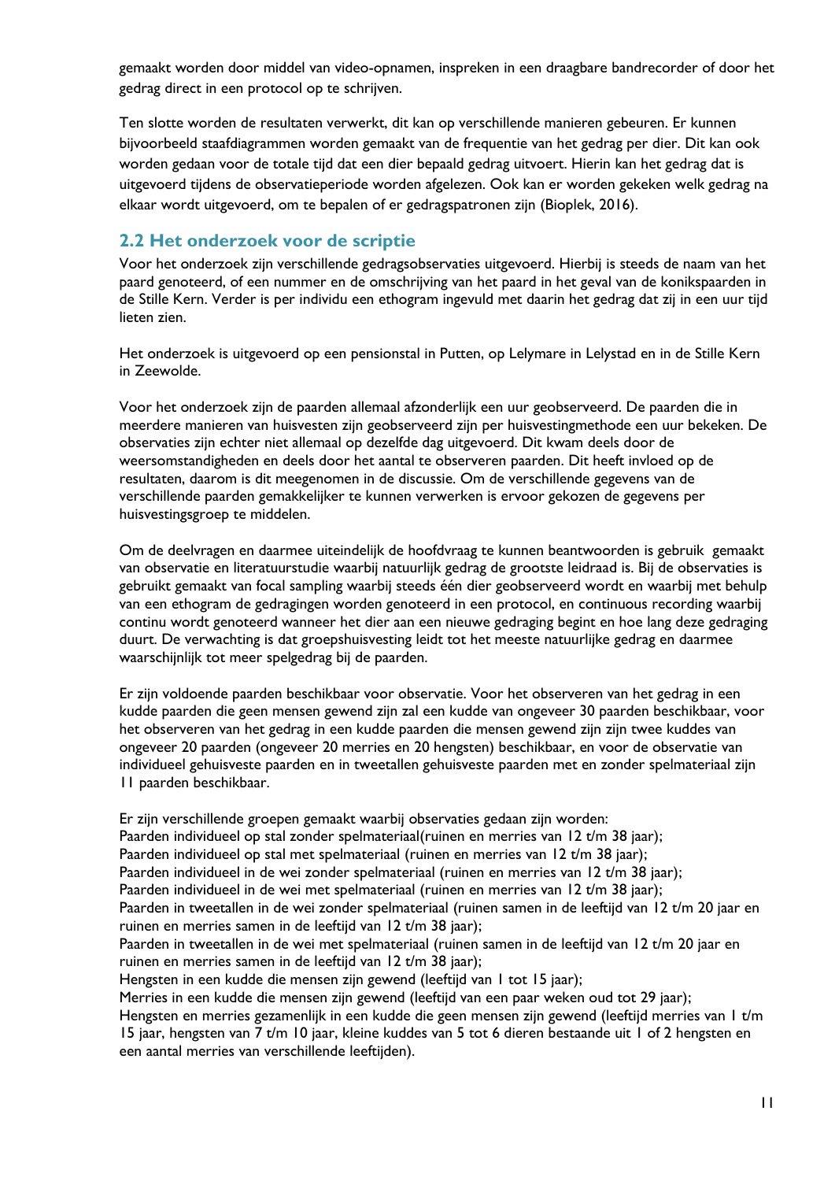gemaakt worden door middel van video-opnamen, inspreken in een draagbare bandrecorder of door het gedrag direct in een protocol op te schrijven.

Ten slotte worden de resultaten verwerkt, dit kan op verschillende manieren gebeuren. Er kunnen bijvoorbeeld staafdiagrammen worden gemaakt van de frequentie van het gedrag per dier. Dit kan ook worden gedaan voor de totale tijd dat een dier bepaald gedrag uitvoert. Hierin kan het gedrag dat is uitgevoerd tijdens de observatieperiode worden afgelezen. Ook kan er worden gekeken welk gedrag na elkaar wordt uitgevoerd, om te bepalen of er gedragspatronen zijn (Bioplek, 2016).

## 2.2 Het onderzoek voor de scriptie

Voor het onderzoek zijn verschillende gedragsobservaties uitgevoerd. Hierbij is steeds de naam van het paard genoteerd, of een nummer en de omschrijving van het paard in het geval van de konikspaarden in de Stille Kern. Verder is per individu een ethogram ingevuld met daarin het gedrag dat zij in een uur tijd lieten zien.

Het onderzoek is uitgevoerd op een pensionstal in Putten, op Lelymare in Lelystad en in de Stille Kern in Zeewolde.

Voor het onderzoek zijn de paarden allemaal afzonderlijk een uur geobserveerd. De paarden die in meerdere manieren van huisvesten zijn geobserveerd zijn per huisvestingmethode een uur bekeken. De observaties zijn echter niet allemaal op dezelfde dag uitgevoerd. Dit kwam deels door de weersomstandigheden en deels door het aantal te observeren paarden. Dit heeft invloed op de resultaten, daarom is dit meegenomen in de discussie. Om de verschillende gegevens van de verschillende paarden gemakkelijker te kunnen verwerken is ervoor gekozen de gegevens per huisvestingsgroep te middelen.

Om de deelvragen en daarmee uiteindelijk de hoofdvraag te kunnen beantwoorden is gebruik gemaakt van observatie en literatuurstudie waarbij natuurlijk gedrag de grootste leidraad is. Bij de observaties is gebruikt gemaakt van focal sampling waarbij steeds één dier geobserveerd wordt en waarbij met behulp van een ethogram de gedragingen worden genoteerd in een protocol, en continuous recording waarbij continu wordt genoteerd wanneer het dier aan een nieuwe gedraging begint en hoe lang deze gedraging duurt. De verwachting is dat groepshuisvesting leidt tot het meeste natuurlijke gedrag en daarmee waarschijnlijk tot meer spelgedrag bij de paarden.

Er zijn voldoende paarden beschikbaar voor observatie. Voor het observeren van het gedrag in een kudde paarden die geen mensen gewend zijn zal een kudde van ongeveer 30 paarden beschikbaar, voor het observeren van het gedrag in een kudde paarden die mensen gewend zijn zijn twee kuddes van ongeveer 20 paarden (ongeveer 20 merries en 20 hengsten) beschikbaar, en voor de observatie van individueel gehuisveste paarden en in tweetallen gehuisveste paarden met en zonder spelmateriaal zijn 11 paarden beschikbaar.

Er zijn verschillende groepen gemaakt waarbij observaties gedaan zijn worden:
Paarden individueel op stal zonder spelmateriaal(ruinen en merries van 12 t/m 38 jaar);
Paarden individueel op stal met spelmateriaal (ruinen en merries van 12 t/m 38 jaar);
Paarden individueel in de wei zonder spelmateriaal (ruinen en merries van 12 t/m 38 jaar);
Paarden individueel in de wei met spelmateriaal (ruinen en merries van 12 t/m 38 jaar);
Paarden in tweetallen in de wei zonder spelmateriaal (ruinen samen in de leeftijd van 12 t/m 20 jaar en ruinen en merries samen in de leeftijd van 12 t/m 38 jaar);
Paarden in tweetallen in de wei met spelmateriaal (ruinen samen in de leeftijd van 12 t/m 20 jaar en ruinen en merries samen in de leeftijd van 12 t/m 38 jaar);
Hengsten in een kudde die mensen zijn gewend (leeftijd van 1 tot 15 jaar);
Merries in een kudde die mensen zijn gewend (leeftijd van een paar weken oud tot 29 jaar);
Hengsten en merries gezamenlijk in een kudde die geen mensen zijn gewend (leeftijd merries van 1 t/m 15 jaar, hengsten van 7 t/m 10 jaar, kleine kuddes van 5 tot 6 dieren bestaande uit 1 of 2 hengsten en een aantal merries van verschillende leeftijden).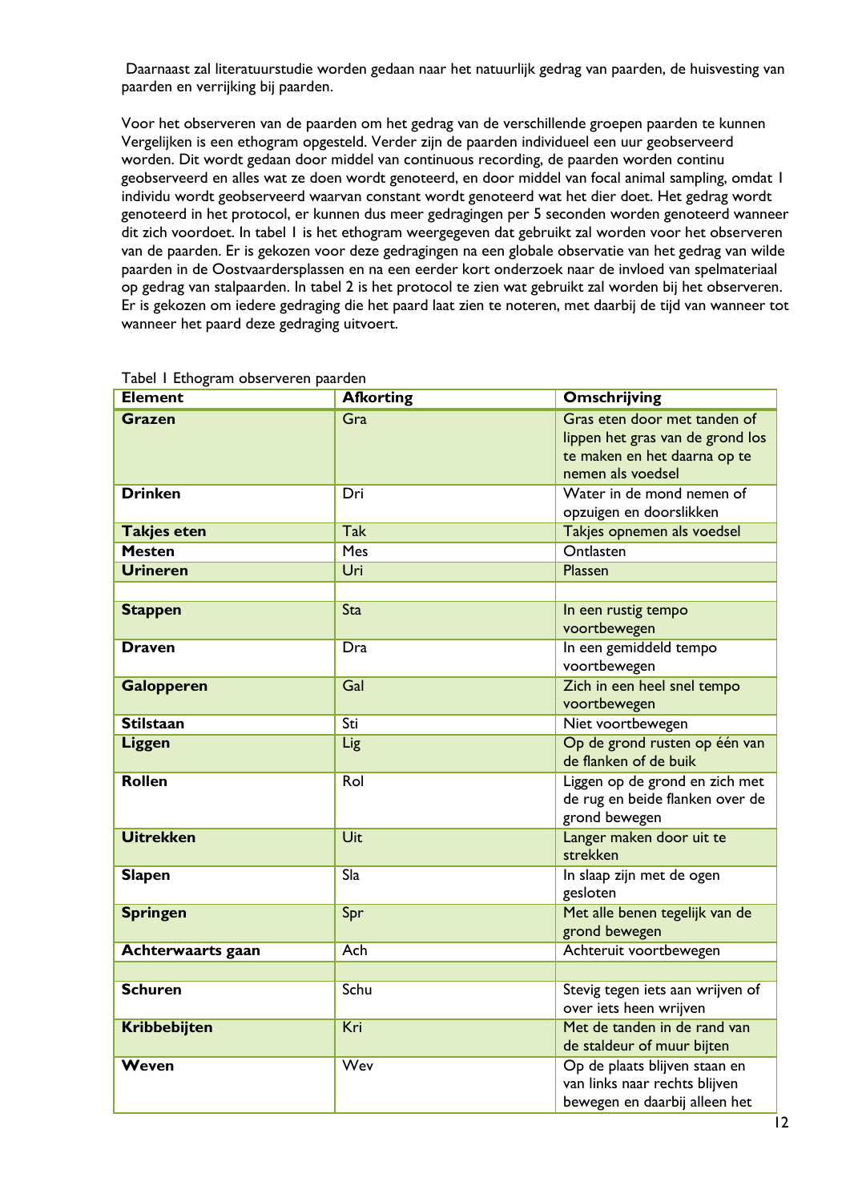Daarnaast zal literatuurstudie worden gedaan naar het natuurlijk gedrag van paarden, de huisvesting van paarden en verrijking bij paarden.

Voor het observeren van de paarden om het gedrag van de verschillende groepen paarden te kunnen Vergelijken is een ethogram opgesteld. Verder zijn de paarden individueel een uur geobserveerd worden. Dit wordt gedaan door middel van continuous recording, de paarden worden continu geobserveerd en alles wat ze doen wordt genoteerd, en door middel van focal animal sampling, omdat 1 individu wordt geobserveerd waarvan constant wordt genoteerd wat het dier doet. Het gedrag wordt genoteerd in het protocol, er kunnen dus meer gedragingen per 5 seconden worden genoteerd wanneer dit zich voordoet. In tabel 1 is het ethogram weergegeven dat gebruikt zal worden voor het observeren van de paarden. Er is gekozen voor deze gedragingen na een globale observatie van het gedrag van wilde paarden in de Oostvaardersplassen en na een eerder kort onderzoek naar de invloed van spelmateriaal op gedrag van stalpaarden. In tabel 2 is het protocol te zien wat gebruikt zal worden bij het observeren. Er is gekozen om iedere gedraging die het paard laat zien te noteren, met daarbij de tijd van wanneer tot wanneer het paard deze gedraging uitvoert.

Tabel 1 Ethogram observeren paarden

| Element | Afkorting | Omschrijving |
|---|---|---|
| **Grazen** | Gra | Gras eten door met tanden of lippen het gras van de grond los te maken en het daarna op te nemen als voedsel |
| **Drinken** | Dri | Water in de mond nemen of opzuigen en doorslikken |
| **Takjes eten** | Tak | Takjes opnemen als voedsel |
| **Mesten** | Mes | Ontlasten |
| **Urineren** | Uri | Plassen |
| | | |
| **Stappen** | Sta | In een rustig tempo voortbewegen |
| **Draven** | Dra | In een gemiddeld tempo voortbewegen |
| **Galopperen** | Gal | Zich in een heel snel tempo voortbewegen |
| **Stilstaan** | Sti | Niet voortbewegen |
| **Liggen** | Lig | Op de grond rusten op één van de flanken of de buik |
| **Rollen** | Rol | Liggen op de grond en zich met de rug en beide flanken over de grond bewegen |
| **Uitrekken** | Uit | Langer maken door uit te strekken |
| **Slapen** | Sla | In slaap zijn met de ogen gesloten |
| **Springen** | Spr | Met alle benen tegelijk van de grond bewegen |
| **Achterwaarts gaan** | Ach | Achteruit voortbewegen |
| | | |
| **Schuren** | Schu | Stevig tegen iets aan wrijven of over iets heen wrijven |
| **Kribbebijten** | Kri | Met de tanden in de rand van de staldeur of muur bijten |
| **Weven** | Wev | Op de plaats blijven staan en van links naar rechts blijven bewegen en daarbij alleen het |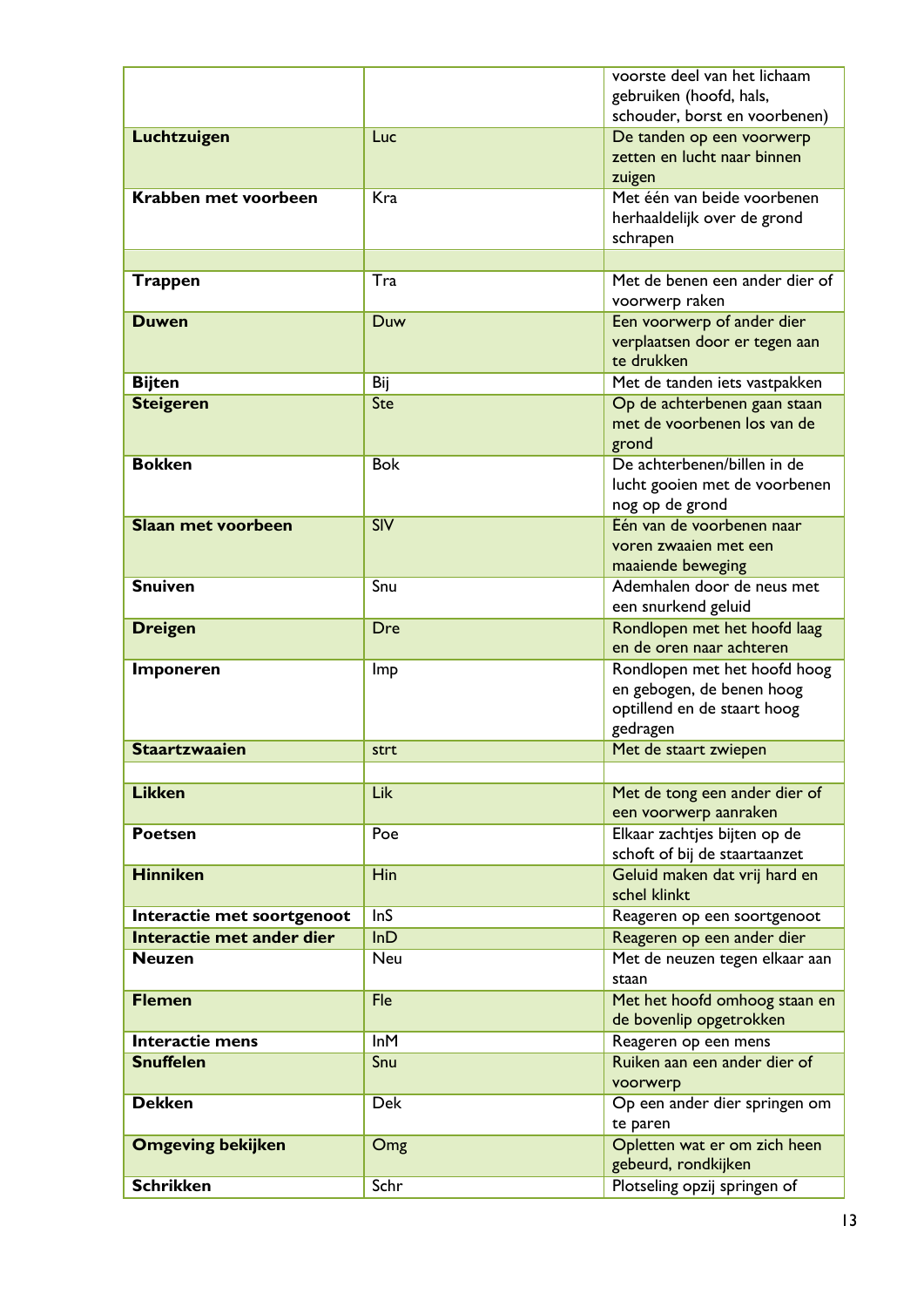| | | |
|---|---|---|
| | | voorste deel van het lichaam gebruiken (hoofd, hals, schouder, borst en voorbenen) |
| **Luchtzuigen** | Luc | De tanden op een voorwerp zetten en lucht naar binnen zuigen |
| **Krabben met voorbeen** | Kra | Met één van beide voorbenen herhaaldelijk over de grond schrapen |
| | | |
| **Trappen** | Tra | Met de benen een ander dier of voorwerp raken |
| **Duwen** | Duw | Een voorwerp of ander dier verplaatsen door er tegen aan te drukken |
| **Bijten** | Bij | Met de tanden iets vastpakken |
| **Steigeren** | Ste | Op de achterbenen gaan staan met de voorbenen los van de grond |
| **Bokken** | Bok | De achterbenen/billen in de lucht gooien met de voorbenen nog op de grond |
| **Slaan met voorbeen** | SlV | Eén van de voorbenen naar voren zwaaien met een maaiende beweging |
| **Snuiven** | Snu | Ademhalen door de neus met een snurkend geluid |
| **Dreigen** | Dre | Rondlopen met het hoofd laag en de oren naar achteren |
| **Imponeren** | Imp | Rondlopen met het hoofd hoog en gebogen, de benen hoog optillend en de staart hoog gedragen |
| **Staartzwaaien** | strt | Met de staart zwiepen |
| | | |
| **Likken** | Lik | Met de tong een ander dier of een voorwerp aanraken |
| **Poetsen** | Poe | Elkaar zachtjes bijten op de schoft of bij de staartaanzet |
| **Hinniken** | Hin | Geluid maken dat vrij hard en schel klinkt |
| **Interactie met soortgenoot** | InS | Reageren op een soortgenoot |
| **Interactie met ander dier** | InD | Reageren op een ander dier |
| **Neuzen** | Neu | Met de neuzen tegen elkaar aan staan |
| **Flemen** | Fle | Met het hoofd omhoog staan en de bovenlip opgetrokken |
| **Interactie mens** | InM | Reageren op een mens |
| **Snuffelen** | Snu | Ruiken aan een ander dier of voorwerp |
| **Dekken** | Dek | Op een ander dier springen om te paren |
| **Omgeving bekijken** | Omg | Opletten wat er om zich heen gebeurd, rondkijken |
| **Schrikken** | Schr | Plotseling opzij springen of |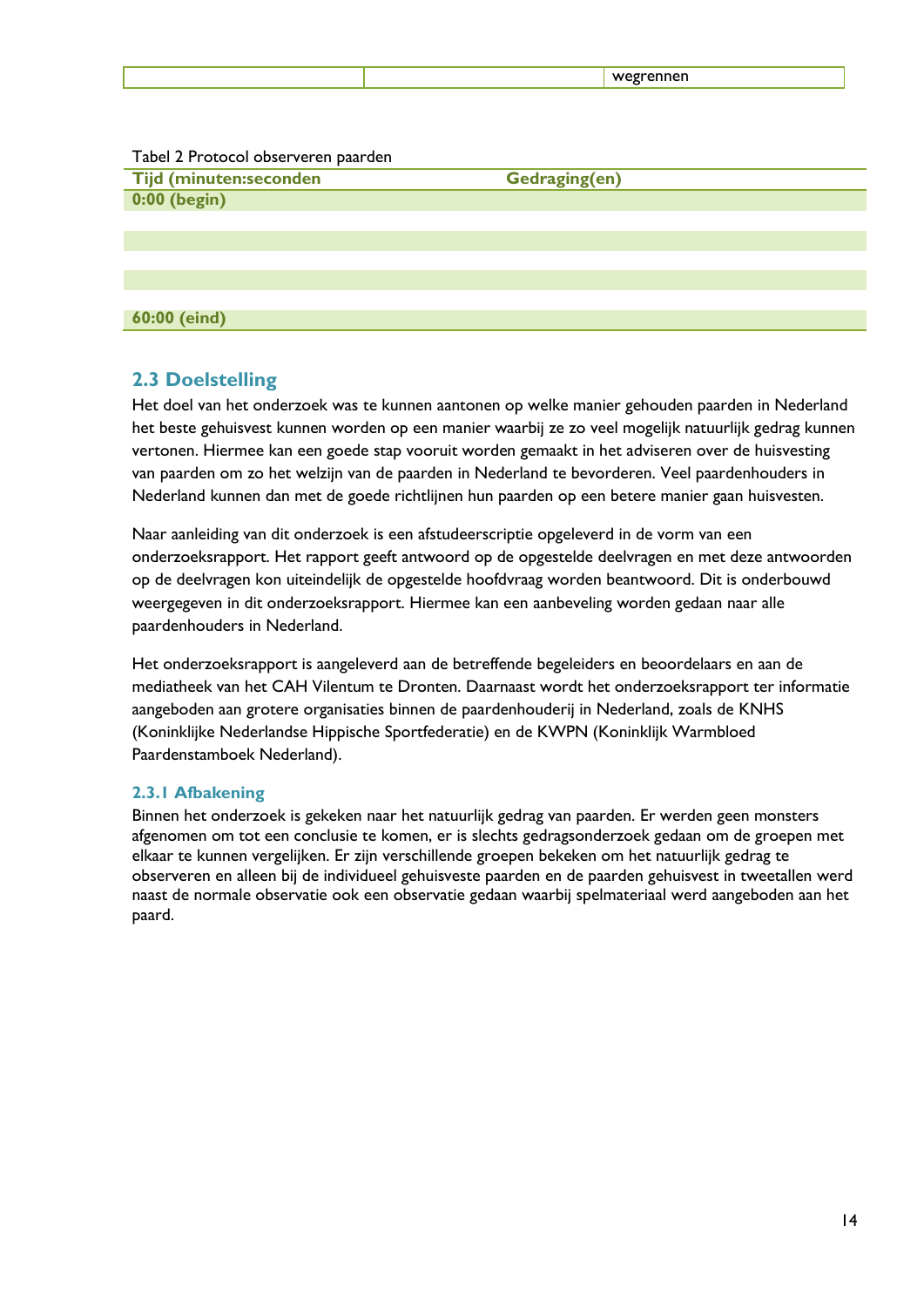|  |  | wegrennen |
|---|---|---|

Tabel 2 Protocol observeren paarden

| Tijd (minuten:seconden | Gedraging(en) |
|---|---|
| 0:00 (begin) | |
| | |
| | |
| | |
| | |
| | |
| 60:00 (eind) | |

## 2.3 Doelstelling

Het doel van het onderzoek was te kunnen aantonen op welke manier gehouden paarden in Nederland het beste gehuisvest kunnen worden op een manier waarbij ze zo veel mogelijk natuurlijk gedrag kunnen vertonen. Hiermee kan een goede stap vooruit worden gemaakt in het adviseren over de huisvesting van paarden om zo het welzijn van de paarden in Nederland te bevorderen. Veel paardenhouders in Nederland kunnen dan met de goede richtlijnen hun paarden op een betere manier gaan huisvesten.

Naar aanleiding van dit onderzoek is een afstudeerscriptie opgeleverd in de vorm van een onderzoeksrapport. Het rapport geeft antwoord op de opgestelde deelvragen en met deze antwoorden op de deelvragen kon uiteindelijk de opgestelde hoofdvraag worden beantwoord. Dit is onderbouwd weergegeven in dit onderzoeksrapport. Hiermee kan een aanbeveling worden gedaan naar alle paardenhouders in Nederland.

Het onderzoeksrapport is aangeleverd aan de betreffende begeleiders en beoordelaars en aan de mediatheek van het CAH Vilentum te Dronten. Daarnaast wordt het onderzoeksrapport ter informatie aangeboden aan grotere organisaties binnen de paardenhouderij in Nederland, zoals de KNHS (Koninklijke Nederlandse Hippische Sportfederatie) en de KWPN (Koninklijk Warmbloed Paardenstamboek Nederland).

### 2.3.1 Afbakening

Binnen het onderzoek is gekeken naar het natuurlijk gedrag van paarden. Er werden geen monsters afgenomen om tot een conclusie te komen, er is slechts gedragsonderzoek gedaan om de groepen met elkaar te kunnen vergelijken. Er zijn verschillende groepen bekeken om het natuurlijk gedrag te observeren en alleen bij de individueel gehuisveste paarden en de paarden gehuisvest in tweetallen werd naast de normale observatie ook een observatie gedaan waarbij spelmateriaal werd aangeboden aan het paard.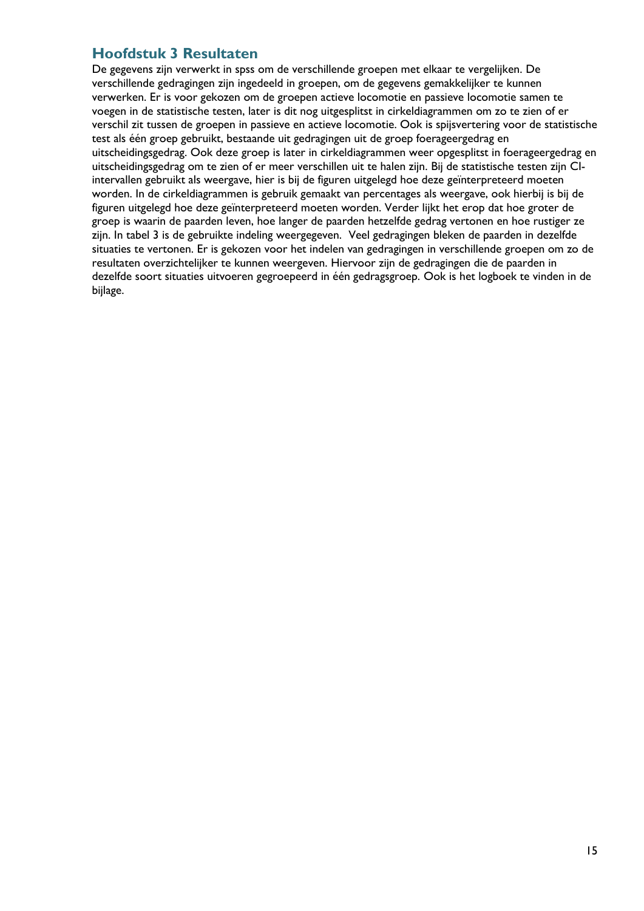# Hoofdstuk 3 Resultaten

De gegevens zijn verwerkt in spss om de verschillende groepen met elkaar te vergelijken. De verschillende gedragingen zijn ingedeeld in groepen, om de gegevens gemakkelijker te kunnen verwerken. Er is voor gekozen om de groepen actieve locomotie en passieve locomotie samen te voegen in de statistische testen, later is dit nog uitgesplitst in cirkeldiagrammen om zo te zien of er verschil zit tussen de groepen in passieve en actieve locomotie. Ook is spijsvertering voor de statistische test als één groep gebruikt, bestaande uit gedragingen uit de groep foerageergedrag en uitscheidingsgedrag. Ook deze groep is later in cirkeldiagrammen weer opgesplitst in foerageergedrag en uitscheidingsgedrag om te zien of er meer verschillen uit te halen zijn. Bij de statistische testen zijn CI-intervallen gebruikt als weergave, hier is bij de figuren uitgelegd hoe deze geïnterpreteerd moeten worden. In de cirkeldiagrammen is gebruik gemaakt van percentages als weergave, ook hierbij is bij de figuren uitgelegd hoe deze geïnterpreteerd moeten worden. Verder lijkt het erop dat hoe groter de groep is waarin de paarden leven, hoe langer de paarden hetzelfde gedrag vertonen en hoe rustiger ze zijn. In tabel 3 is de gebruikte indeling weergegeven. Veel gedragingen bleken de paarden in dezelfde situaties te vertonen. Er is gekozen voor het indelen van gedragingen in verschillende groepen om zo de resultaten overzichtelijker te kunnen weergeven. Hiervoor zijn de gedragingen die de paarden in dezelfde soort situaties uitvoeren gegroepeerd in één gedragsgroep. Ook is het logboek te vinden in de bijlage.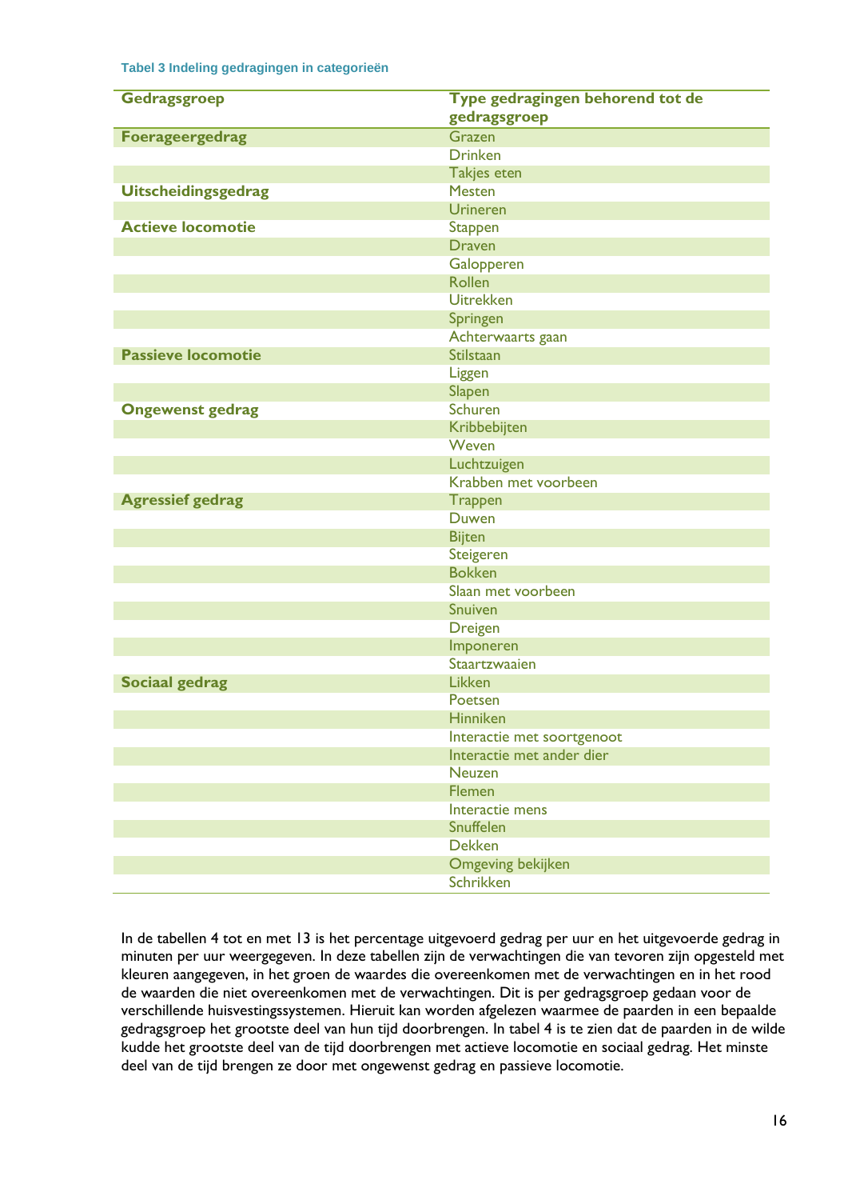**Tabel 3 Indeling gedragingen in categorieën**

| Gedragsgroep | Type gedragingen behorend tot de gedragsgroep |
|---|---|
| **Foerageergedrag** | Grazen |
| | Drinken |
| | Takjes eten |
| **Uitscheidingsgedrag** | Mesten |
| | Urineren |
| **Actieve locomotie** | Stappen |
| | Draven |
| | Galopperen |
| | Rollen |
| | Uitrekken |
| | Springen |
| | Achterwaarts gaan |
| **Passieve locomotie** | Stilstaan |
| | Liggen |
| | Slapen |
| **Ongewenst gedrag** | Schuren |
| | Kribbebijten |
| | Weven |
| | Luchtzuigen |
| | Krabben met voorbeen |
| **Agressief gedrag** | Trappen |
| | Duwen |
| | Bijten |
| | Steigeren |
| | Bokken |
| | Slaan met voorbeen |
| | Snuiven |
| | Dreigen |
| | Imponeren |
| | Staartzwaaien |
| **Sociaal gedrag** | Likken |
| | Poetsen |
| | Hinniken |
| | Interactie met soortgenoot |
| | Interactie met ander dier |
| | Neuzen |
| | Flemen |
| | Interactie mens |
| | Snuffelen |
| | Dekken |
| | Omgeving bekijken |
| | Schrikken |

In de tabellen 4 tot en met 13 is het percentage uitgevoerd gedrag per uur en het uitgevoerde gedrag in minuten per uur weergegeven. In deze tabellen zijn de verwachtingen die van tevoren zijn opgesteld met kleuren aangegeven, in het groen de waardes die overeenkomen met de verwachtingen en in het rood de waarden die niet overeenkomen met de verwachtingen. Dit is per gedragsgroep gedaan voor de verschillende huisvestingssystemen. Hieruit kan worden afgelezen waarmee de paarden in een bepaalde gedragsgroep het grootste deel van hun tijd doorbrengen. In tabel 4 is te zien dat de paarden in de wilde kudde het grootste deel van de tijd doorbrengen met actieve locomotie en sociaal gedrag. Het minste deel van de tijd brengen ze door met ongewenst gedrag en passieve locomotie.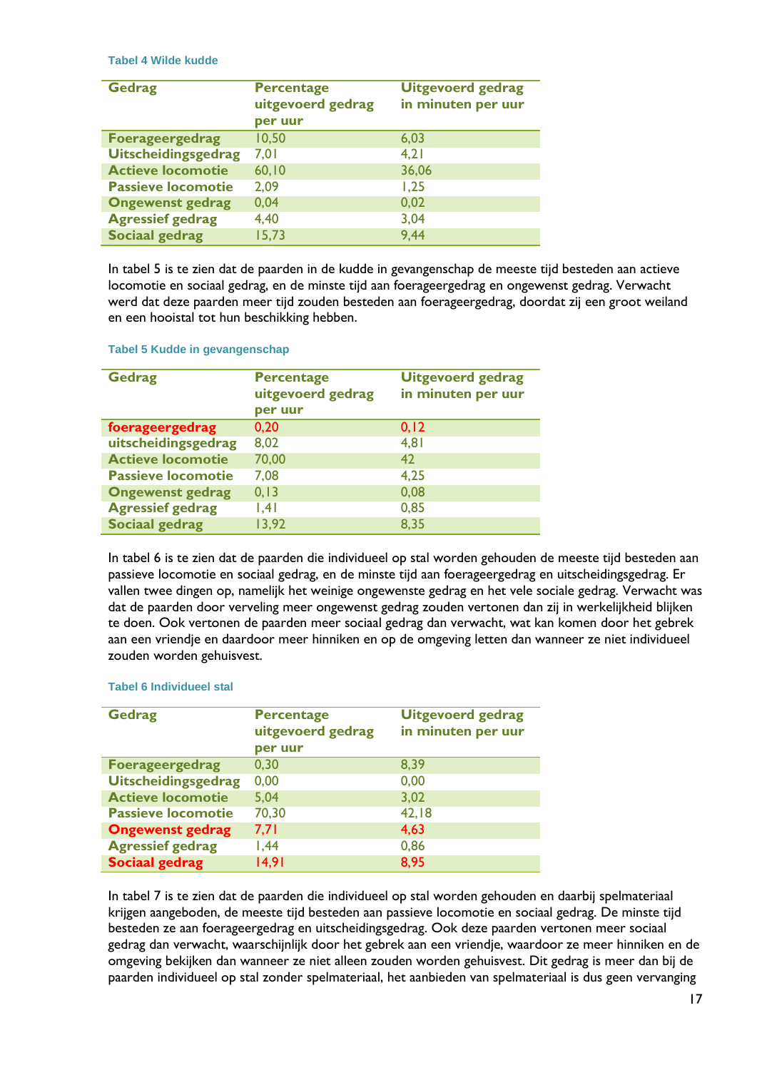**Tabel 4 Wilde kudde**

| Gedrag | Percentage uitgevoerd gedrag per uur | Uitgevoerd gedrag in minuten per uur |
|---|---|---|
| Foerageergedrag | 10,50 | 6,03 |
| Uitscheidingsgedrag | 7,01 | 4,21 |
| Actieve locomotie | 60,10 | 36,06 |
| Passieve locomotie | 2,09 | 1,25 |
| Ongewenst gedrag | 0,04 | 0,02 |
| Agressief gedrag | 4,40 | 3,04 |
| Sociaal gedrag | 15,73 | 9,44 |

In tabel 5 is te zien dat de paarden in de kudde in gevangenschap de meeste tijd besteden aan actieve locomotie en sociaal gedrag, en de minste tijd aan foerageergedrag en ongewenst gedrag. Verwacht werd dat deze paarden meer tijd zouden besteden aan foerageergedrag, doordat zij een groot weiland en een hooistal tot hun beschikking hebben.

**Tabel 5 Kudde in gevangenschap**

| Gedrag | Percentage uitgevoerd gedrag per uur | Uitgevoerd gedrag in minuten per uur |
|---|---|---|
| foerageergedrag | 0,20 | 0,12 |
| uitscheidingsgedrag | 8,02 | 4,81 |
| Actieve locomotie | 70,00 | 42 |
| Passieve locomotie | 7,08 | 4,25 |
| Ongewenst gedrag | 0,13 | 0,08 |
| Agressief gedrag | 1,41 | 0,85 |
| Sociaal gedrag | 13,92 | 8,35 |

In tabel 6 is te zien dat de paarden die individueel op stal worden gehouden de meeste tijd besteden aan passieve locomotie en sociaal gedrag, en de minste tijd aan foerageergedrag en uitscheidingsgedrag. Er vallen twee dingen op, namelijk het weinige ongewenste gedrag en het vele sociale gedrag. Verwacht was dat de paarden door verveling meer ongewenst gedrag zouden vertonen dan zij in werkelijkheid blijken te doen. Ook vertonen de paarden meer sociaal gedrag dan verwacht, wat kan komen door het gebrek aan een vriendje en daardoor meer hinniken en op de omgeving letten dan wanneer ze niet individueel zouden worden gehuisvest.

**Tabel 6 Individueel stal**

| Gedrag | Percentage uitgevoerd gedrag per uur | Uitgevoerd gedrag in minuten per uur |
|---|---|---|
| Foerageergedrag | 0,30 | 8,39 |
| Uitscheidingsgedrag | 0,00 | 0,00 |
| Actieve locomotie | 5,04 | 3,02 |
| Passieve locomotie | 70,30 | 42,18 |
| Ongewenst gedrag | 7,71 | 4,63 |
| Agressief gedrag | 1,44 | 0,86 |
| Sociaal gedrag | 14,91 | 8,95 |

In tabel 7 is te zien dat de paarden die individueel op stal worden gehouden en daarbij spelmateriaal krijgen aangeboden, de meeste tijd besteden aan passieve locomotie en sociaal gedrag. De minste tijd besteden ze aan foerageergedrag en uitscheidingsgedrag. Ook deze paarden vertonen meer sociaal gedrag dan verwacht, waarschijnlijk door het gebrek aan een vriendje, waardoor ze meer hinniken en de omgeving bekijken dan wanneer ze niet alleen zouden worden gehuisvest. Dit gedrag is meer dan bij de paarden individueel op stal zonder spelmateriaal, het aanbieden van spelmateriaal is dus geen vervanging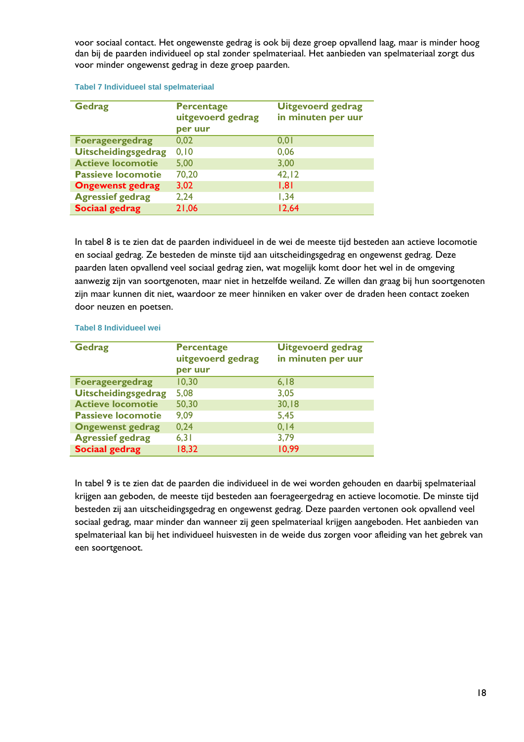voor sociaal contact. Het ongewenste gedrag is ook bij deze groep opvallend laag, maar is minder hoog dan bij de paarden individueel op stal zonder spelmateriaal. Het aanbieden van spelmateriaal zorgt dus voor minder ongewenst gedrag in deze groep paarden.

**Tabel 7 Individueel stal spelmateriaal**

| Gedrag | Percentage uitgevoerd gedrag per uur | Uitgevoerd gedrag in minuten per uur |
|---|---|---|
| Foerageergedrag | 0,02 | 0,01 |
| Uitscheidingsgedrag | 0,10 | 0,06 |
| Actieve locomotie | 5,00 | 3,00 |
| Passieve locomotie | 70,20 | 42,12 |
| Ongewenst gedrag | 3,02 | 1,81 |
| Agressief gedrag | 2,24 | 1,34 |
| Sociaal gedrag | 21,06 | 12,64 |

In tabel 8 is te zien dat de paarden individueel in de wei de meeste tijd besteden aan actieve locomotie en sociaal gedrag. Ze besteden de minste tijd aan uitscheidingsgedrag en ongewenst gedrag. Deze paarden laten opvallend veel sociaal gedrag zien, wat mogelijk komt door het wel in de omgeving aanwezig zijn van soortgenoten, maar niet in hetzelfde weiland. Ze willen dan graag bij hun soortgenoten zijn maar kunnen dit niet, waardoor ze meer hinniken en vaker over de draden heen contact zoeken door neuzen en poetsen.

**Tabel 8 Individueel wei**

| Gedrag | Percentage uitgevoerd gedrag per uur | Uitgevoerd gedrag in minuten per uur |
|---|---|---|
| Foerageergedrag | 10,30 | 6,18 |
| Uitscheidingsgedrag | 5,08 | 3,05 |
| Actieve locomotie | 50,30 | 30,18 |
| Passieve locomotie | 9,09 | 5,45 |
| Ongewenst gedrag | 0,24 | 0,14 |
| Agressief gedrag | 6,31 | 3,79 |
| Sociaal gedrag | 18,32 | 10,99 |

In tabel 9 is te zien dat de paarden die individueel in de wei worden gehouden en daarbij spelmateriaal krijgen aan geboden, de meeste tijd besteden aan foerageergedrag en actieve locomotie. De minste tijd besteden zij aan uitscheidingsgedrag en ongewenst gedrag. Deze paarden vertonen ook opvallend veel sociaal gedrag, maar minder dan wanneer zij geen spelmateriaal krijgen aangeboden. Het aanbieden van spelmateriaal kan bij het individueel huisvesten in de weide dus zorgen voor afleiding van het gebrek van een soortgenoot.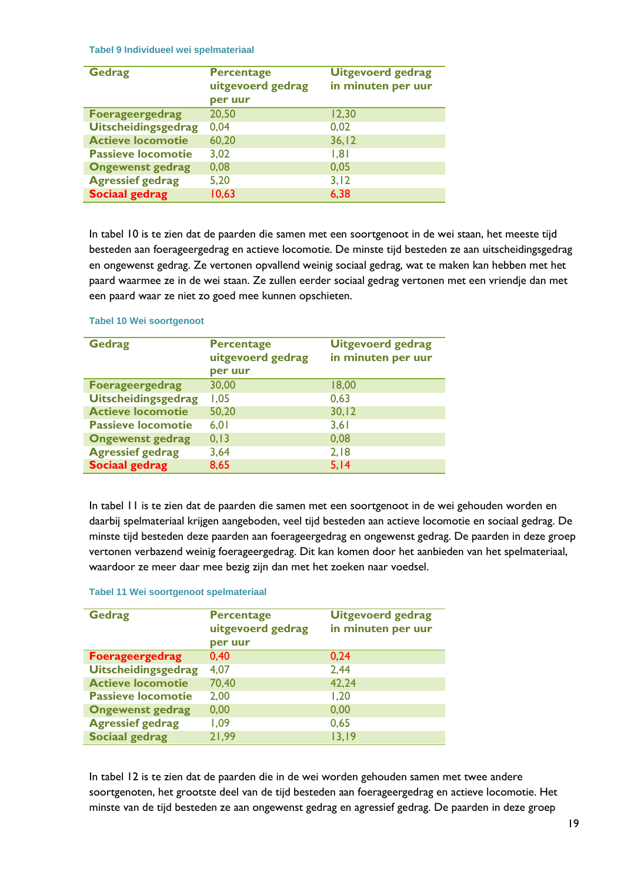**Tabel 9 Individueel wei spelmateriaal**

| Gedrag | Percentage uitgevoerd gedrag per uur | Uitgevoerd gedrag in minuten per uur |
|---|---|---|
| Foerageergedrag | 20,50 | 12,30 |
| Uitscheidingsgedrag | 0,04 | 0,02 |
| Actieve locomotie | 60,20 | 36,12 |
| Passieve locomotie | 3,02 | 1,81 |
| Ongewenst gedrag | 0,08 | 0,05 |
| Agressief gedrag | 5,20 | 3,12 |
| Sociaal gedrag | 10,63 | 6,38 |

In tabel 10 is te zien dat de paarden die samen met een soortgenoot in de wei staan, het meeste tijd besteden aan foerageergedrag en actieve locomotie. De minste tijd besteden ze aan uitscheidingsgedrag en ongewenst gedrag. Ze vertonen opvallend weinig sociaal gedrag, wat te maken kan hebben met het paard waarmee ze in de wei staan. Ze zullen eerder sociaal gedrag vertonen met een vriendje dan met een paard waar ze niet zo goed mee kunnen opschieten.

**Tabel 10 Wei soortgenoot**

| Gedrag | Percentage uitgevoerd gedrag per uur | Uitgevoerd gedrag in minuten per uur |
|---|---|---|
| Foerageergedrag | 30,00 | 18,00 |
| Uitscheidingsgedrag | 1,05 | 0,63 |
| Actieve locomotie | 50,20 | 30,12 |
| Passieve locomotie | 6,01 | 3,61 |
| Ongewenst gedrag | 0,13 | 0,08 |
| Agressief gedrag | 3,64 | 2,18 |
| Sociaal gedrag | 8,65 | 5,14 |

In tabel 11 is te zien dat de paarden die samen met een soortgenoot in de wei gehouden worden en daarbij spelmateriaal krijgen aangeboden, veel tijd besteden aan actieve locomotie en sociaal gedrag. De minste tijd besteden deze paarden aan foerageergedrag en ongewenst gedrag. De paarden in deze groep vertonen verbazend weinig foerageergedrag. Dit kan komen door het aanbieden van het spelmateriaal, waardoor ze meer daar mee bezig zijn dan met het zoeken naar voedsel.

**Tabel 11 Wei soortgenoot spelmateriaal**

| Gedrag | Percentage uitgevoerd gedrag per uur | Uitgevoerd gedrag in minuten per uur |
|---|---|---|
| Foerageergedrag | 0,40 | 0,24 |
| Uitscheidingsgedrag | 4,07 | 2,44 |
| Actieve locomotie | 70,40 | 42,24 |
| Passieve locomotie | 2,00 | 1,20 |
| Ongewenst gedrag | 0,00 | 0,00 |
| Agressief gedrag | 1,09 | 0,65 |
| Sociaal gedrag | 21,99 | 13,19 |

In tabel 12 is te zien dat de paarden die in de wei worden gehouden samen met twee andere soortgenoten, het grootste deel van de tijd besteden aan foerageergedrag en actieve locomotie. Het minste van de tijd besteden ze aan ongewenst gedrag en agressief gedrag. De paarden in deze groep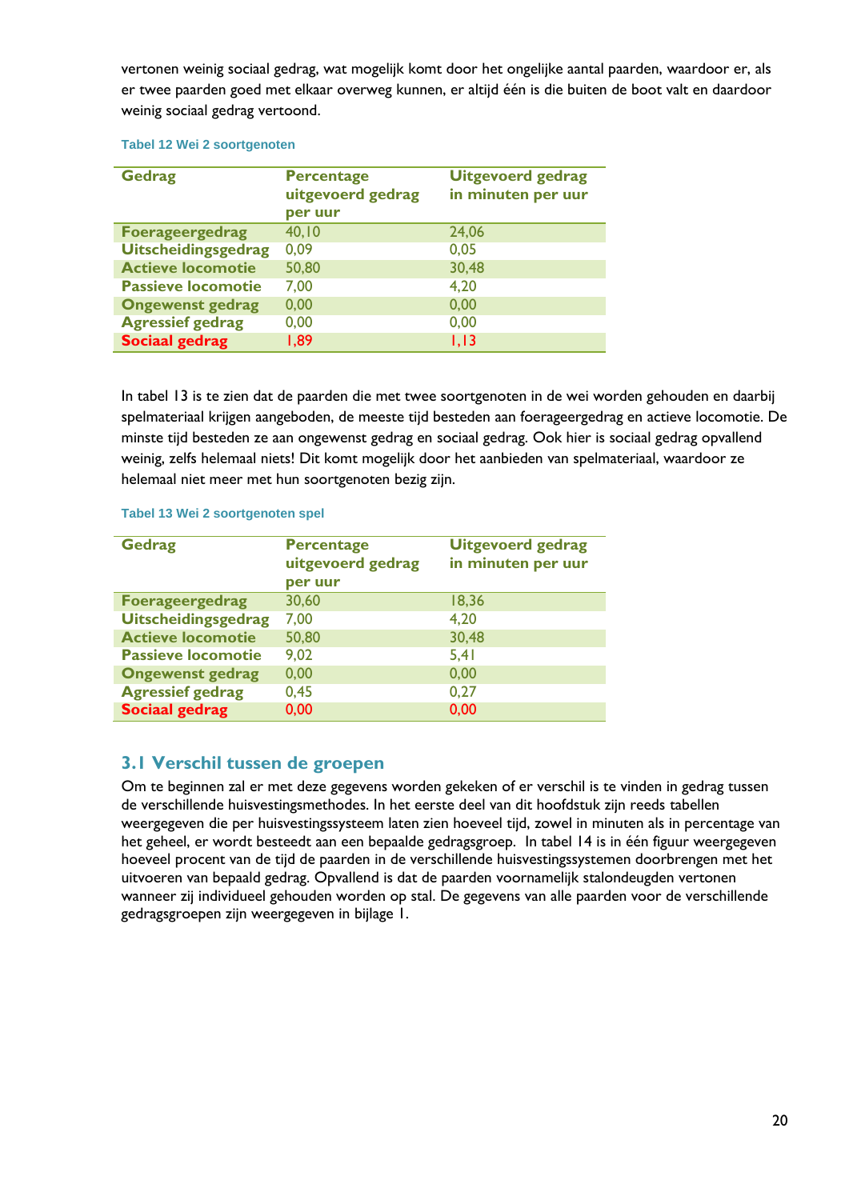vertonen weinig sociaal gedrag, wat mogelijk komt door het ongelijke aantal paarden, waardoor er, als er twee paarden goed met elkaar overweg kunnen, er altijd één is die buiten de boot valt en daardoor weinig sociaal gedrag vertoond.

Tabel 12 Wei 2 soortgenoten

| Gedrag | Percentage uitgevoerd gedrag per uur | Uitgevoerd gedrag in minuten per uur |
|---|---|---|
| Foerageergedrag | 40,10 | 24,06 |
| Uitscheidingsgedrag | 0,09 | 0,05 |
| Actieve locomotie | 50,80 | 30,48 |
| Passieve locomotie | 7,00 | 4,20 |
| Ongewenst gedrag | 0,00 | 0,00 |
| Agressief gedrag | 0,00 | 0,00 |
| Sociaal gedrag | 1,89 | 1,13 |

In tabel 13 is te zien dat de paarden die met twee soortgenoten in de wei worden gehouden en daarbij spelmateriaal krijgen aangeboden, de meeste tijd besteden aan foerageergedrag en actieve locomotie. De minste tijd besteden ze aan ongewenst gedrag en sociaal gedrag. Ook hier is sociaal gedrag opvallend weinig, zelfs helemaal niets! Dit komt mogelijk door het aanbieden van spelmateriaal, waardoor ze helemaal niet meer met hun soortgenoten bezig zijn.

Tabel 13 Wei 2 soortgenoten spel

| Gedrag | Percentage uitgevoerd gedrag per uur | Uitgevoerd gedrag in minuten per uur |
|---|---|---|
| Foerageergedrag | 30,60 | 18,36 |
| Uitscheidingsgedrag | 7,00 | 4,20 |
| Actieve locomotie | 50,80 | 30,48 |
| Passieve locomotie | 9,02 | 5,41 |
| Ongewenst gedrag | 0,00 | 0,00 |
| Agressief gedrag | 0,45 | 0,27 |
| Sociaal gedrag | 0,00 | 0,00 |

## 3.1 Verschil tussen de groepen

Om te beginnen zal er met deze gegevens worden gekeken of er verschil is te vinden in gedrag tussen de verschillende huisvestingsmethodes. In het eerste deel van dit hoofdstuk zijn reeds tabellen weergegeven die per huisvestingssysteem laten zien hoeveel tijd, zowel in minuten als in percentage van het geheel, er wordt besteedt aan een bepaalde gedragsgroep. In tabel 14 is in één figuur weergegeven hoeveel procent van de tijd de paarden in de verschillende huisvestingssystemen doorbrengen met het uitvoeren van bepaald gedrag. Opvallend is dat de paarden voornamelijk stalondeugden vertonen wanneer zij individueel gehouden worden op stal. De gegevens van alle paarden voor de verschillende gedragsgroepen zijn weergegeven in bijlage 1.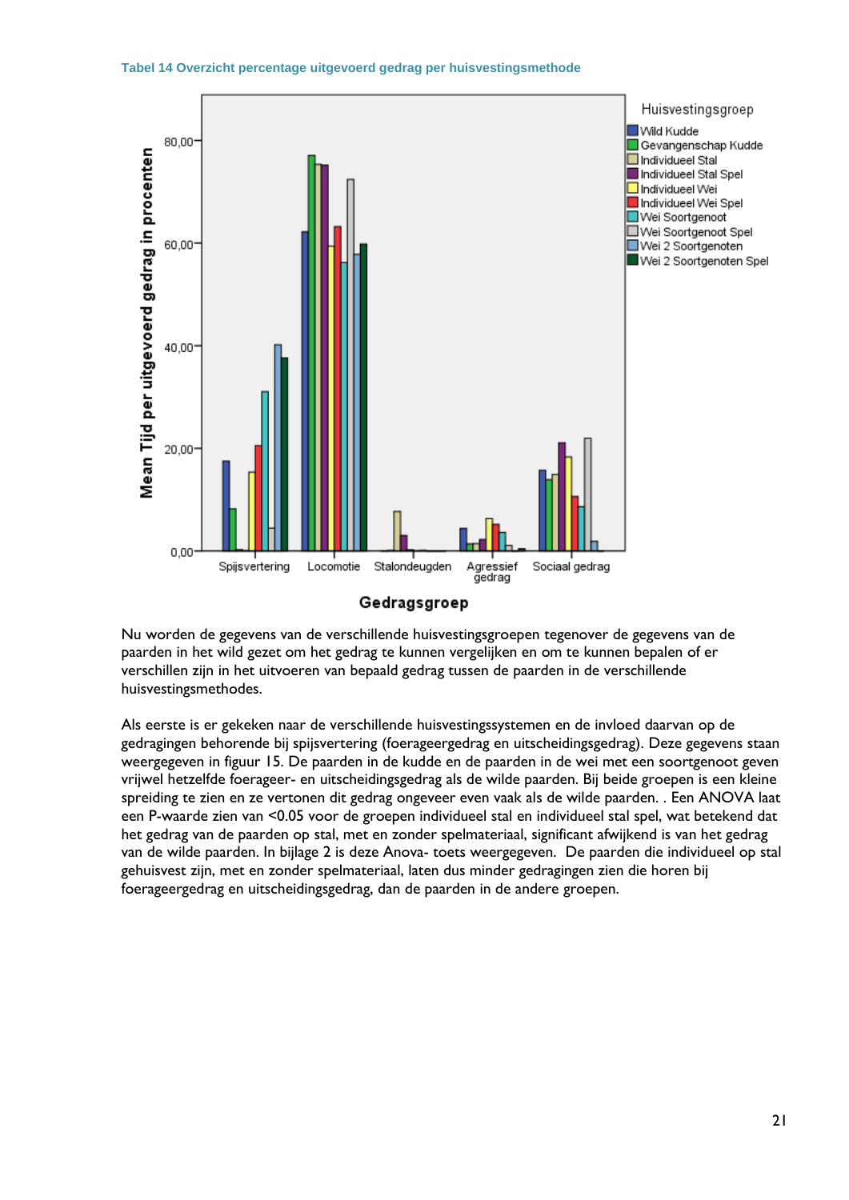**Tabel 14 Overzicht percentage uitgevoerd gedrag per huisvestingsmethode**

Nu worden de gegevens van de verschillende huisvestingsgroepen tegenover de gegevens van de paarden in het wild gezet om het gedrag te kunnen vergelijken en om te kunnen bepalen of er verschillen zijn in het uitvoeren van bepaald gedrag tussen de paarden in de verschillende huisvestingsmethodes.

Als eerste is er gekeken naar de verschillende huisvestingssystemen en de invloed daarvan op de gedragingen behorende bij spijsvertering (foerageergedrag en uitscheidingsgedrag). Deze gegevens staan weergegeven in figuur 15. De paarden in de kudde en de paarden in de wei met een soortgenoot geven vrijwel hetzelfde foerageer- en uitscheidingsgedrag als de wilde paarden. Bij beide groepen is een kleine spreiding te zien en ze vertonen dit gedrag ongeveer even vaak als de wilde paarden. . Een ANOVA laat een P-waarde zien van <0.05 voor de groepen individueel stal en individueel stal spel, wat betekend dat het gedrag van de paarden op stal, met en zonder spelmateriaal, significant afwijkend is van het gedrag van de wilde paarden. In bijlage 2 is deze Anova- toets weergegeven. De paarden die individueel op stal gehuisvest zijn, met en zonder spelmateriaal, laten dus minder gedragingen zien die horen bij foerageergedrag en uitscheidingsgedrag, dan de paarden in de andere groepen.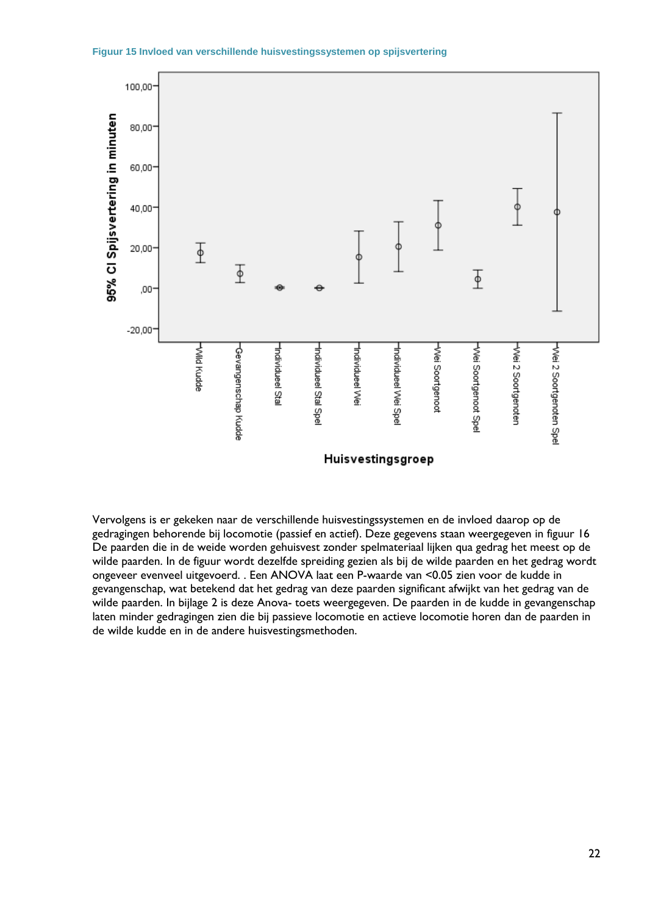**Figuur 15 Invloed van verschillende huisvestingssystemen op spijsvertering**

Vervolgens is er gekeken naar de verschillende huisvestingssystemen en de invloed daarop op de gedragingen behorende bij locomotie (passief en actief). Deze gegevens staan weergegeven in figuur 16 De paarden die in de weide worden gehuisvest zonder spelmateriaal lijken qua gedrag het meest op de wilde paarden. In de figuur wordt dezelfde spreiding gezien als bij de wilde paarden en het gedrag wordt ongeveer evenveel uitgevoerd. . Een ANOVA laat een P-waarde van <0.05 zien voor de kudde in gevangenschap, wat betekend dat het gedrag van deze paarden significant afwijkt van het gedrag van de wilde paarden. In bijlage 2 is deze Anova- toets weergegeven. De paarden in de kudde in gevangenschap laten minder gedragingen zien die bij passieve locomotie en actieve locomotie horen dan de paarden in de wilde kudde en in de andere huisvestingsmethoden.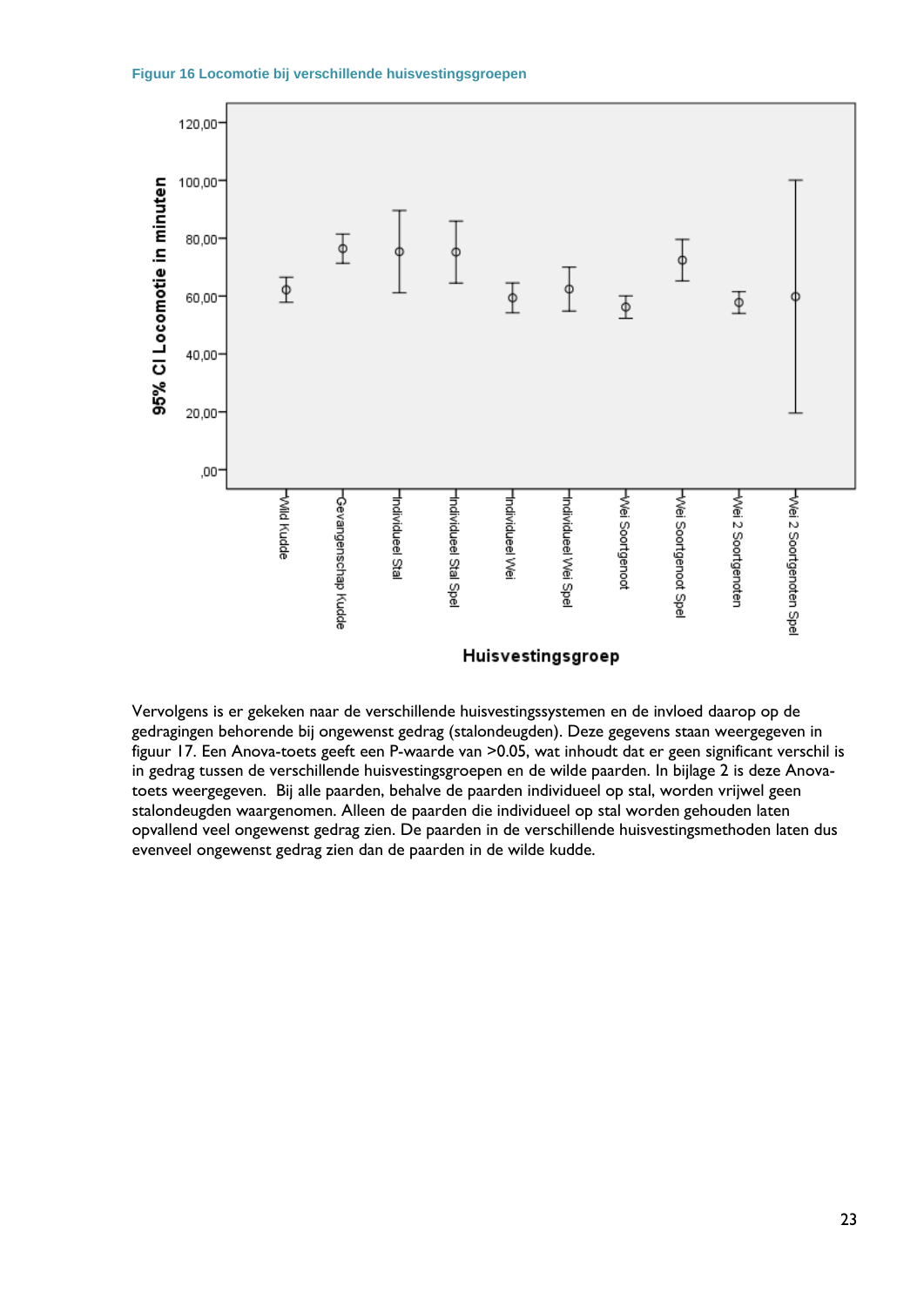Figuur 16 Locomotie bij verschillende huisvestingsgroepen

Vervolgens is er gekeken naar de verschillende huisvestingssystemen en de invloed daarop op de gedragingen behorende bij ongewenst gedrag (stalondeugden). Deze gegevens staan weergegeven in figuur 17. Een Anova-toets geeft een P-waarde van >0.05, wat inhoudt dat er geen significant verschil is in gedrag tussen de verschillende huisvestingsgroepen en de wilde paarden. In bijlage 2 is deze Anova-toets weergegeven. Bij alle paarden, behalve de paarden individueel op stal, worden vrijwel geen stalondeugden waargenomen. Alleen de paarden die individueel op stal worden gehouden laten opvallend veel ongewenst gedrag zien. De paarden in de verschillende huisvestingsmethoden laten dus evenveel ongewenst gedrag zien dan de paarden in de wilde kudde.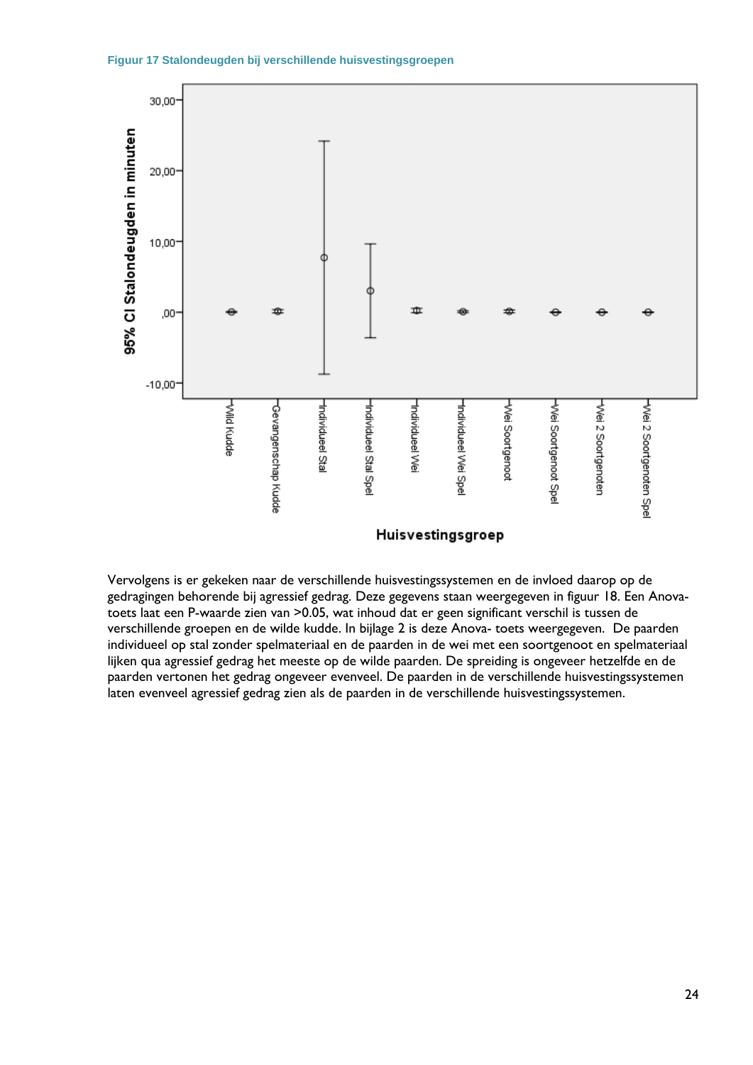Figuur 17 Stalondeugden bij verschillende huisvestingsgroepen

Vervolgens is er gekeken naar de verschillende huisvestingssystemen en de invloed daarop op de gedragingen behorende bij agressief gedrag. Deze gegevens staan weergegeven in figuur 18. Een Anova-toets laat een P-waarde zien van >0.05, wat inhoud dat er geen significant verschil is tussen de verschillende groepen en de wilde kudde. In bijlage 2 is deze Anova- toets weergegeven. De paarden individueel op stal zonder spelmateriaal en de paarden in de wei met een soortgenoot en spelmateriaal lijken qua agressief gedrag het meeste op de wilde paarden. De spreiding is ongeveer hetzelfde en de paarden vertonen het gedrag ongeveer evenveel. De paarden in de verschillende huisvestingssystemen laten evenveel agressief gedrag zien als de paarden in de verschillende huisvestingssystemen.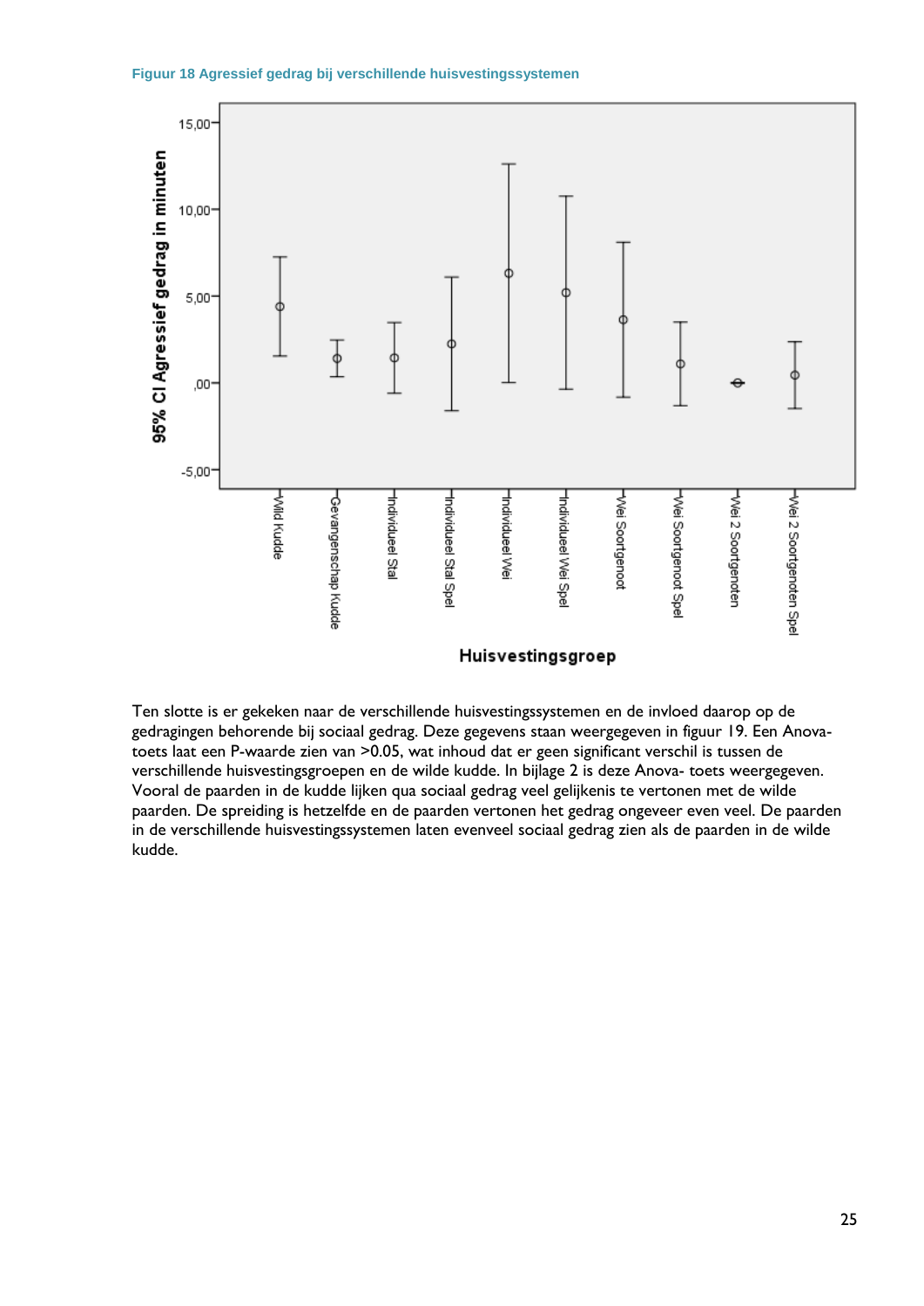**Figuur 18 Agressief gedrag bij verschillende huisvestingssystemen**

Ten slotte is er gekeken naar de verschillende huisvestingssystemen en de invloed daarop op de gedragingen behorende bij sociaal gedrag. Deze gegevens staan weergegeven in figuur 19. Een Anova-toets laat een P-waarde zien van >0.05, wat inhoud dat er geen significant verschil is tussen de verschillende huisvestingsgroepen en de wilde kudde. In bijlage 2 is deze Anova- toets weergegeven. Vooral de paarden in de kudde lijken qua sociaal gedrag veel gelijkenis te vertonen met de wilde paarden. De spreiding is hetzelfde en de paarden vertonen het gedrag ongeveer even veel. De paarden in de verschillende huisvestingssystemen laten evenveel sociaal gedrag zien als de paarden in de wilde kudde.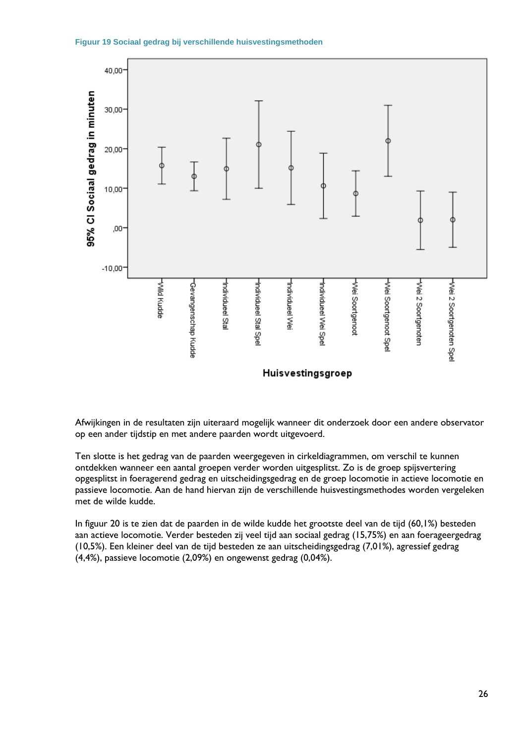Figuur 19 Sociaal gedrag bij verschillende huisvestingsmethoden

Afwijkingen in de resultaten zijn uiteraard mogelijk wanneer dit onderzoek door een andere observator op een ander tijdstip en met andere paarden wordt uitgevoerd.

Ten slotte is het gedrag van de paarden weergegeven in cirkeldiagrammen, om verschil te kunnen ontdekken wanneer een aantal groepen verder worden uitgesplitst. Zo is de groep spijsvertering opgesplitst in foeragerend gedrag en uitscheidingsgedrag en de groep locomotie in actieve locomotie en passieve locomotie. Aan de hand hiervan zijn de verschillende huisvestingsmethodes worden vergeleken met de wilde kudde.

In figuur 20 is te zien dat de paarden in de wilde kudde het grootste deel van de tijd (60,1%) besteden aan actieve locomotie. Verder besteden zij veel tijd aan sociaal gedrag (15,75%) en aan foerageergedrag (10,5%). Een kleiner deel van de tijd besteden ze aan uitscheidingsgedrag (7,01%), agressief gedrag (4,4%), passieve locomotie (2,09%) en ongewenst gedrag (0,04%).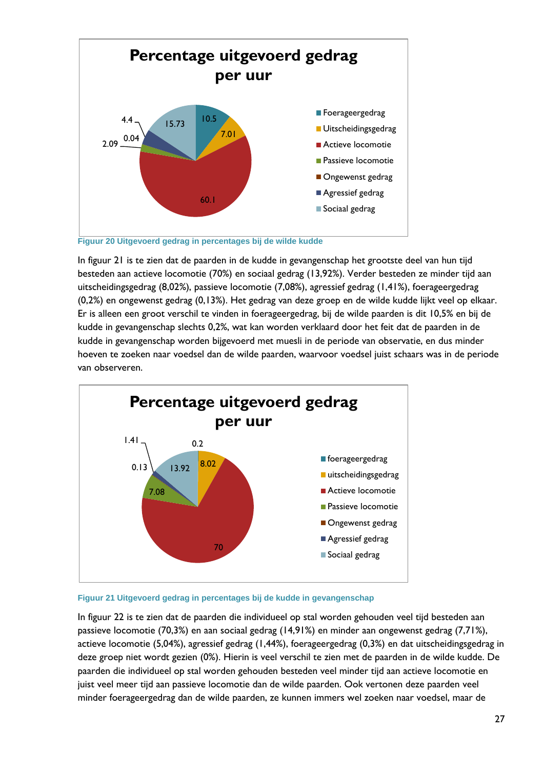Figuur 20 Uitgevoerd gedrag in percentages bij de wilde kudde

In figuur 21 is te zien dat de paarden in de kudde in gevangenschap het grootste deel van hun tijd besteden aan actieve locomotie (70%) en sociaal gedrag (13,92%). Verder besteden ze minder tijd aan uitscheidingsgedrag (8,02%), passieve locomotie (7,08%), agressief gedrag (1,41%), foerageergedrag (0,2%) en ongewenst gedrag (0,13%). Het gedrag van deze groep en de wilde kudde lijkt veel op elkaar. Er is alleen een groot verschil te vinden in foerageergedrag, bij de wilde paarden is dit 10,5% en bij de kudde in gevangenschap slechts 0,2%, wat kan worden verklaard door het feit dat de paarden in de kudde in gevangenschap worden bijgevoerd met muesli in de periode van observatie, en dus minder hoeven te zoeken naar voedsel dan de wilde paarden, waarvoor voedsel juist schaars was in de periode van observeren.

Figuur 21 Uitgevoerd gedrag in percentages bij de kudde in gevangenschap

In figuur 22 is te zien dat de paarden die individueel op stal worden gehouden veel tijd besteden aan passieve locomotie (70,3%) en aan sociaal gedrag (14,91%) en minder aan ongewenst gedrag (7,71%), actieve locomotie (5,04%), agressief gedrag (1,44%), foerageergedrag (0,3%) en dat uitscheidingsgedrag in deze groep niet wordt gezien (0%). Hierin is veel verschil te zien met de paarden in de wilde kudde. De paarden die individueel op stal worden gehouden besteden veel minder tijd aan actieve locomotie en juist veel meer tijd aan passieve locomotie dan de wilde paarden. Ook vertonen deze paarden veel minder foerageergedrag dan de wilde paarden, ze kunnen immers wel zoeken naar voedsel, maar de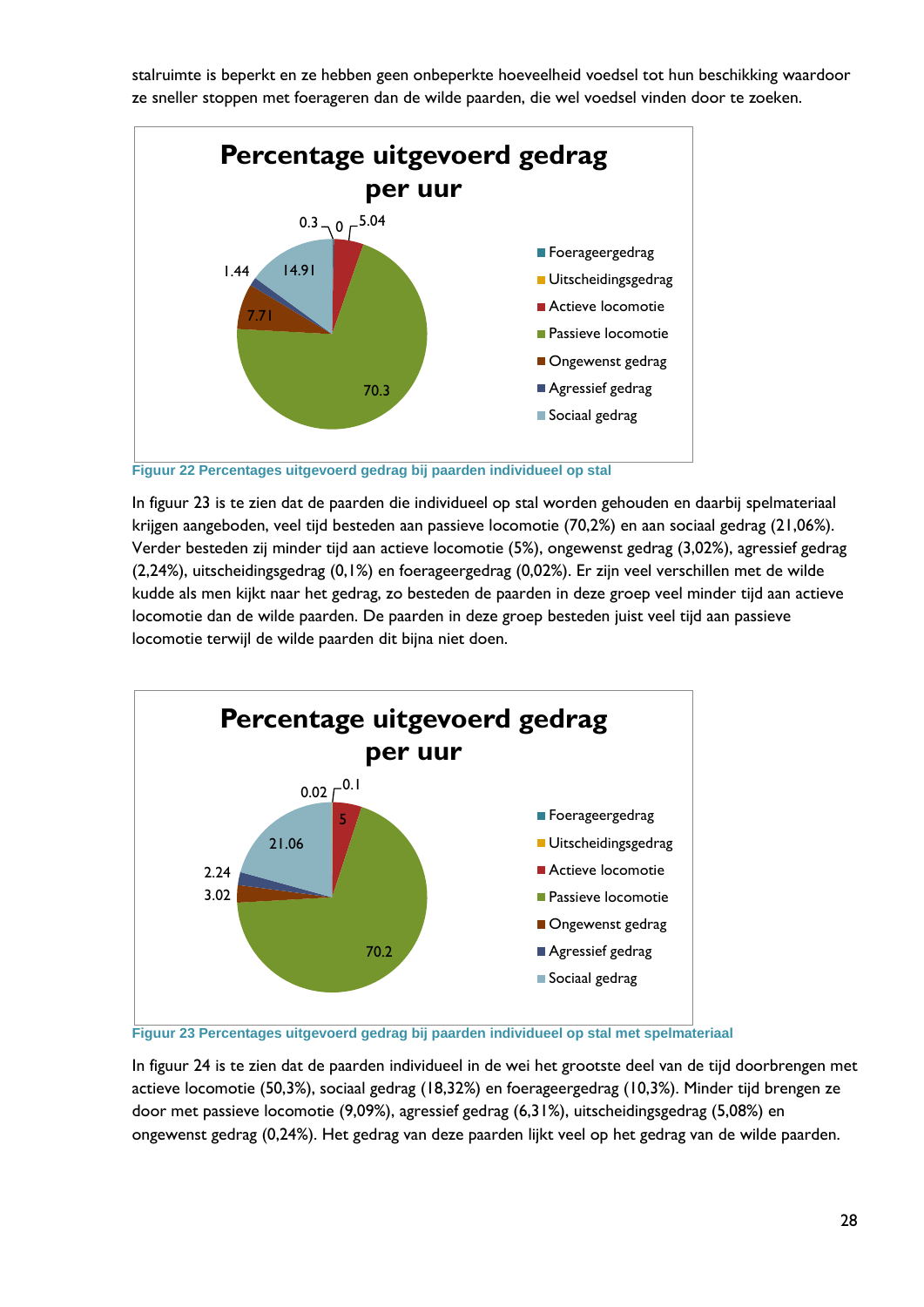stalruimte is beperkt en ze hebben geen onbeperkte hoeveelheid voedsel tot hun beschikking waardoor ze sneller stoppen met foerageren dan de wilde paarden, die wel voedsel vinden door te zoeken.

Figuur 22 Percentages uitgevoerd gedrag bij paarden individueel op stal

In figuur 23 is te zien dat de paarden die individueel op stal worden gehouden en daarbij spelmateriaal krijgen aangeboden, veel tijd besteden aan passieve locomotie (70,2%) en aan sociaal gedrag (21,06%). Verder besteden zij minder tijd aan actieve locomotie (5%), ongewenst gedrag (3,02%), agressief gedrag (2,24%), uitscheidingsgedrag (0,1%) en foerageergedrag (0,02%). Er zijn veel verschillen met de wilde kudde als men kijkt naar het gedrag, zo besteden de paarden in deze groep veel minder tijd aan actieve locomotie dan de wilde paarden. De paarden in deze groep besteden juist veel tijd aan passieve locomotie terwijl de wilde paarden dit bijna niet doen.

Figuur 23 Percentages uitgevoerd gedrag bij paarden individueel op stal met spelmateriaal

In figuur 24 is te zien dat de paarden individueel in de wei het grootste deel van de tijd doorbrengen met actieve locomotie (50,3%), sociaal gedrag (18,32%) en foerageergedrag (10,3%). Minder tijd brengen ze door met passieve locomotie (9,09%), agressief gedrag (6,31%), uitscheidingsgedrag (5,08%) en ongewenst gedrag (0,24%). Het gedrag van deze paarden lijkt veel op het gedrag van de wilde paarden.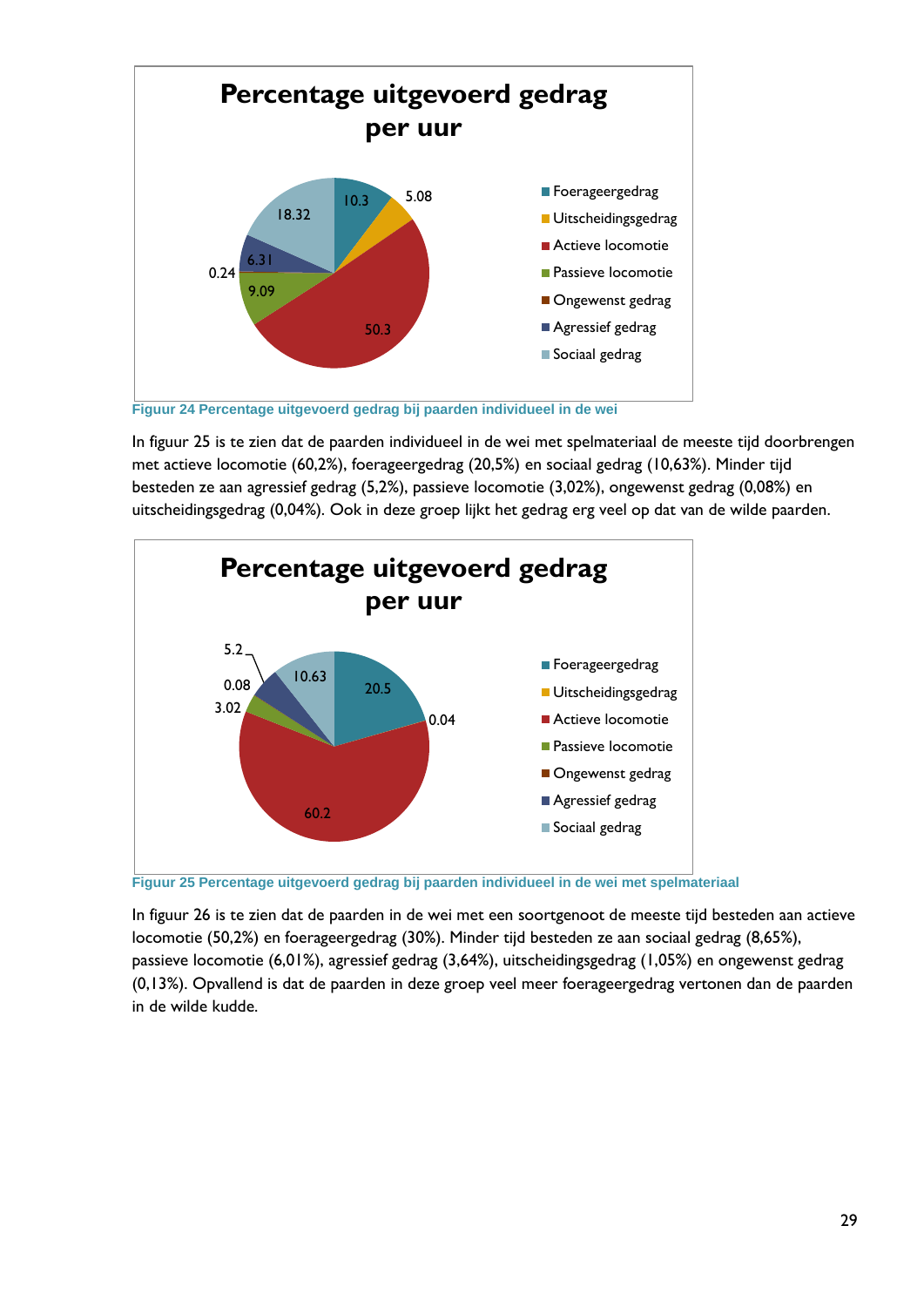**Figuur 24 Percentage uitgevoerd gedrag bij paarden individueel in de wei**

In figuur 25 is te zien dat de paarden individueel in de wei met spelmateriaal de meeste tijd doorbrengen met actieve locomotie (60,2%), foerageergedrag (20,5%) en sociaal gedrag (10,63%). Minder tijd besteden ze aan agressief gedrag (5,2%), passieve locomotie (3,02%), ongewenst gedrag (0,08%) en uitscheidingsgedrag (0,04%). Ook in deze groep lijkt het gedrag erg veel op dat van de wilde paarden.

**Figuur 25 Percentage uitgevoerd gedrag bij paarden individueel in de wei met spelmateriaal**

In figuur 26 is te zien dat de paarden in de wei met een soortgenoot de meeste tijd besteden aan actieve locomotie (50,2%) en foerageergedrag (30%). Minder tijd besteden ze aan sociaal gedrag (8,65%), passieve locomotie (6,01%), agressief gedrag (3,64%), uitscheidingsgedrag (1,05%) en ongewenst gedrag (0,13%). Opvallend is dat de paarden in deze groep veel meer foerageergedrag vertonen dan de paarden in de wilde kudde.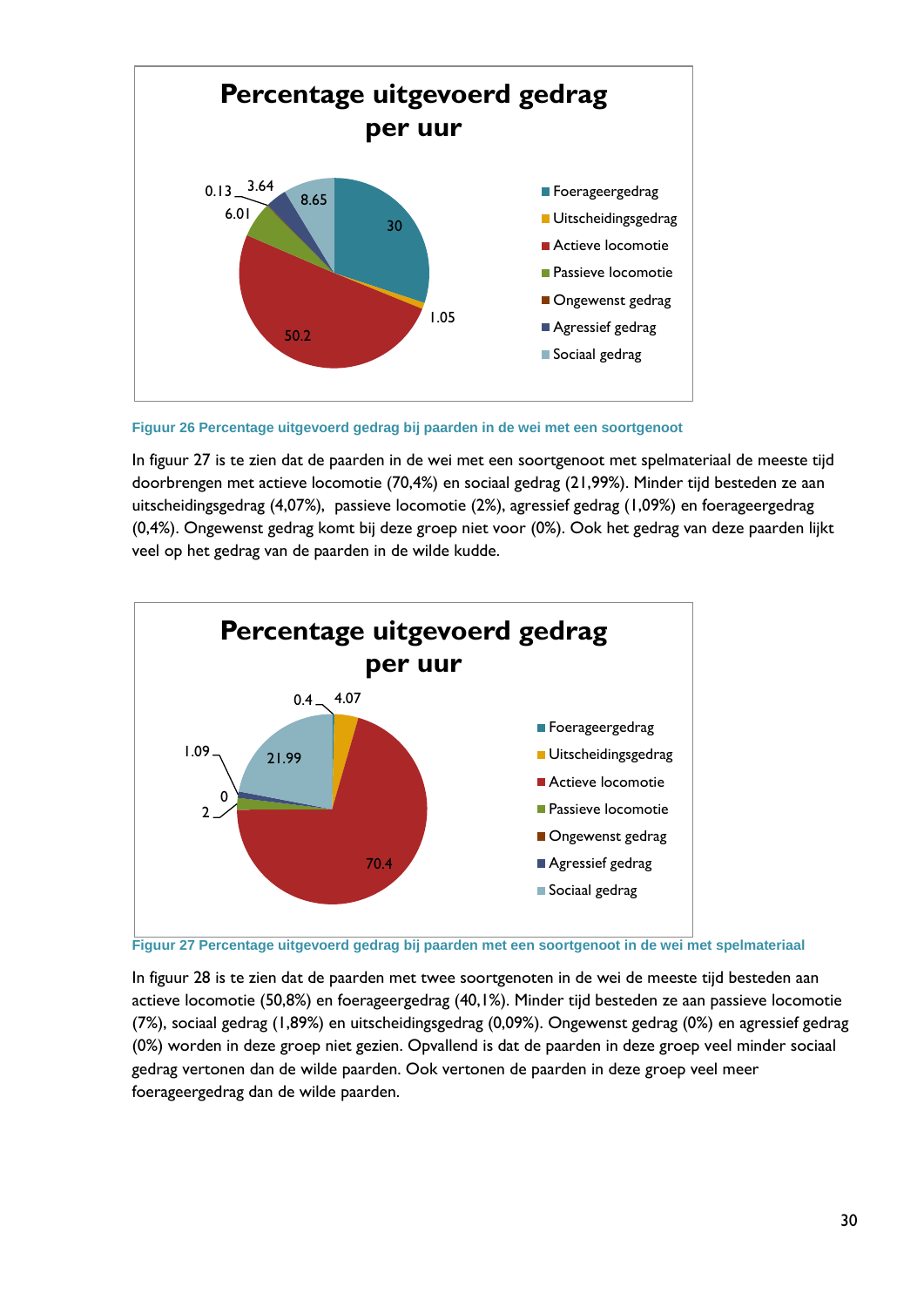Figuur 26 Percentage uitgevoerd gedrag bij paarden in de wei met een soortgenoot

In figuur 27 is te zien dat de paarden in de wei met een soortgenoot met spelmateriaal de meeste tijd doorbrengen met actieve locomotie (70,4%) en sociaal gedrag (21,99%). Minder tijd besteden ze aan uitscheidingsgedrag (4,07%), passieve locomotie (2%), agressief gedrag (1,09%) en foerageergedrag (0,4%). Ongewenst gedrag komt bij deze groep niet voor (0%). Ook het gedrag van deze paarden lijkt veel op het gedrag van de paarden in de wilde kudde.

Figuur 27 Percentage uitgevoerd gedrag bij paarden met een soortgenoot in de wei met spelmateriaal

In figuur 28 is te zien dat de paarden met twee soortgenoten in de wei de meeste tijd besteden aan actieve locomotie (50,8%) en foerageergedrag (40,1%). Minder tijd besteden ze aan passieve locomotie (7%), sociaal gedrag (1,89%) en uitscheidingsgedrag (0,09%). Ongewenst gedrag (0%) en agressief gedrag (0%) worden in deze groep niet gezien. Opvallend is dat de paarden in deze groep veel minder sociaal gedrag vertonen dan de wilde paarden. Ook vertonen de paarden in deze groep veel meer foerageergedrag dan de wilde paarden.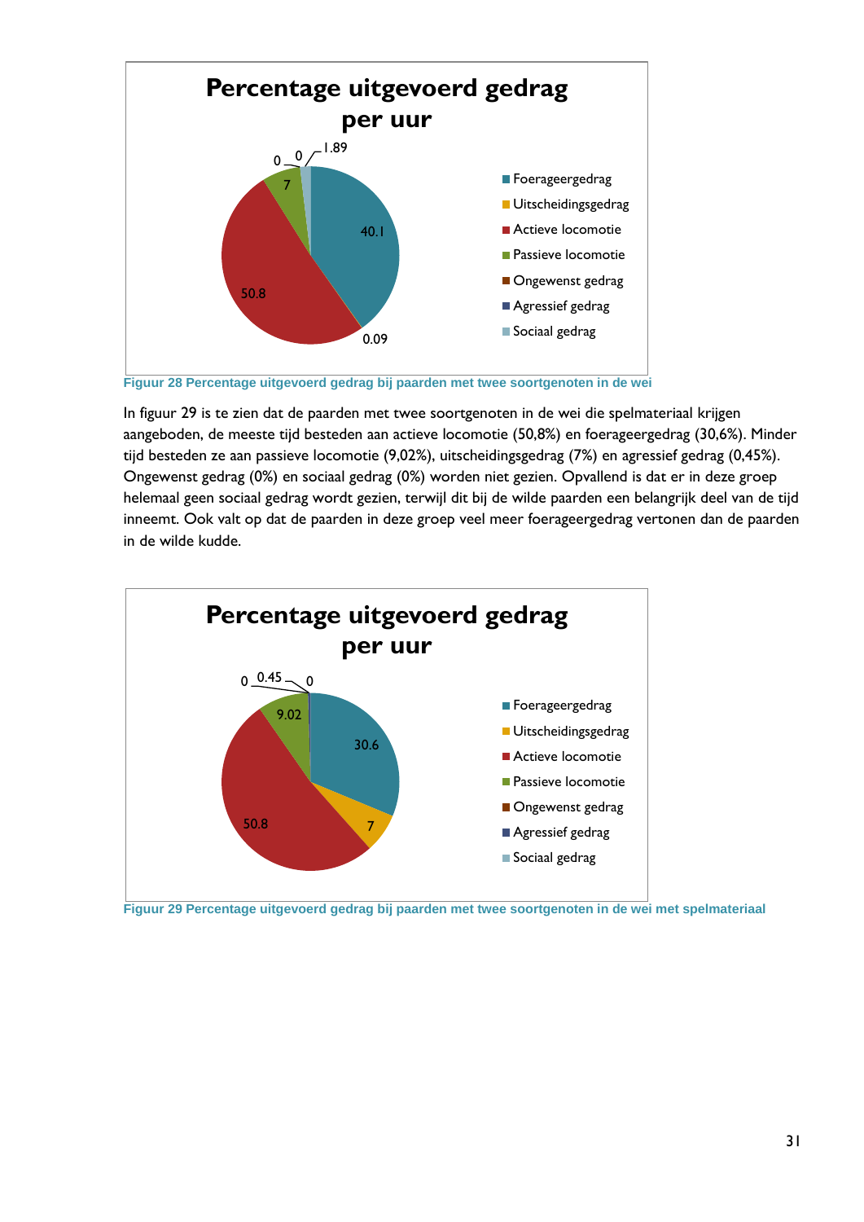**Percentage uitgevoerd gedrag per uur**

| Gedrag | Percentage |
|---|---|
| Foerageergedrag | 40.1 |
| Uitscheidingsgedrag | 0.09 |
| Actieve locomotie | 50.8 |
| Passieve locomotie | 7 |
| Ongewenst gedrag | 0 |
| Agressief gedrag | 0 |
| Sociaal gedrag | 1.89 |

Figuur 28 Percentage uitgevoerd gedrag bij paarden met twee soortgenoten in de wei

In figuur 29 is te zien dat de paarden met twee soortgenoten in de wei die spelmateriaal krijgen aangeboden, de meeste tijd besteden aan actieve locomotie (50,8%) en foerageergedrag (30,6%). Minder tijd besteden ze aan passieve locomotie (9,02%), uitscheidingsgedrag (7%) en agressief gedrag (0,45%). Ongewenst gedrag (0%) en sociaal gedrag (0%) worden niet gezien. Opvallend is dat er in deze groep helemaal geen sociaal gedrag wordt gezien, terwijl dit bij de wilde paarden een belangrijk deel van de tijd inneemt. Ook valt op dat de paarden in deze groep veel meer foerageergedrag vertonen dan de paarden in de wilde kudde.

**Percentage uitgevoerd gedrag per uur**

| Gedrag | Percentage |
|---|---|
| Foerageergedrag | 30.6 |
| Uitscheidingsgedrag | 7 |
| Actieve locomotie | 50.8 |
| Passieve locomotie | 9.02 |
| Ongewenst gedrag | 0 |
| Agressief gedrag | 0.45 |
| Sociaal gedrag | 0 |

Figuur 29 Percentage uitgevoerd gedrag bij paarden met twee soortgenoten in de wei met spelmateriaal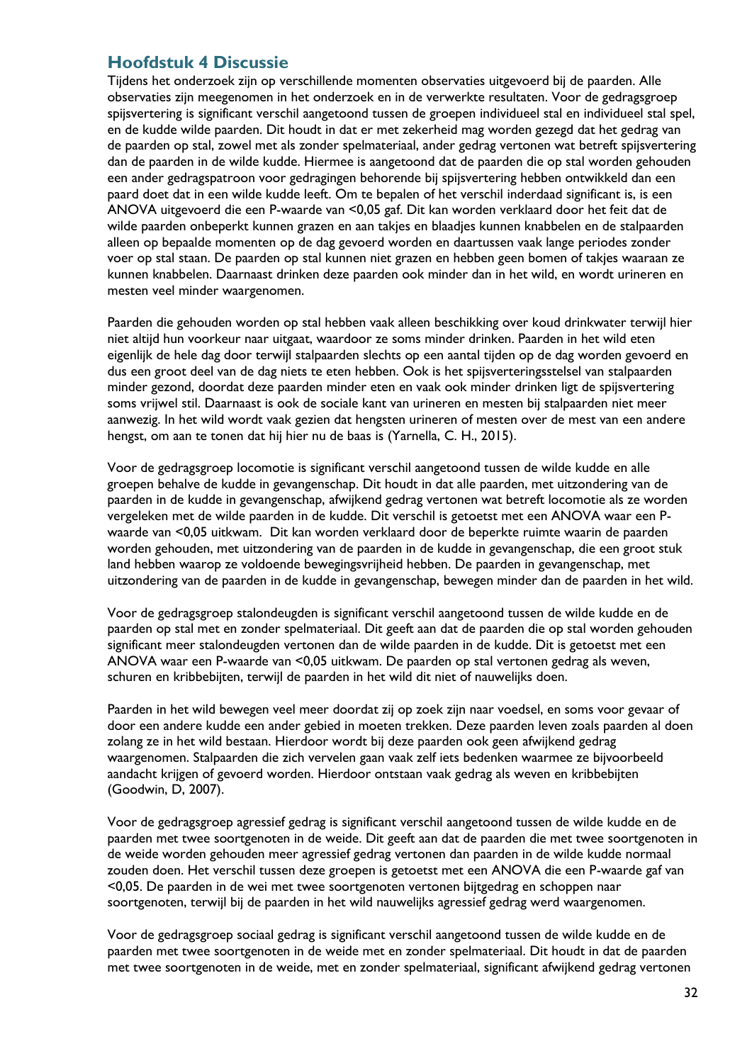# Hoofdstuk 4 Discussie

Tijdens het onderzoek zijn op verschillende momenten observaties uitgevoerd bij de paarden. Alle observaties zijn meegenomen in het onderzoek en in de verwerkte resultaten. Voor de gedragsgroep spijsvertering is significant verschil aangetoond tussen de groepen individueel stal en individueel stal spel, en de kudde wilde paarden. Dit houdt in dat er met zekerheid mag worden gezegd dat het gedrag van de paarden op stal, zowel met als zonder spelmateriaal, ander gedrag vertonen wat betreft spijsvertering dan de paarden in de wilde kudde. Hiermee is aangetoond dat de paarden die op stal worden gehouden een ander gedragspatroon voor gedragingen behorende bij spijsvertering hebben ontwikkeld dan een paard doet dat in een wilde kudde leeft. Om te bepalen of het verschil inderdaad significant is, is een ANOVA uitgevoerd die een P-waarde van <0,05 gaf. Dit kan worden verklaard door het feit dat de wilde paarden onbeperkt kunnen grazen en aan takjes en blaadjes kunnen knabbelen en de stalpaarden alleen op bepaalde momenten op de dag gevoerd worden en daartussen vaak lange periodes zonder voer op stal staan. De paarden op stal kunnen niet grazen en hebben geen bomen of takjes waaraan ze kunnen knabbelen. Daarnaast drinken deze paarden ook minder dan in het wild, en wordt urineren en mesten veel minder waargenomen.

Paarden die gehouden worden op stal hebben vaak alleen beschikking over koud drinkwater terwijl hier niet altijd hun voorkeur naar uitgaat, waardoor ze soms minder drinken. Paarden in het wild eten eigenlijk de hele dag door terwijl stalpaarden slechts op een aantal tijden op de dag worden gevoerd en dus een groot deel van de dag niets te eten hebben. Ook is het spijsverteringsstelsel van stalpaarden minder gezond, doordat deze paarden minder eten en vaak ook minder drinken ligt de spijsvertering soms vrijwel stil. Daarnaast is ook de sociale kant van urineren en mesten bij stalpaarden niet meer aanwezig. In het wild wordt vaak gezien dat hengsten urineren of mesten over de mest van een andere hengst, om aan te tonen dat hij hier nu de baas is (Yarnella, C. H., 2015).

Voor de gedragsgroep locomotie is significant verschil aangetoond tussen de wilde kudde en alle groepen behalve de kudde in gevangenschap. Dit houdt in dat alle paarden, met uitzondering van de paarden in de kudde in gevangenschap, afwijkend gedrag vertonen wat betreft locomotie als ze worden vergeleken met de wilde paarden in de kudde. Dit verschil is getoetst met een ANOVA waar een P-waarde van <0,05 uitkwam. Dit kan worden verklaard door de beperkte ruimte waarin de paarden worden gehouden, met uitzondering van de paarden in de kudde in gevangenschap, die een groot stuk land hebben waarop ze voldoende bewegingsvrijheid hebben. De paarden in gevangenschap, met uitzondering van de paarden in de kudde in gevangenschap, bewegen minder dan de paarden in het wild.

Voor de gedragsgroep stalondeugden is significant verschil aangetoond tussen de wilde kudde en de paarden op stal met en zonder spelmateriaal. Dit geeft aan dat de paarden die op stal worden gehouden significant meer stalondeugden vertonen dan de wilde paarden in de kudde. Dit is getoetst met een ANOVA waar een P-waarde van <0,05 uitkwam. De paarden op stal vertonen gedrag als weven, schuren en kribbebijten, terwijl de paarden in het wild dit niet of nauwelijks doen.

Paarden in het wild bewegen veel meer doordat zij op zoek zijn naar voedsel, en soms voor gevaar of door een andere kudde een ander gebied in moeten trekken. Deze paarden leven zoals paarden al doen zolang ze in het wild bestaan. Hierdoor wordt bij deze paarden ook geen afwijkend gedrag waargenomen. Stalpaarden die zich vervelen gaan vaak zelf iets bedenken waarmee ze bijvoorbeeld aandacht krijgen of gevoerd worden. Hierdoor ontstaan vaak gedrag als weven en kribbebijten (Goodwin, D, 2007).

Voor de gedragsgroep agressief gedrag is significant verschil aangetoond tussen de wilde kudde en de paarden met twee soortgenoten in de weide. Dit geeft aan dat de paarden die met twee soortgenoten in de weide worden gehouden meer agressief gedrag vertonen dan paarden in de wilde kudde normaal zouden doen. Het verschil tussen deze groepen is getoetst met een ANOVA die een P-waarde gaf van <0,05. De paarden in de wei met twee soortgenoten vertonen bijtgedrag en schoppen naar soortgenoten, terwijl bij de paarden in het wild nauwelijks agressief gedrag werd waargenomen.

Voor de gedragsgroep sociaal gedrag is significant verschil aangetoond tussen de wilde kudde en de paarden met twee soortgenoten in de weide met en zonder spelmateriaal. Dit houdt in dat de paarden met twee soortgenoten in de weide, met en zonder spelmateriaal, significant afwijkend gedrag vertonen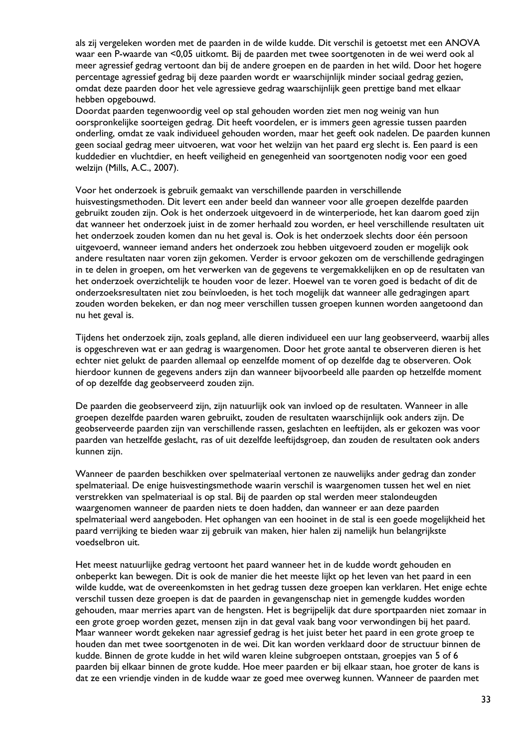als zij vergeleken worden met de paarden in de wilde kudde. Dit verschil is getoetst met een ANOVA waar een P-waarde van <0,05 uitkomt. Bij de paarden met twee soortgenoten in de wei werd ook al meer agressief gedrag vertoont dan bij de andere groepen en de paarden in het wild. Door het hogere percentage agressief gedrag bij deze paarden wordt er waarschijnlijk minder sociaal gedrag gezien, omdat deze paarden door het vele agressieve gedrag waarschijnlijk geen prettige band met elkaar hebben opgebouwd.
Doordat paarden tegenwoordig veel op stal gehouden worden ziet men nog weinig van hun oorspronkelijke soorteigen gedrag. Dit heeft voordelen, er is immers geen agressie tussen paarden onderling, omdat ze vaak individueel gehouden worden, maar het geeft ook nadelen. De paarden kunnen geen sociaal gedrag meer uitvoeren, wat voor het welzijn van het paard erg slecht is. Een paard is een kuddedier en vluchtdier, en heeft veiligheid en genegenheid van soortgenoten nodig voor een goed welzijn (Mills, A.C., 2007).

Voor het onderzoek is gebruik gemaakt van verschillende paarden in verschillende huisvestingsmethoden. Dit levert een ander beeld dan wanneer voor alle groepen dezelfde paarden gebruikt zouden zijn. Ook is het onderzoek uitgevoerd in de winterperiode, het kan daarom goed zijn dat wanneer het onderzoek juist in de zomer herhaald zou worden, er heel verschillende resultaten uit het onderzoek zouden komen dan nu het geval is. Ook is het onderzoek slechts door één persoon uitgevoerd, wanneer iemand anders het onderzoek zou hebben uitgevoerd zouden er mogelijk ook andere resultaten naar voren zijn gekomen. Verder is ervoor gekozen om de verschillende gedragingen in te delen in groepen, om het verwerken van de gegevens te vergemakkelijken en op de resultaten van het onderzoek overzichtelijk te houden voor de lezer. Hoewel van te voren goed is bedacht of dit de onderzoeksresultaten niet zou beïnvloeden, is het toch mogelijk dat wanneer alle gedragingen apart zouden worden bekeken, er dan nog meer verschillen tussen groepen kunnen worden aangetoond dan nu het geval is.

Tijdens het onderzoek zijn, zoals gepland, alle dieren individueel een uur lang geobserveerd, waarbij alles is opgeschreven wat er aan gedrag is waargenomen. Door het grote aantal te observeren dieren is het echter niet gelukt de paarden allemaal op eenzelfde moment of op dezelfde dag te observeren. Ook hierdoor kunnen de gegevens anders zijn dan wanneer bijvoorbeeld alle paarden op hetzelfde moment of op dezelfde dag geobserveerd zouden zijn.

De paarden die geobserveerd zijn, zijn natuurlijk ook van invloed op de resultaten. Wanneer in alle groepen dezelfde paarden waren gebruikt, zouden de resultaten waarschijnlijk ook anders zijn. De geobserveerde paarden zijn van verschillende rassen, geslachten en leeftijden, als er gekozen was voor paarden van hetzelfde geslacht, ras of uit dezelfde leeftijdsgroep, dan zouden de resultaten ook anders kunnen zijn.

Wanneer de paarden beschikken over spelmateriaal vertonen ze nauwelijks ander gedrag dan zonder spelmateriaal. De enige huisvestingsmethode waarin verschil is waargenomen tussen het wel en niet verstrekken van spelmateriaal is op stal. Bij de paarden op stal werden meer stalondeugden waargenomen wanneer de paarden niets te doen hadden, dan wanneer er aan deze paarden spelmateriaal werd aangeboden. Het ophangen van een hooinet in de stal is een goede mogelijkheid het paard verrijking te bieden waar zij gebruik van maken, hier halen zij namelijk hun belangrijkste voedselbron uit.

Het meest natuurlijke gedrag vertoont het paard wanneer het in de kudde wordt gehouden en onbeperkt kan bewegen. Dit is ook de manier die het meeste lijkt op het leven van het paard in een wilde kudde, wat de overeenkomsten in het gedrag tussen deze groepen kan verklaren. Het enige echte verschil tussen deze groepen is dat de paarden in gevangenschap niet in gemengde kuddes worden gehouden, maar merries apart van de hengsten. Het is begrijpelijk dat dure sportpaarden niet zomaar in een grote groep worden gezet, mensen zijn in dat geval vaak bang voor verwondingen bij het paard. Maar wanneer wordt gekeken naar agressief gedrag is het juist beter het paard in een grote groep te houden dan met twee soortgenoten in de wei. Dit kan worden verklaard door de structuur binnen de kudde. Binnen de grote kudde in het wild waren kleine subgroepen ontstaan, groepjes van 5 of 6 paarden bij elkaar binnen de grote kudde. Hoe meer paarden er bij elkaar staan, hoe groter de kans is dat ze een vriendje vinden in de kudde waar ze goed mee overweg kunnen. Wanneer de paarden met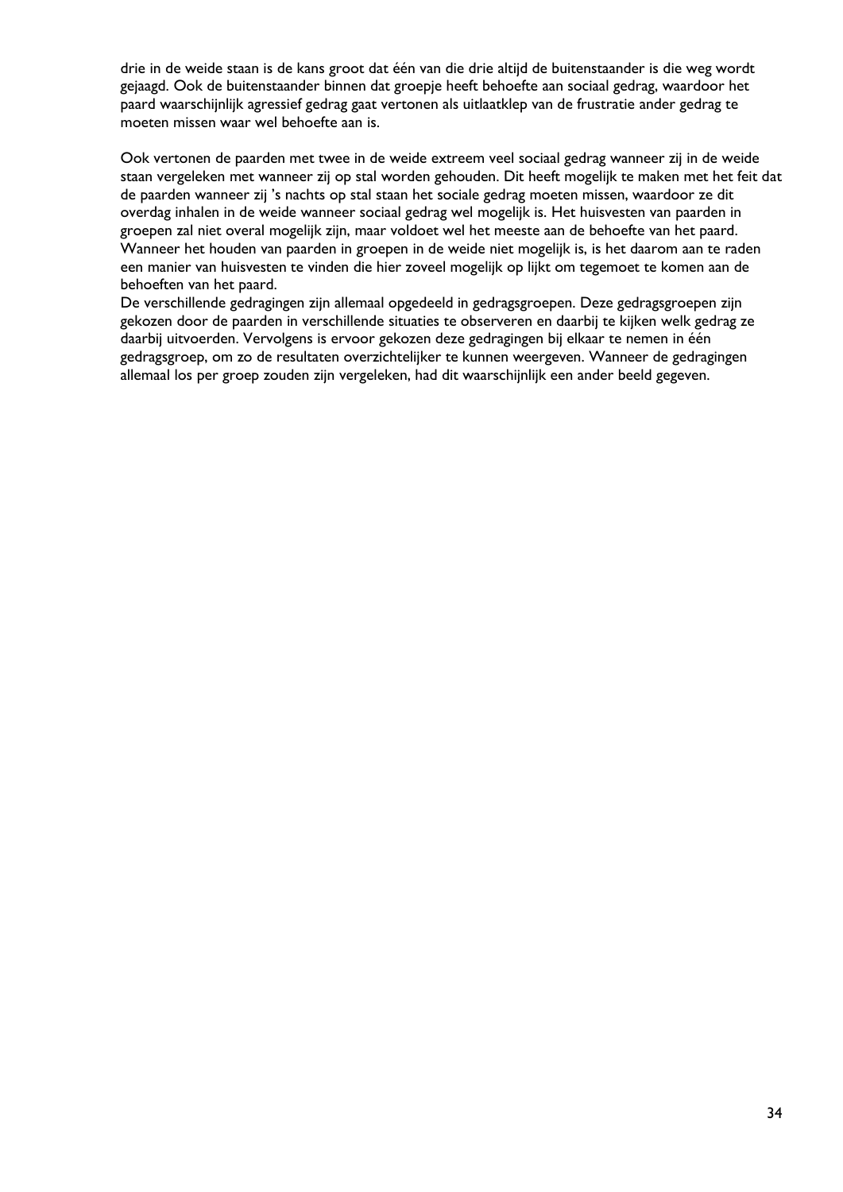drie in de weide staan is de kans groot dat één van die drie altijd de buitenstaander is die weg wordt gejaagd. Ook de buitenstaander binnen dat groepje heeft behoefte aan sociaal gedrag, waardoor het paard waarschijnlijk agressief gedrag gaat vertonen als uitlaatklep van de frustratie ander gedrag te moeten missen waar wel behoefte aan is.

Ook vertonen de paarden met twee in de weide extreem veel sociaal gedrag wanneer zij in de weide staan vergeleken met wanneer zij op stal worden gehouden. Dit heeft mogelijk te maken met het feit dat de paarden wanneer zij 's nachts op stal staan het sociale gedrag moeten missen, waardoor ze dit overdag inhalen in de weide wanneer sociaal gedrag wel mogelijk is. Het huisvesten van paarden in groepen zal niet overal mogelijk zijn, maar voldoet wel het meeste aan de behoefte van het paard. Wanneer het houden van paarden in groepen in de weide niet mogelijk is, is het daarom aan te raden een manier van huisvesten te vinden die hier zoveel mogelijk op lijkt om tegemoet te komen aan de behoeften van het paard.
De verschillende gedragingen zijn allemaal opgedeeld in gedragsgroepen. Deze gedragsgroepen zijn gekozen door de paarden in verschillende situaties te observeren en daarbij te kijken welk gedrag ze daarbij uitvoerden. Vervolgens is ervoor gekozen deze gedragingen bij elkaar te nemen in één gedragsgroep, om zo de resultaten overzichtelijker te kunnen weergeven. Wanneer de gedragingen allemaal los per groep zouden zijn vergeleken, had dit waarschijnlijk een ander beeld gegeven.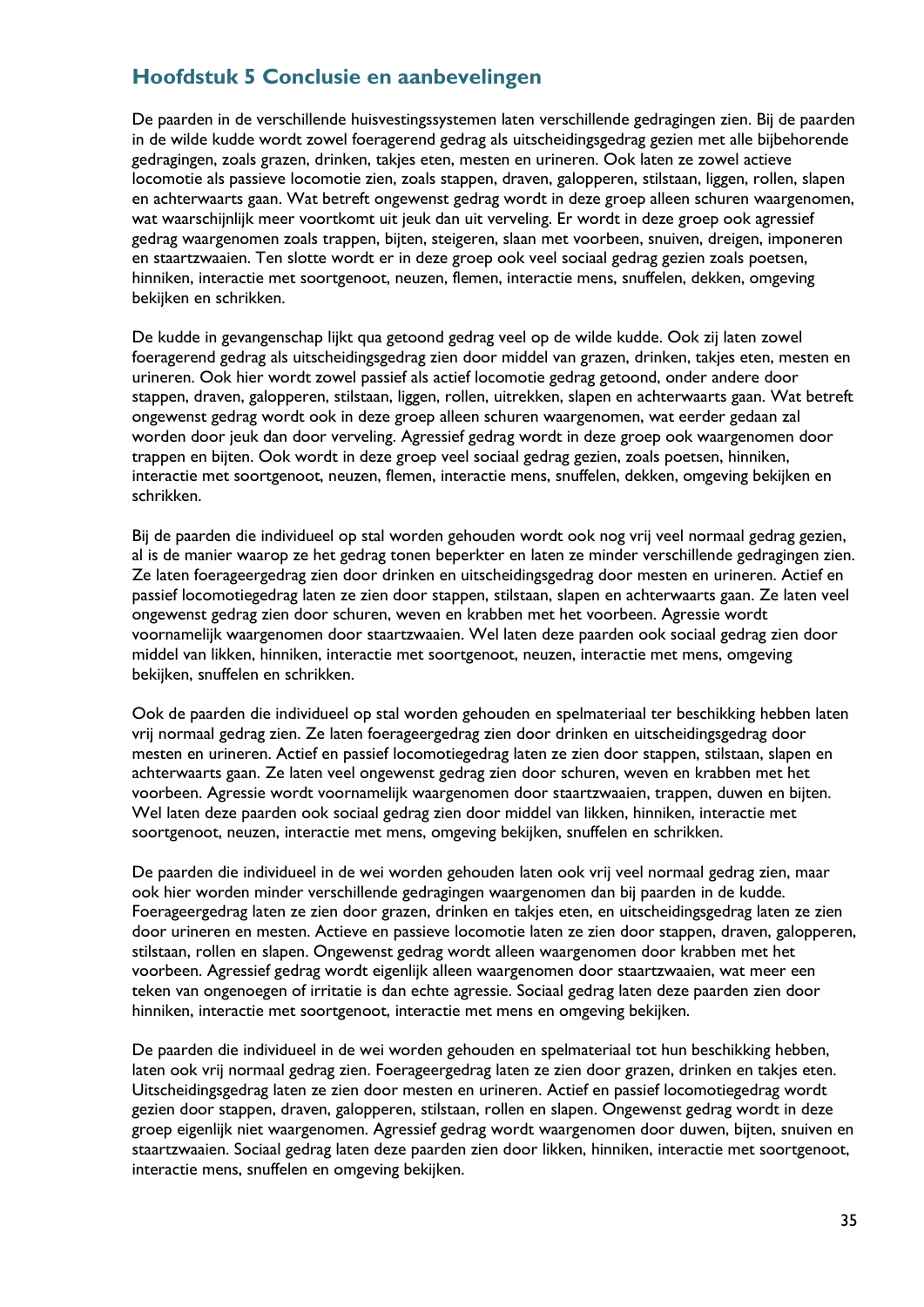## Hoofdstuk 5 Conclusie en aanbevelingen

De paarden in de verschillende huisvestingssystemen laten verschillende gedragingen zien. Bij de paarden in de wilde kudde wordt zowel foeragerend gedrag als uitscheidingsgedrag gezien met alle bijbehorende gedragingen, zoals grazen, drinken, takjes eten, mesten en urineren. Ook laten ze zowel actieve locomotie als passieve locomotie zien, zoals stappen, draven, galopperen, stilstaan, liggen, rollen, slapen en achterwaarts gaan. Wat betreft ongewenst gedrag wordt in deze groep alleen schuren waargenomen, wat waarschijnlijk meer voortkomt uit jeuk dan uit verveling. Er wordt in deze groep ook agressief gedrag waargenomen zoals trappen, bijten, steigeren, slaan met voorbeen, snuiven, dreigen, imponeren en staartzwaaien. Ten slotte wordt er in deze groep ook veel sociaal gedrag gezien zoals poetsen, hinniken, interactie met soortgenoot, neuzen, flemen, interactie mens, snuffelen, dekken, omgeving bekijken en schrikken.

De kudde in gevangenschap lijkt qua getoond gedrag veel op de wilde kudde. Ook zij laten zowel foeragerend gedrag als uitscheidingsgedrag zien door middel van grazen, drinken, takjes eten, mesten en urineren. Ook hier wordt zowel passief als actief locomotie gedrag getoond, onder andere door stappen, draven, galopperen, stilstaan, liggen, rollen, uitrekken, slapen en achterwaarts gaan. Wat betreft ongewenst gedrag wordt ook in deze groep alleen schuren waargenomen, wat eerder gedaan zal worden door jeuk dan door verveling. Agressief gedrag wordt in deze groep ook waargenomen door trappen en bijten. Ook wordt in deze groep veel sociaal gedrag gezien, zoals poetsen, hinniken, interactie met soortgenoot, neuzen, flemen, interactie mens, snuffelen, dekken, omgeving bekijken en schrikken.

Bij de paarden die individueel op stal worden gehouden wordt ook nog vrij veel normaal gedrag gezien, al is de manier waarop ze het gedrag tonen beperkter en laten ze minder verschillende gedragingen zien. Ze laten foerageergedrag zien door drinken en uitscheidingsgedrag door mesten en urineren. Actief en passief locomotiegedrag laten ze zien door stappen, stilstaan, slapen en achterwaarts gaan. Ze laten veel ongewenst gedrag zien door schuren, weven en krabben met het voorbeen. Agressie wordt voornamelijk waargenomen door staartzwaaien. Wel laten deze paarden ook sociaal gedrag zien door middel van likken, hinniken, interactie met soortgenoot, neuzen, interactie met mens, omgeving bekijken, snuffelen en schrikken.

Ook de paarden die individueel op stal worden gehouden en spelmateriaal ter beschikking hebben laten vrij normaal gedrag zien. Ze laten foerageergedrag zien door drinken en uitscheidingsgedrag door mesten en urineren. Actief en passief locomotiegedrag laten ze zien door stappen, stilstaan, slapen en achterwaarts gaan. Ze laten veel ongewenst gedrag zien door schuren, weven en krabben met het voorbeen. Agressie wordt voornamelijk waargenomen door staartzwaaien, trappen, duwen en bijten. Wel laten deze paarden ook sociaal gedrag zien door middel van likken, hinniken, interactie met soortgenoot, neuzen, interactie met mens, omgeving bekijken, snuffelen en schrikken.

De paarden die individueel in de wei worden gehouden laten ook vrij veel normaal gedrag zien, maar ook hier worden minder verschillende gedragingen waargenomen dan bij paarden in de kudde. Foerageergedrag laten ze zien door grazen, drinken en takjes eten, en uitscheidingsgedrag laten ze zien door urineren en mesten. Actieve en passieve locomotie laten ze zien door stappen, draven, galopperen, stilstaan, rollen en slapen. Ongewenst gedrag wordt alleen waargenomen door krabben met het voorbeen. Agressief gedrag wordt eigenlijk alleen waargenomen door staartzwaaien, wat meer een teken van ongenoegen of irritatie is dan echte agressie. Sociaal gedrag laten deze paarden zien door hinniken, interactie met soortgenoot, interactie met mens en omgeving bekijken.

De paarden die individueel in de wei worden gehouden en spelmateriaal tot hun beschikking hebben, laten ook vrij normaal gedrag zien. Foerageergedrag laten ze zien door grazen, drinken en takjes eten. Uitscheidingsgedrag laten ze zien door mesten en urineren. Actief en passief locomotiegedrag wordt gezien door stappen, draven, galopperen, stilstaan, rollen en slapen. Ongewenst gedrag wordt in deze groep eigenlijk niet waargenomen. Agressief gedrag wordt waargenomen door duwen, bijten, snuiven en staartzwaaien. Sociaal gedrag laten deze paarden zien door likken, hinniken, interactie met soortgenoot, interactie mens, snuffelen en omgeving bekijken.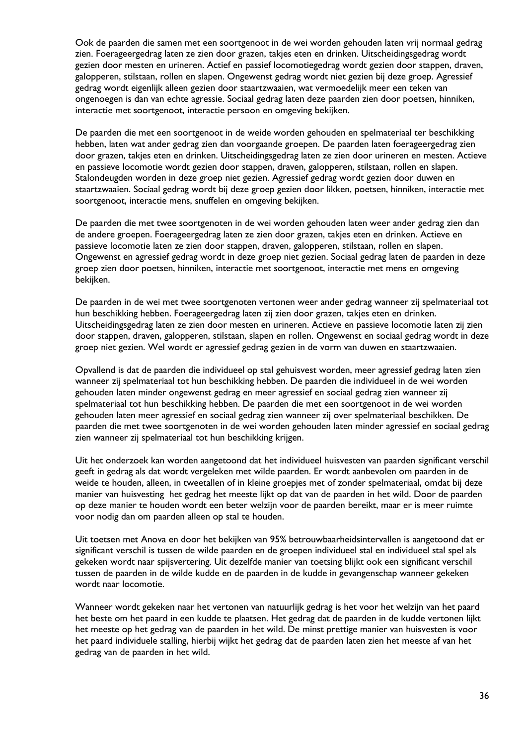Ook de paarden die samen met een soortgenoot in de wei worden gehouden laten vrij normaal gedrag zien. Foerageergedrag laten ze zien door grazen, takjes eten en drinken. Uitscheidingsgedrag wordt gezien door mesten en urineren. Actief en passief locomotiegedrag wordt gezien door stappen, draven, galopperen, stilstaan, rollen en slapen. Ongewenst gedrag wordt niet gezien bij deze groep. Agressief gedrag wordt eigenlijk alleen gezien door staartzwaaien, wat vermoedelijk meer een teken van ongenoegen is dan van echte agressie. Sociaal gedrag laten deze paarden zien door poetsen, hinniken, interactie met soortgenoot, interactie persoon en omgeving bekijken.

De paarden die met een soortgenoot in de weide worden gehouden en spelmateriaal ter beschikking hebben, laten wat ander gedrag zien dan voorgaande groepen. De paarden laten foerageergedrag zien door grazen, takjes eten en drinken. Uitscheidingsgedrag laten ze zien door urineren en mesten. Actieve en passieve locomotie wordt gezien door stappen, draven, galopperen, stilstaan, rollen en slapen. Stalondeugden worden in deze groep niet gezien. Agressief gedrag wordt gezien door duwen en staartzwaaien. Sociaal gedrag wordt bij deze groep gezien door likken, poetsen, hinniken, interactie met soortgenoot, interactie mens, snuffelen en omgeving bekijken.

De paarden die met twee soortgenoten in de wei worden gehouden laten weer ander gedrag zien dan de andere groepen. Foerageergedrag laten ze zien door grazen, takjes eten en drinken. Actieve en passieve locomotie laten ze zien door stappen, draven, galopperen, stilstaan, rollen en slapen. Ongewenst en agressief gedrag wordt in deze groep niet gezien. Sociaal gedrag laten de paarden in deze groep zien door poetsen, hinniken, interactie met soortgenoot, interactie met mens en omgeving bekijken.

De paarden in de wei met twee soortgenoten vertonen weer ander gedrag wanneer zij spelmateriaal tot hun beschikking hebben. Foerageergedrag laten zij zien door grazen, takjes eten en drinken. Uitscheidingsgedrag laten ze zien door mesten en urineren. Actieve en passieve locomotie laten zij zien door stappen, draven, galopperen, stilstaan, slapen en rollen. Ongewenst en sociaal gedrag wordt in deze groep niet gezien. Wel wordt er agressief gedrag gezien in de vorm van duwen en staartzwaaien.

Opvallend is dat de paarden die individueel op stal gehuisvest worden, meer agressief gedrag laten zien wanneer zij spelmateriaal tot hun beschikking hebben. De paarden die individueel in de wei worden gehouden laten minder ongewenst gedrag en meer agressief en sociaal gedrag zien wanneer zij spelmateriaal tot hun beschikking hebben. De paarden die met een soortgenoot in de wei worden gehouden laten meer agressief en sociaal gedrag zien wanneer zij over spelmateriaal beschikken. De paarden die met twee soortgenoten in de wei worden gehouden laten minder agressief en sociaal gedrag zien wanneer zij spelmateriaal tot hun beschikking krijgen.

Uit het onderzoek kan worden aangetoond dat het individueel huisvesten van paarden significant verschil geeft in gedrag als dat wordt vergeleken met wilde paarden. Er wordt aanbevolen om paarden in de weide te houden, alleen, in tweetallen of in kleine groepjes met of zonder spelmateriaal, omdat bij deze manier van huisvesting het gedrag het meeste lijkt op dat van de paarden in het wild. Door de paarden op deze manier te houden wordt een beter welzijn voor de paarden bereikt, maar er is meer ruimte voor nodig dan om paarden alleen op stal te houden.

Uit toetsen met Anova en door het bekijken van 95% betrouwbaarheidsintervallen is aangetoond dat er significant verschil is tussen de wilde paarden en de groepen individueel stal en individueel stal spel als gekeken wordt naar spijsvertering. Uit dezelfde manier van toetsing blijkt ook een significant verschil tussen de paarden in de wilde kudde en de paarden in de kudde in gevangenschap wanneer gekeken wordt naar locomotie.

Wanneer wordt gekeken naar het vertonen van natuurlijk gedrag is het voor het welzijn van het paard het beste om het paard in een kudde te plaatsen. Het gedrag dat de paarden in de kudde vertonen lijkt het meeste op het gedrag van de paarden in het wild. De minst prettige manier van huisvesten is voor het paard individuele stalling, hierbij wijkt het gedrag dat de paarden laten zien het meeste af van het gedrag van de paarden in het wild.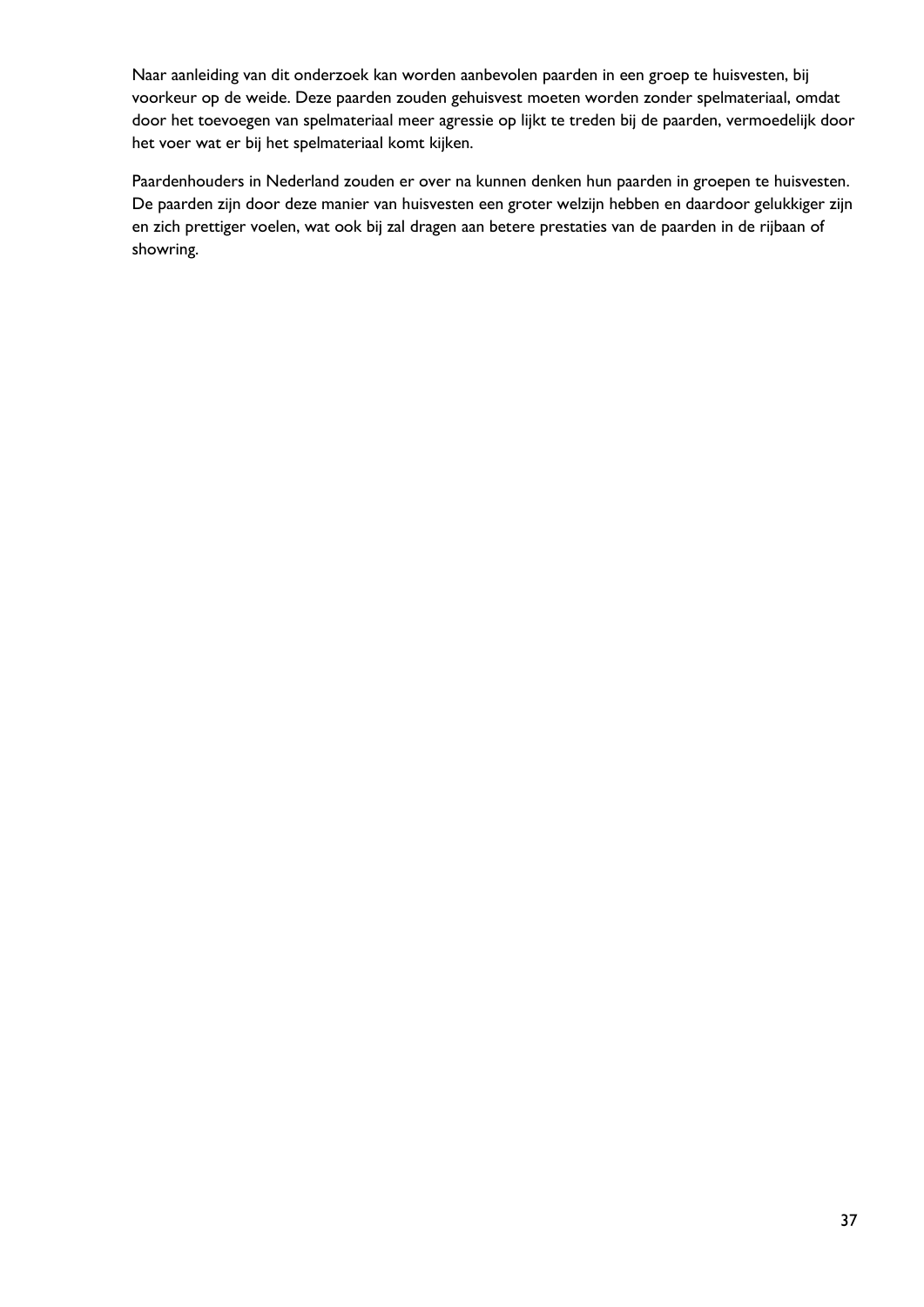Naar aanleiding van dit onderzoek kan worden aanbevolen paarden in een groep te huisvesten, bij voorkeur op de weide. Deze paarden zouden gehuisvest moeten worden zonder spelmateriaal, omdat door het toevoegen van spelmateriaal meer agressie op lijkt te treden bij de paarden, vermoedelijk door het voer wat er bij het spelmateriaal komt kijken.

Paardenhouders in Nederland zouden er over na kunnen denken hun paarden in groepen te huisvesten. De paarden zijn door deze manier van huisvesten een groter welzijn hebben en daardoor gelukkiger zijn en zich prettiger voelen, wat ook bij zal dragen aan betere prestaties van de paarden in de rijbaan of showring.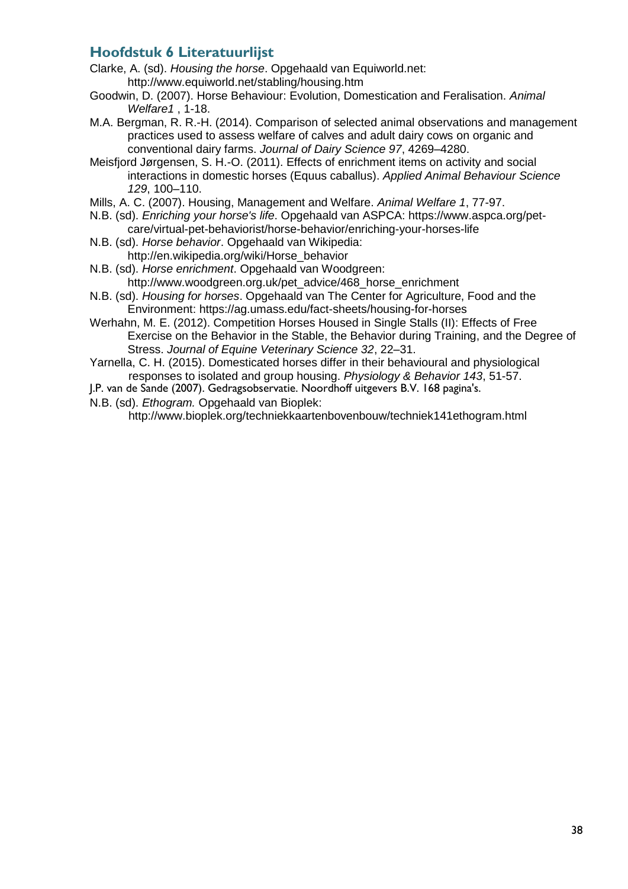## Hoofdstuk 6 Literatuurlijst

Clarke, A. (sd). *Housing the horse*. Opgehaald van Equiworld.net: http://www.equiworld.net/stabling/housing.htm

Goodwin, D. (2007). Horse Behaviour: Evolution, Domestication and Feralisation. *Animal Welfare1* , 1-18.

M.A. Bergman, R. R.-H. (2014). Comparison of selected animal observations and management practices used to assess welfare of calves and adult dairy cows on organic and conventional dairy farms. *Journal of Dairy Science 97*, 4269–4280.

Meisfjord Jørgensen, S. H.-O. (2011). Effects of enrichment items on activity and social interactions in domestic horses (Equus caballus). *Applied Animal Behaviour Science 129*, 100–110.

Mills, A. C. (2007). Housing, Management and Welfare. *Animal Welfare 1*, 77-97.

N.B. (sd). *Enriching your horse's life*. Opgehaald van ASPCA: https://www.aspca.org/pet-care/virtual-pet-behaviorist/horse-behavior/enriching-your-horses-life

N.B. (sd). *Horse behavior*. Opgehaald van Wikipedia: http://en.wikipedia.org/wiki/Horse_behavior

N.B. (sd). *Horse enrichment*. Opgehaald van Woodgreen: http://www.woodgreen.org.uk/pet_advice/468_horse_enrichment

N.B. (sd). *Housing for horses*. Opgehaald van The Center for Agriculture, Food and the Environment: https://ag.umass.edu/fact-sheets/housing-for-horses

Werhahn, M. E. (2012). Competition Horses Housed in Single Stalls (II): Effects of Free Exercise on the Behavior in the Stable, the Behavior during Training, and the Degree of Stress. *Journal of Equine Veterinary Science 32*, 22–31.

Yarnella, C. H. (2015). Domesticated horses differ in their behavioural and physiological responses to isolated and group housing. *Physiology & Behavior 143*, 51-57.

J.P. van de Sande (2007). Gedragsobservatie. Noordhoff uitgevers B.V. 168 pagina's.

N.B. (sd). *Ethogram.* Opgehaald van Bioplek: http://www.bioplek.org/techniekkaartenbovenbouw/techniek141ethogram.html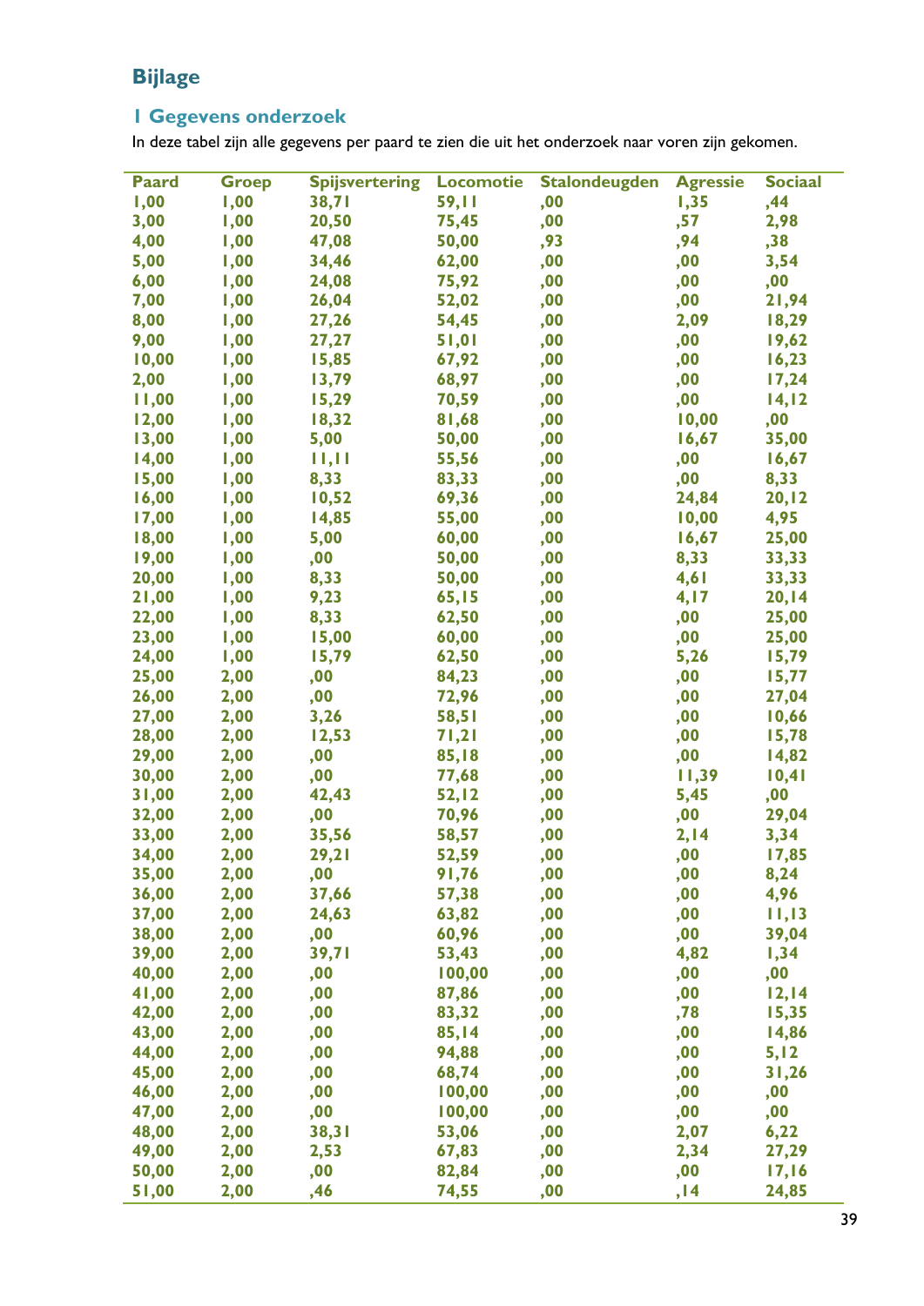## Bijlage

### 1 Gegevens onderzoek

In deze tabel zijn alle gegevens per paard te zien die uit het onderzoek naar voren zijn gekomen.

| Paard | Groep | Spijsvertering | Locomotie | Stalondeugden | Agressie | Sociaal |
|---|---|---|---|---|---|---|
| 1,00 | 1,00 | 38,71 | 59,11 | ,00 | 1,35 | ,44 |
| 3,00 | 1,00 | 20,50 | 75,45 | ,00 | ,57 | 2,98 |
| 4,00 | 1,00 | 47,08 | 50,00 | ,93 | ,94 | ,38 |
| 5,00 | 1,00 | 34,46 | 62,00 | ,00 | ,00 | 3,54 |
| 6,00 | 1,00 | 24,08 | 75,92 | ,00 | ,00 | ,00 |
| 7,00 | 1,00 | 26,04 | 52,02 | ,00 | ,00 | 21,94 |
| 8,00 | 1,00 | 27,26 | 54,45 | ,00 | 2,09 | 18,29 |
| 9,00 | 1,00 | 27,27 | 51,01 | ,00 | ,00 | 19,62 |
| 10,00 | 1,00 | 15,85 | 67,92 | ,00 | ,00 | 16,23 |
| 2,00 | 1,00 | 13,79 | 68,97 | ,00 | ,00 | 17,24 |
| 11,00 | 1,00 | 15,29 | 70,59 | ,00 | ,00 | 14,12 |
| 12,00 | 1,00 | 18,32 | 81,68 | ,00 | 10,00 | ,00 |
| 13,00 | 1,00 | 5,00 | 50,00 | ,00 | 16,67 | 35,00 |
| 14,00 | 1,00 | 11,11 | 55,56 | ,00 | ,00 | 16,67 |
| 15,00 | 1,00 | 8,33 | 83,33 | ,00 | ,00 | 8,33 |
| 16,00 | 1,00 | 10,52 | 69,36 | ,00 | 24,84 | 20,12 |
| 17,00 | 1,00 | 14,85 | 55,00 | ,00 | 10,00 | 4,95 |
| 18,00 | 1,00 | 5,00 | 60,00 | ,00 | 16,67 | 25,00 |
| 19,00 | 1,00 | ,00 | 50,00 | ,00 | 8,33 | 33,33 |
| 20,00 | 1,00 | 8,33 | 50,00 | ,00 | 4,61 | 33,33 |
| 21,00 | 1,00 | 9,23 | 65,15 | ,00 | 4,17 | 20,14 |
| 22,00 | 1,00 | 8,33 | 62,50 | ,00 | ,00 | 25,00 |
| 23,00 | 1,00 | 15,00 | 60,00 | ,00 | ,00 | 25,00 |
| 24,00 | 1,00 | 15,79 | 62,50 | ,00 | 5,26 | 15,79 |
| 25,00 | 2,00 | ,00 | 84,23 | ,00 | ,00 | 15,77 |
| 26,00 | 2,00 | ,00 | 72,96 | ,00 | ,00 | 27,04 |
| 27,00 | 2,00 | 3,26 | 58,51 | ,00 | ,00 | 10,66 |
| 28,00 | 2,00 | 12,53 | 71,21 | ,00 | ,00 | 15,78 |
| 29,00 | 2,00 | ,00 | 85,18 | ,00 | ,00 | 14,82 |
| 30,00 | 2,00 | ,00 | 77,68 | ,00 | 11,39 | 10,41 |
| 31,00 | 2,00 | 42,43 | 52,12 | ,00 | 5,45 | ,00 |
| 32,00 | 2,00 | ,00 | 70,96 | ,00 | ,00 | 29,04 |
| 33,00 | 2,00 | 35,56 | 58,57 | ,00 | 2,14 | 3,34 |
| 34,00 | 2,00 | 29,21 | 52,59 | ,00 | ,00 | 17,85 |
| 35,00 | 2,00 | ,00 | 91,76 | ,00 | ,00 | 8,24 |
| 36,00 | 2,00 | 37,66 | 57,38 | ,00 | ,00 | 4,96 |
| 37,00 | 2,00 | 24,63 | 63,82 | ,00 | ,00 | 11,13 |
| 38,00 | 2,00 | ,00 | 60,96 | ,00 | ,00 | 39,04 |
| 39,00 | 2,00 | 39,71 | 53,43 | ,00 | 4,82 | 1,34 |
| 40,00 | 2,00 | ,00 | 100,00 | ,00 | ,00 | ,00 |
| 41,00 | 2,00 | ,00 | 87,86 | ,00 | ,00 | 12,14 |
| 42,00 | 2,00 | ,00 | 83,32 | ,00 | ,78 | 15,35 |
| 43,00 | 2,00 | ,00 | 85,14 | ,00 | ,00 | 14,86 |
| 44,00 | 2,00 | ,00 | 94,88 | ,00 | ,00 | 5,12 |
| 45,00 | 2,00 | ,00 | 68,74 | ,00 | ,00 | 31,26 |
| 46,00 | 2,00 | ,00 | 100,00 | ,00 | ,00 | ,00 |
| 47,00 | 2,00 | ,00 | 100,00 | ,00 | ,00 | ,00 |
| 48,00 | 2,00 | 38,31 | 53,06 | ,00 | 2,07 | 6,22 |
| 49,00 | 2,00 | 2,53 | 67,83 | ,00 | 2,34 | 27,29 |
| 50,00 | 2,00 | ,00 | 82,84 | ,00 | ,00 | 17,16 |
| 51,00 | 2,00 | ,46 | 74,55 | ,00 | ,14 | 24,85 |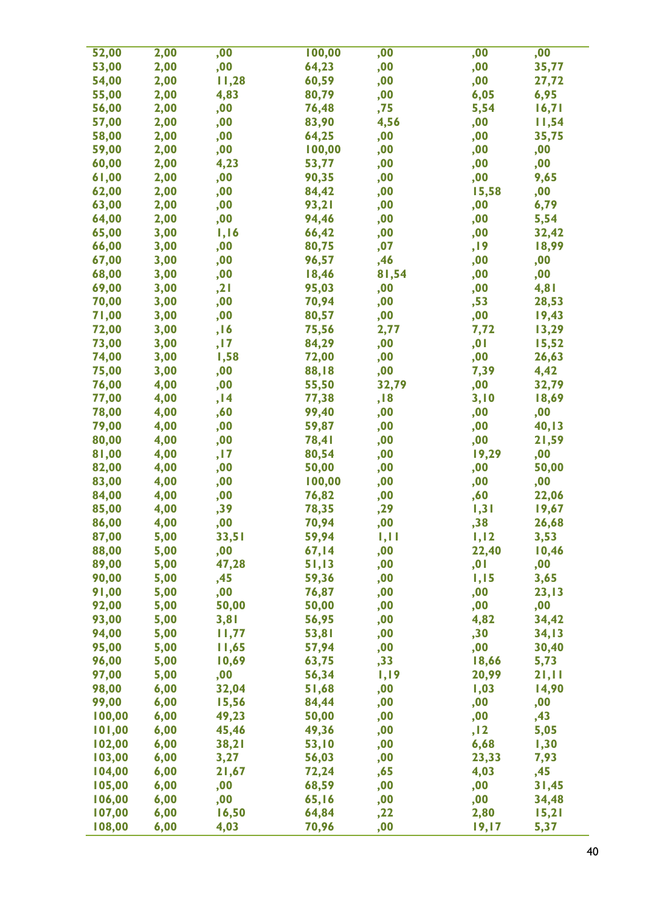| | | | | | | |
|---|---|---|---|---|---|---|
| 52,00 | 2,00 | ,00 | 100,00 | ,00 | ,00 | ,00 |
| 53,00 | 2,00 | ,00 | 64,23 | ,00 | ,00 | 35,77 |
| 54,00 | 2,00 | 11,28 | 60,59 | ,00 | ,00 | 27,72 |
| 55,00 | 2,00 | 4,83 | 80,79 | ,00 | 6,05 | 6,95 |
| 56,00 | 2,00 | ,00 | 76,48 | ,75 | 5,54 | 16,71 |
| 57,00 | 2,00 | ,00 | 83,90 | 4,56 | ,00 | 11,54 |
| 58,00 | 2,00 | ,00 | 64,25 | ,00 | ,00 | 35,75 |
| 59,00 | 2,00 | ,00 | 100,00 | ,00 | ,00 | ,00 |
| 60,00 | 2,00 | 4,23 | 53,77 | ,00 | ,00 | ,00 |
| 61,00 | 2,00 | ,00 | 90,35 | ,00 | ,00 | 9,65 |
| 62,00 | 2,00 | ,00 | 84,42 | ,00 | 15,58 | ,00 |
| 63,00 | 2,00 | ,00 | 93,21 | ,00 | ,00 | 6,79 |
| 64,00 | 2,00 | ,00 | 94,46 | ,00 | ,00 | 5,54 |
| 65,00 | 3,00 | 1,16 | 66,42 | ,00 | ,00 | 32,42 |
| 66,00 | 3,00 | ,00 | 80,75 | ,07 | ,19 | 18,99 |
| 67,00 | 3,00 | ,00 | 96,57 | ,46 | ,00 | ,00 |
| 68,00 | 3,00 | ,00 | 18,46 | 81,54 | ,00 | ,00 |
| 69,00 | 3,00 | ,21 | 95,03 | ,00 | ,00 | 4,81 |
| 70,00 | 3,00 | ,00 | 70,94 | ,00 | ,53 | 28,53 |
| 71,00 | 3,00 | ,00 | 80,57 | ,00 | ,00 | 19,43 |
| 72,00 | 3,00 | ,16 | 75,56 | 2,77 | 7,72 | 13,29 |
| 73,00 | 3,00 | ,17 | 84,29 | ,00 | ,01 | 15,52 |
| 74,00 | 3,00 | 1,58 | 72,00 | ,00 | ,00 | 26,63 |
| 75,00 | 3,00 | ,00 | 88,18 | ,00 | 7,39 | 4,42 |
| 76,00 | 4,00 | ,00 | 55,50 | 32,79 | ,00 | 32,79 |
| 77,00 | 4,00 | ,14 | 77,38 | ,18 | 3,10 | 18,69 |
| 78,00 | 4,00 | ,60 | 99,40 | ,00 | ,00 | ,00 |
| 79,00 | 4,00 | ,00 | 59,87 | ,00 | ,00 | 40,13 |
| 80,00 | 4,00 | ,00 | 78,41 | ,00 | ,00 | 21,59 |
| 81,00 | 4,00 | ,17 | 80,54 | ,00 | 19,29 | ,00 |
| 82,00 | 4,00 | ,00 | 50,00 | ,00 | ,00 | 50,00 |
| 83,00 | 4,00 | ,00 | 100,00 | ,00 | ,00 | ,00 |
| 84,00 | 4,00 | ,00 | 76,82 | ,00 | ,60 | 22,06 |
| 85,00 | 4,00 | ,39 | 78,35 | ,29 | 1,31 | 19,67 |
| 86,00 | 4,00 | ,00 | 70,94 | ,00 | ,38 | 26,68 |
| 87,00 | 5,00 | 33,51 | 59,94 | 1,11 | 1,12 | 3,53 |
| 88,00 | 5,00 | ,00 | 67,14 | ,00 | 22,40 | 10,46 |
| 89,00 | 5,00 | 47,28 | 51,13 | ,00 | ,01 | ,00 |
| 90,00 | 5,00 | ,45 | 59,36 | ,00 | 1,15 | 3,65 |
| 91,00 | 5,00 | ,00 | 76,87 | ,00 | ,00 | 23,13 |
| 92,00 | 5,00 | 50,00 | 50,00 | ,00 | ,00 | ,00 |
| 93,00 | 5,00 | 3,81 | 56,95 | ,00 | 4,82 | 34,42 |
| 94,00 | 5,00 | 11,77 | 53,81 | ,00 | ,30 | 34,13 |
| 95,00 | 5,00 | 11,65 | 57,94 | ,00 | ,00 | 30,40 |
| 96,00 | 5,00 | 10,69 | 63,75 | ,33 | 18,66 | 5,73 |
| 97,00 | 5,00 | ,00 | 56,34 | 1,19 | 20,99 | 21,11 |
| 98,00 | 6,00 | 32,04 | 51,68 | ,00 | 1,03 | 14,90 |
| 99,00 | 6,00 | 15,56 | 84,44 | ,00 | ,00 | ,00 |
| 100,00 | 6,00 | 49,23 | 50,00 | ,00 | ,00 | ,43 |
| 101,00 | 6,00 | 45,46 | 49,36 | ,00 | ,12 | 5,05 |
| 102,00 | 6,00 | 38,21 | 53,10 | ,00 | 6,68 | 1,30 |
| 103,00 | 6,00 | 3,27 | 56,03 | ,00 | 23,33 | 7,93 |
| 104,00 | 6,00 | 21,67 | 72,24 | ,65 | 4,03 | ,45 |
| 105,00 | 6,00 | ,00 | 68,59 | ,00 | ,00 | 31,45 |
| 106,00 | 6,00 | ,00 | 65,16 | ,00 | ,00 | 34,48 |
| 107,00 | 6,00 | 16,50 | 64,84 | ,22 | 2,80 | 15,21 |
| 108,00 | 6,00 | 4,03 | 70,96 | ,00 | 19,17 | 5,37 |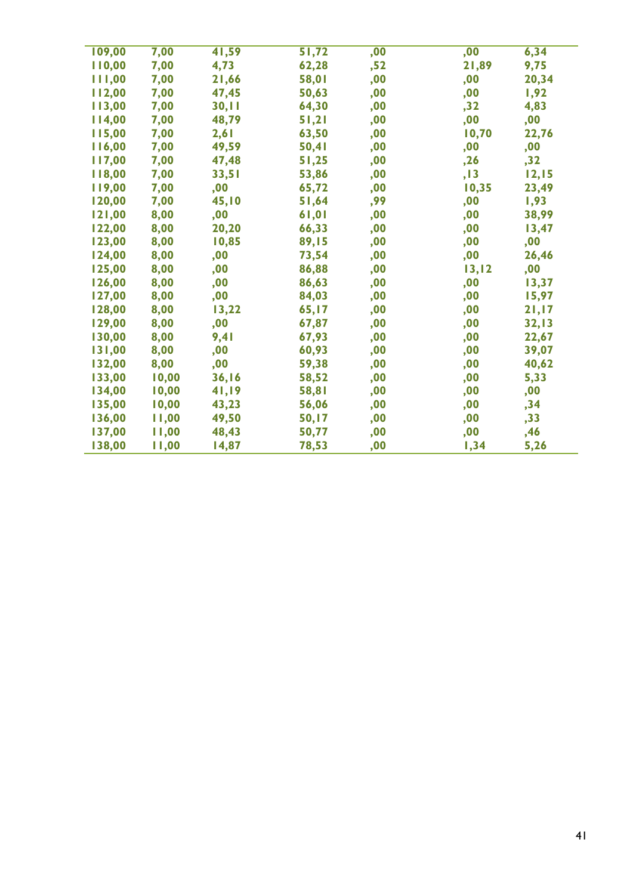| 109,00 | 7,00 | 41,59 | 51,72 | ,00 | ,00 | 6,34 |
|---|---|---|---|---|---|---|
| 110,00 | 7,00 | 4,73 | 62,28 | ,52 | 21,89 | 9,75 |
| 111,00 | 7,00 | 21,66 | 58,01 | ,00 | ,00 | 20,34 |
| 112,00 | 7,00 | 47,45 | 50,63 | ,00 | ,00 | 1,92 |
| 113,00 | 7,00 | 30,11 | 64,30 | ,00 | ,32 | 4,83 |
| 114,00 | 7,00 | 48,79 | 51,21 | ,00 | ,00 | ,00 |
| 115,00 | 7,00 | 2,61 | 63,50 | ,00 | 10,70 | 22,76 |
| 116,00 | 7,00 | 49,59 | 50,41 | ,00 | ,00 | ,00 |
| 117,00 | 7,00 | 47,48 | 51,25 | ,00 | ,26 | ,32 |
| 118,00 | 7,00 | 33,51 | 53,86 | ,00 | ,13 | 12,15 |
| 119,00 | 7,00 | ,00 | 65,72 | ,00 | 10,35 | 23,49 |
| 120,00 | 7,00 | 45,10 | 51,64 | ,99 | ,00 | 1,93 |
| 121,00 | 8,00 | ,00 | 61,01 | ,00 | ,00 | 38,99 |
| 122,00 | 8,00 | 20,20 | 66,33 | ,00 | ,00 | 13,47 |
| 123,00 | 8,00 | 10,85 | 89,15 | ,00 | ,00 | ,00 |
| 124,00 | 8,00 | ,00 | 73,54 | ,00 | ,00 | 26,46 |
| 125,00 | 8,00 | ,00 | 86,88 | ,00 | 13,12 | ,00 |
| 126,00 | 8,00 | ,00 | 86,63 | ,00 | ,00 | 13,37 |
| 127,00 | 8,00 | ,00 | 84,03 | ,00 | ,00 | 15,97 |
| 128,00 | 8,00 | 13,22 | 65,17 | ,00 | ,00 | 21,17 |
| 129,00 | 8,00 | ,00 | 67,87 | ,00 | ,00 | 32,13 |
| 130,00 | 8,00 | 9,41 | 67,93 | ,00 | ,00 | 22,67 |
| 131,00 | 8,00 | ,00 | 60,93 | ,00 | ,00 | 39,07 |
| 132,00 | 8,00 | ,00 | 59,38 | ,00 | ,00 | 40,62 |
| 133,00 | 10,00 | 36,16 | 58,52 | ,00 | ,00 | 5,33 |
| 134,00 | 10,00 | 41,19 | 58,81 | ,00 | ,00 | ,00 |
| 135,00 | 10,00 | 43,23 | 56,06 | ,00 | ,00 | ,34 |
| 136,00 | 11,00 | 49,50 | 50,17 | ,00 | ,00 | ,33 |
| 137,00 | 11,00 | 48,43 | 50,77 | ,00 | ,00 | ,46 |
| 138,00 | 11,00 | 14,87 | 78,53 | ,00 | 1,34 | 5,26 |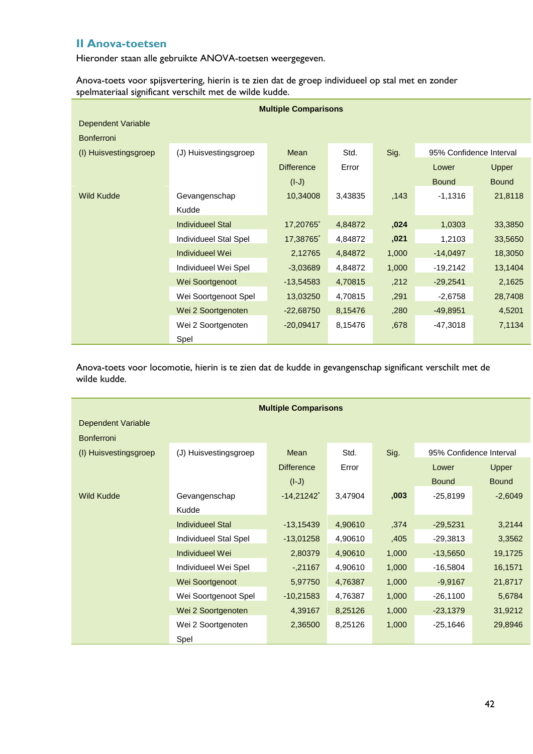## II Anova-toetsen

Hieronder staan alle gebruikte ANOVA-toetsen weergegeven.

Anova-toets voor spijsvertering, hierin is te zien dat de groep individueel op stal met en zonder spelmateriaal significant verschilt met de wilde kudde.

**Multiple Comparisons**

Dependent Variable

Bonferroni

| (I) Huisvestingsgroep | (J) Huisvestingsgroep | Mean Difference (I-J) | Std. Error | Sig. | 95% Confidence Interval | |
|---|---|---|---|---|---|---|
| | | | | | Lower Bound | Upper Bound |
| Wild Kudde | Gevangenschap Kudde | 10,34008 | 3,43835 | ,143 | -1,1316 | 21,8118 |
| | Individueel Stal | 17,20765* | 4,84872 | **,024** | 1,0303 | 33,3850 |
| | Individueel Stal Spel | 17,38765* | 4,84872 | **,021** | 1,2103 | 33,5650 |
| | Individueel Wei | 2,12765 | 4,84872 | 1,000 | -14,0497 | 18,3050 |
| | Individueel Wei Spel | -3,03689 | 4,84872 | 1,000 | -19,2142 | 13,1404 |
| | Wei Soortgenoot | -13,54583 | 4,70815 | ,212 | -29,2541 | 2,1625 |
| | Wei Soortgenoot Spel | 13,03250 | 4,70815 | ,291 | -2,6758 | 28,7408 |
| | Wei 2 Soortgenoten | -22,68750 | 8,15476 | ,280 | -49,8951 | 4,5201 |
| | Wei 2 Soortgenoten Spel | -20,09417 | 8,15476 | ,678 | -47,3018 | 7,1134 |

Anova-toets voor locomotie, hierin is te zien dat de kudde in gevangenschap significant verschilt met de wilde kudde.

**Multiple Comparisons**

Dependent Variable

Bonferroni

| (I) Huisvestingsgroep | (J) Huisvestingsgroep | Mean Difference (I-J) | Std. Error | Sig. | 95% Confidence Interval | |
|---|---|---|---|---|---|---|
| | | | | | Lower Bound | Upper Bound |
| Wild Kudde | Gevangenschap Kudde | -14,21242* | 3,47904 | **,003** | -25,8199 | -2,6049 |
| | Individueel Stal | -13,15439 | 4,90610 | ,374 | -29,5231 | 3,2144 |
| | Individueel Stal Spel | -13,01258 | 4,90610 | ,405 | -29,3813 | 3,3562 |
| | Individueel Wei | 2,80379 | 4,90610 | 1,000 | -13,5650 | 19,1725 |
| | Individueel Wei Spel | -,21167 | 4,90610 | 1,000 | -16,5804 | 16,1571 |
| | Wei Soortgenoot | 5,97750 | 4,76387 | 1,000 | -9,9167 | 21,8717 |
| | Wei Soortgenoot Spel | -10,21583 | 4,76387 | 1,000 | -26,1100 | 5,6784 |
| | Wei 2 Soortgenoten | 4,39167 | 8,25126 | 1,000 | -23,1379 | 31,9212 |
| | Wei 2 Soortgenoten Spel | 2,36500 | 8,25126 | 1,000 | -25,1646 | 29,8946 |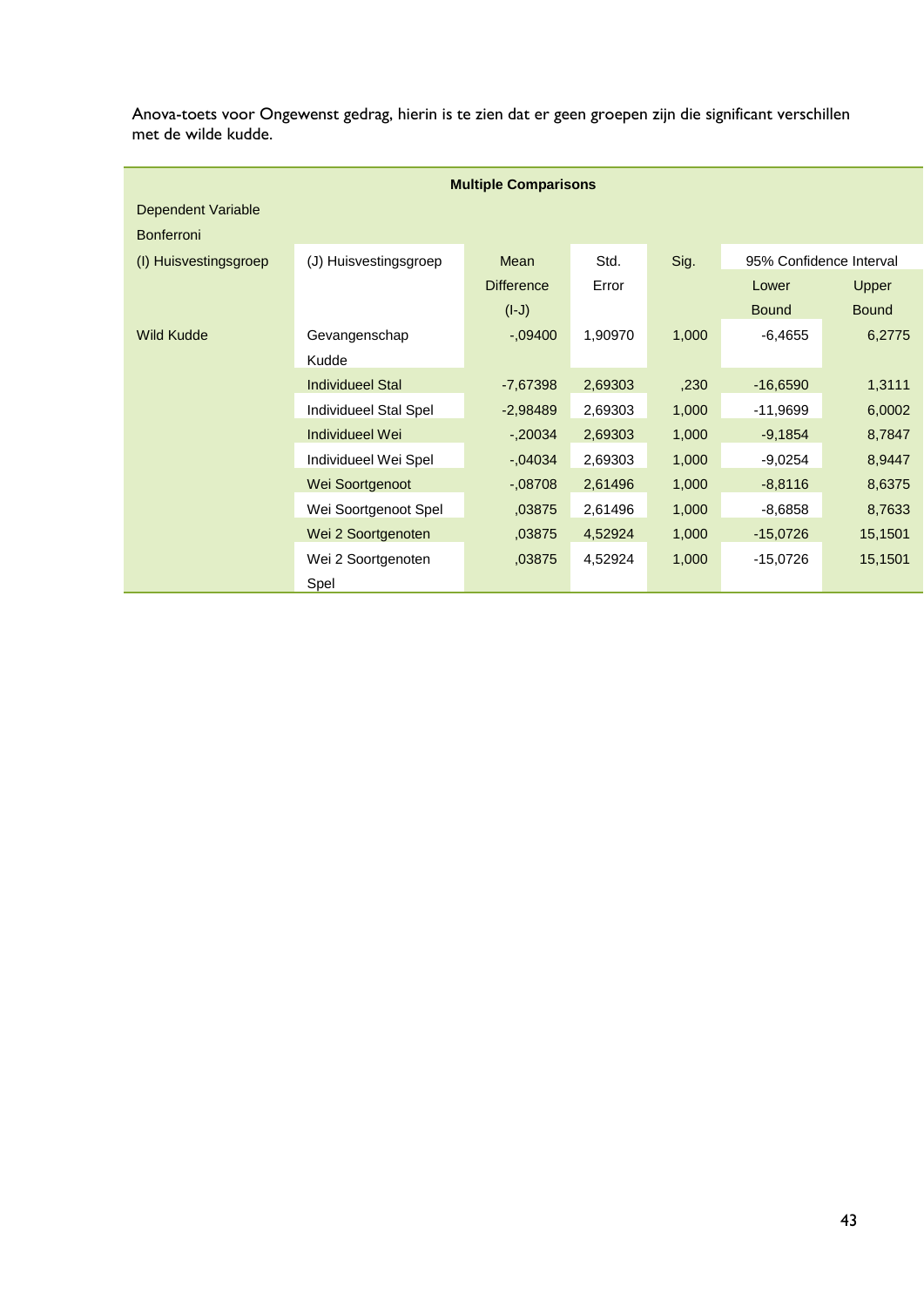Anova-toets voor Ongewenst gedrag, hierin is te zien dat er geen groepen zijn die significant verschillen met de wilde kudde.

**Multiple Comparisons**

Dependent Variable

Bonferroni

| (I) Huisvestingsgroep | (J) Huisvestingsgroep | Mean Difference (I-J) | Std. Error | Sig. | 95% Confidence Interval | |
|---|---|---|---|---|---|---|
| | | | | | Lower Bound | Upper Bound |
| Wild Kudde | Gevangenschap Kudde | -,09400 | 1,90970 | 1,000 | -6,4655 | 6,2775 |
| | Individueel Stal | -7,67398 | 2,69303 | ,230 | -16,6590 | 1,3111 |
| | Individueel Stal Spel | -2,98489 | 2,69303 | 1,000 | -11,9699 | 6,0002 |
| | Individueel Wei | -,20034 | 2,69303 | 1,000 | -9,1854 | 8,7847 |
| | Individueel Wei Spel | -,04034 | 2,69303 | 1,000 | -9,0254 | 8,9447 |
| | Wei Soortgenoot | -,08708 | 2,61496 | 1,000 | -8,8116 | 8,6375 |
| | Wei Soortgenoot Spel | ,03875 | 2,61496 | 1,000 | -8,6858 | 8,7633 |
| | Wei 2 Soortgenoten | ,03875 | 4,52924 | 1,000 | -15,0726 | 15,1501 |
| | Wei 2 Soortgenoten Spel | ,03875 | 4,52924 | 1,000 | -15,0726 | 15,1501 |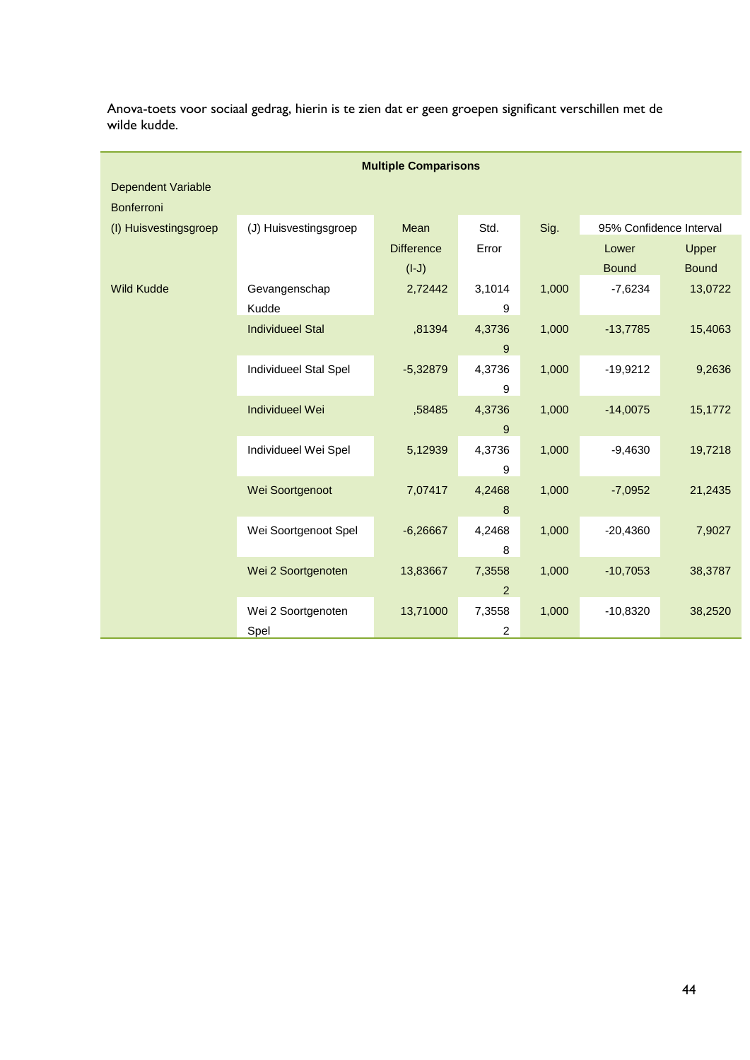Anova-toets voor sociaal gedrag, hierin is te zien dat er geen groepen significant verschillen met de wilde kudde.

| Multiple Comparisons | | | | | | |
|---|---|---|---|---|---|---|
| Dependent Variable | | | | | | |
| Bonferroni | | | | | | |
| (I) Huisvestingsgroep | (J) Huisvestingsgroep | Mean Difference (I-J) | Std. Error | Sig. | 95% Confidence Interval | |
| | | | | | Lower Bound | Upper Bound |
| Wild Kudde | Gevangenschap Kudde | 2,72442 | 3,10149 | 1,000 | -7,6234 | 13,0722 |
| | Individueel Stal | ,81394 | 4,37369 | 1,000 | -13,7785 | 15,4063 |
| | Individueel Stal Spel | -5,32879 | 4,37369 | 1,000 | -19,9212 | 9,2636 |
| | Individueel Wei | ,58485 | 4,37369 | 1,000 | -14,0075 | 15,1772 |
| | Individueel Wei Spel | 5,12939 | 4,37369 | 1,000 | -9,4630 | 19,7218 |
| | Wei Soortgenoot | 7,07417 | 4,24688 | 1,000 | -7,0952 | 21,2435 |
| | Wei Soortgenoot Spel | -6,26667 | 4,24688 | 1,000 | -20,4360 | 7,9027 |
| | Wei 2 Soortgenoten | 13,83667 | 7,35582 | 1,000 | -10,7053 | 38,3787 |
| | Wei 2 Soortgenoten Spel | 13,71000 | 7,35582 | 1,000 | -10,8320 | 38,2520 |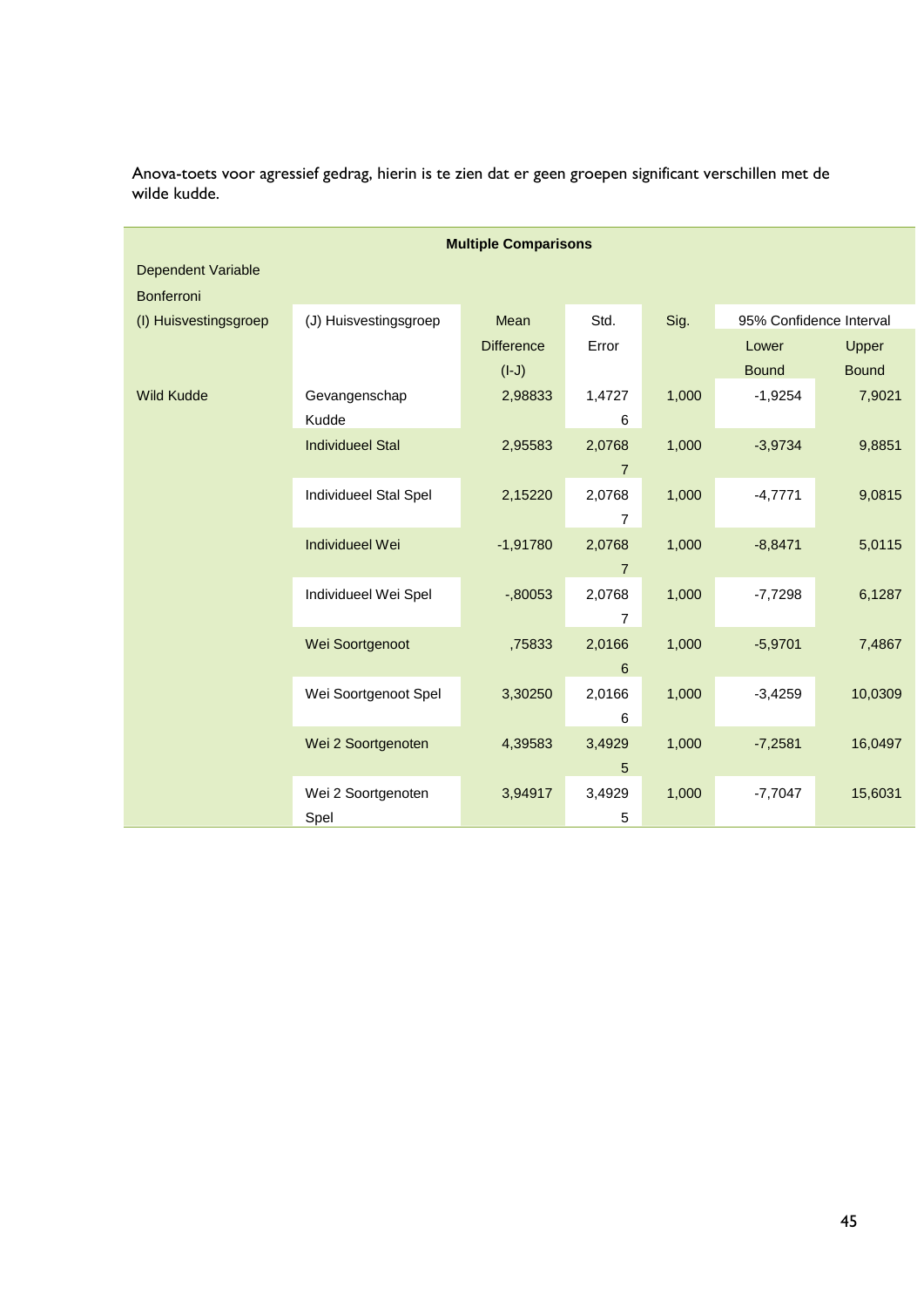Anova-toets voor agressief gedrag, hierin is te zien dat er geen groepen significant verschillen met de wilde kudde.

| Multiple Comparisons | | | | | | |
|---|---|---|---|---|---|---|
| Dependent Variable | | | | | | |
| Bonferroni | | | | | | |
| (I) Huisvestingsgroep | (J) Huisvestingsgroep | Mean Difference (I-J) | Std. Error | Sig. | 95% Confidence Interval | |
| | | | | | Lower Bound | Upper Bound |
| Wild Kudde | Gevangenschap Kudde | 2,98833 | 1,47276 | 1,000 | -1,9254 | 7,9021 |
| | Individueel Stal | 2,95583 | 2,07687 | 1,000 | -3,9734 | 9,8851 |
| | Individueel Stal Spel | 2,15220 | 2,07687 | 1,000 | -4,7771 | 9,0815 |
| | Individueel Wei | -1,91780 | 2,07687 | 1,000 | -8,8471 | 5,0115 |
| | Individueel Wei Spel | -,80053 | 2,07687 | 1,000 | -7,7298 | 6,1287 |
| | Wei Soortgenoot | ,75833 | 2,01666 | 1,000 | -5,9701 | 7,4867 |
| | Wei Soortgenoot Spel | 3,30250 | 2,01666 | 1,000 | -3,4259 | 10,0309 |
| | Wei 2 Soortgenoten | 4,39583 | 3,49295 | 1,000 | -7,2581 | 16,0497 |
| | Wei 2 Soortgenoten Spel | 3,94917 | 3,49295 | 1,000 | -7,7047 | 15,6031 |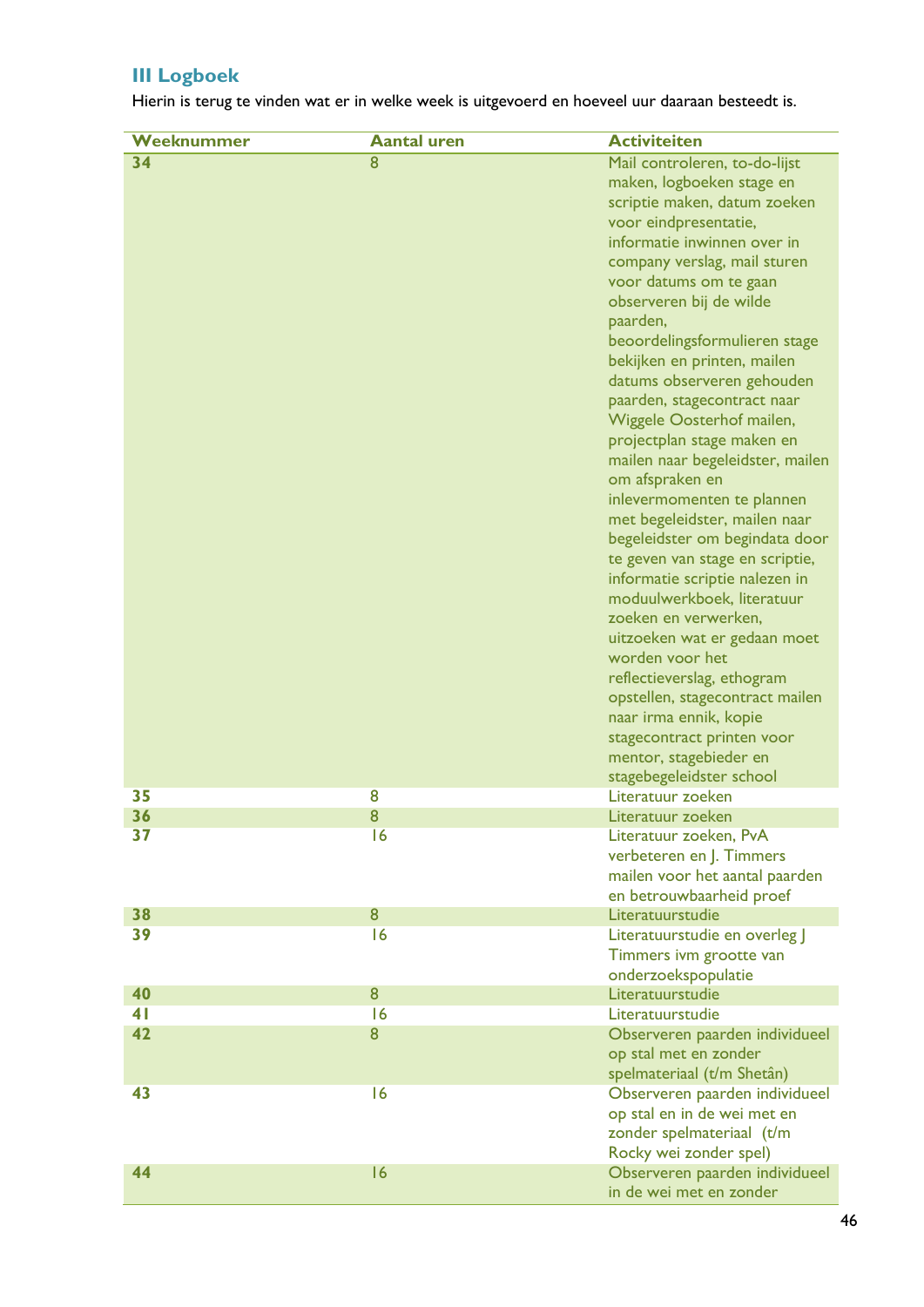## III Logboek

Hierin is terug te vinden wat er in welke week is uitgevoerd en hoeveel uur daaraan besteedt is.

| Weeknummer | Aantal uren | Activiteiten |
|---|---|---|
| 34 | 8 | Mail controleren, to-do-lijst maken, logboeken stage en scriptie maken, datum zoeken voor eindpresentatie, informatie inwinnen over in company verslag, mail sturen voor datums om te gaan observeren bij de wilde paarden, beoordelingsformulieren stage bekijken en printen, mailen datums observeren gehouden paarden, stagecontract naar Wiggele Oosterhof mailen, projectplan stage maken en mailen naar begeleidster, mailen om afspraken en inlevermomenten te plannen met begeleidster, mailen naar begeleidster om begindata door te geven van stage en scriptie, informatie scriptie nalezen in moduulwerkboek, literatuur zoeken en verwerken, uitzoeken wat er gedaan moet worden voor het reflectieverslag, ethogram opstellen, stagecontract mailen naar irma ennik, kopie stagecontract printen voor mentor, stagebieder en stagebegeleidster school |
| 35 | 8 | Literatuur zoeken |
| 36 | 8 | Literatuur zoeken |
| 37 | 16 | Literatuur zoeken, PvA verbeteren en J. Timmers mailen voor het aantal paarden en betrouwbaarheid proef |
| 38 | 8 | Literatuurstudie |
| 39 | 16 | Literatuurstudie en overleg J Timmers ivm grootte van onderzoekspopulatie |
| 40 | 8 | Literatuurstudie |
| 41 | 16 | Literatuurstudie |
| 42 | 8 | Observeren paarden individueel op stal met en zonder spelmateriaal (t/m Shetân) |
| 43 | 16 | Observeren paarden individueel op stal en in de wei met en zonder spelmateriaal (t/m Rocky wei zonder spel) |
| 44 | 16 | Observeren paarden individueel in de wei met en zonder |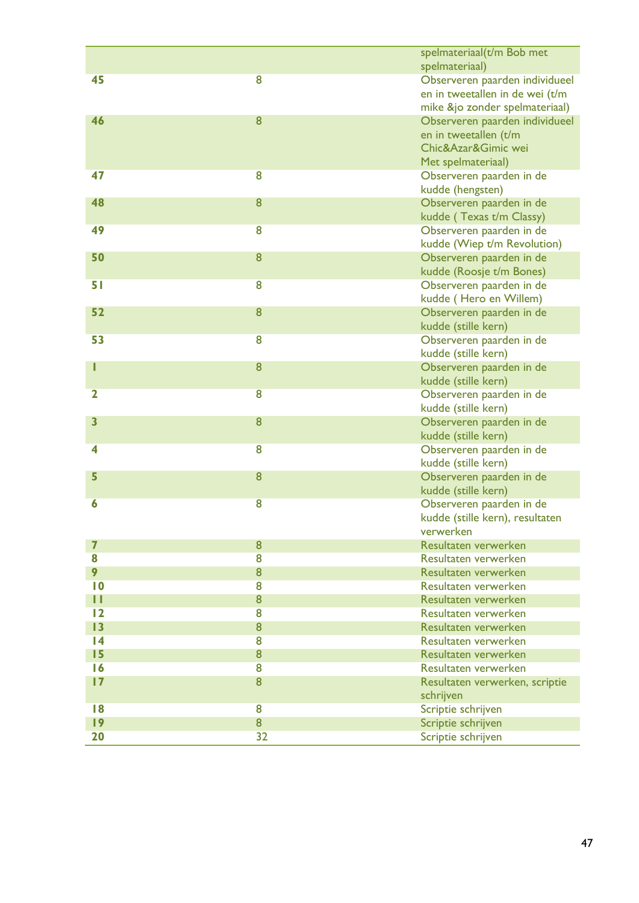| | | |
|---|---|---|
| | | spelmateriaal(t/m Bob met spelmateriaal) |
| **45** | 8 | Observeren paarden individueel en in tweetallen in de wei (t/m mike &jo zonder spelmateriaal) |
| **46** | 8 | Observeren paarden individueel en in tweetallen (t/m Chic&Azar&Gimic wei Met spelmateriaal) |
| **47** | 8 | Observeren paarden in de kudde (hengsten) |
| **48** | 8 | Observeren paarden in de kudde ( Texas t/m Classy) |
| **49** | 8 | Observeren paarden in de kudde (Wiep t/m Revolution) |
| **50** | 8 | Observeren paarden in de kudde (Roosje t/m Bones) |
| **51** | 8 | Observeren paarden in de kudde ( Hero en Willem) |
| **52** | 8 | Observeren paarden in de kudde (stille kern) |
| **53** | 8 | Observeren paarden in de kudde (stille kern) |
| **1** | 8 | Observeren paarden in de kudde (stille kern) |
| **2** | 8 | Observeren paarden in de kudde (stille kern) |
| **3** | 8 | Observeren paarden in de kudde (stille kern) |
| **4** | 8 | Observeren paarden in de kudde (stille kern) |
| **5** | 8 | Observeren paarden in de kudde (stille kern) |
| **6** | 8 | Observeren paarden in de kudde (stille kern), resultaten verwerken |
| **7** | 8 | Resultaten verwerken |
| **8** | 8 | Resultaten verwerken |
| **9** | 8 | Resultaten verwerken |
| **10** | 8 | Resultaten verwerken |
| **11** | 8 | Resultaten verwerken |
| **12** | 8 | Resultaten verwerken |
| **13** | 8 | Resultaten verwerken |
| **14** | 8 | Resultaten verwerken |
| **15** | 8 | Resultaten verwerken |
| **16** | 8 | Resultaten verwerken |
| **17** | 8 | Resultaten verwerken, scriptie schrijven |
| **18** | 8 | Scriptie schrijven |
| **19** | 8 | Scriptie schrijven |
| **20** | 32 | Scriptie schrijven |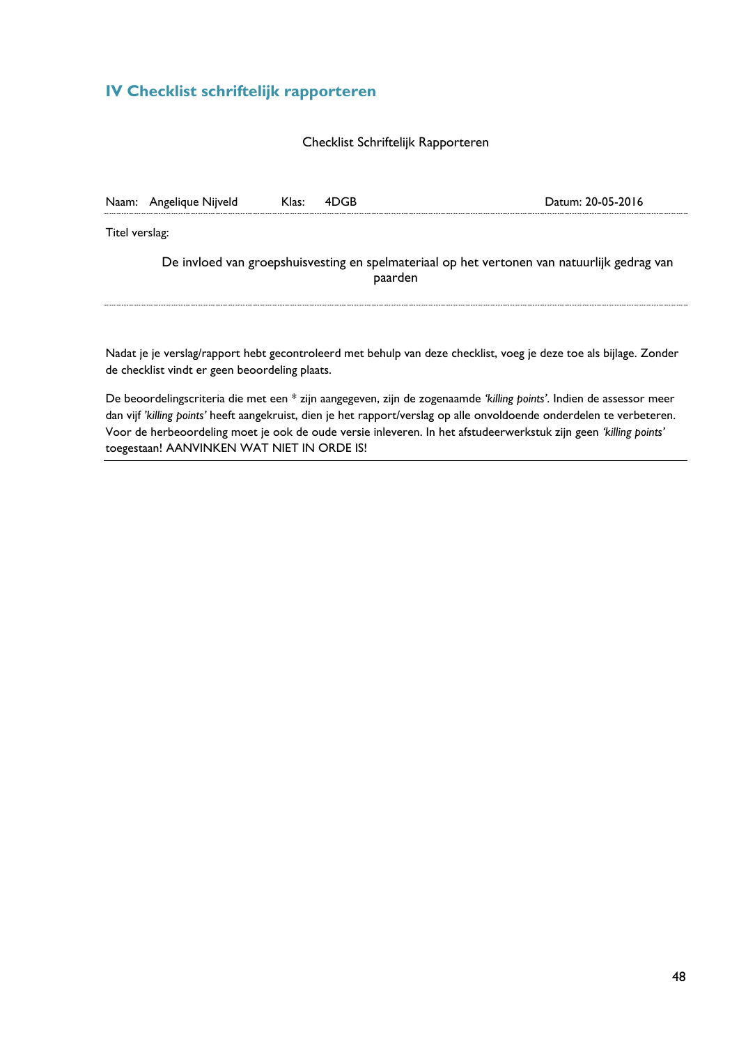## IV Checklist schriftelijk rapporteren

Checklist Schriftelijk Rapporteren

Naam: Angelique Nijveld Klas: 4DGB Datum: 20-05-2016

Titel verslag:

De invloed van groepshuisvesting en spelmateriaal op het vertonen van natuurlijk gedrag van paarden

Nadat je je verslag/rapport hebt gecontroleerd met behulp van deze checklist, voeg je deze toe als bijlage. Zonder de checklist vindt er geen beoordeling plaats.

De beoordelingscriteria die met een * zijn aangegeven, zijn de zogenaamde *'killing points'*. Indien de assessor meer dan vijf *'killing points'* heeft aangekruist, dien je het rapport/verslag op alle onvoldoende onderdelen te verbeteren. Voor de herbeoordeling moet je ook de oude versie inleveren. In het afstudeerwerkstuk zijn geen *'killing points'* toegestaan! AANVINKEN WAT NIET IN ORDE IS!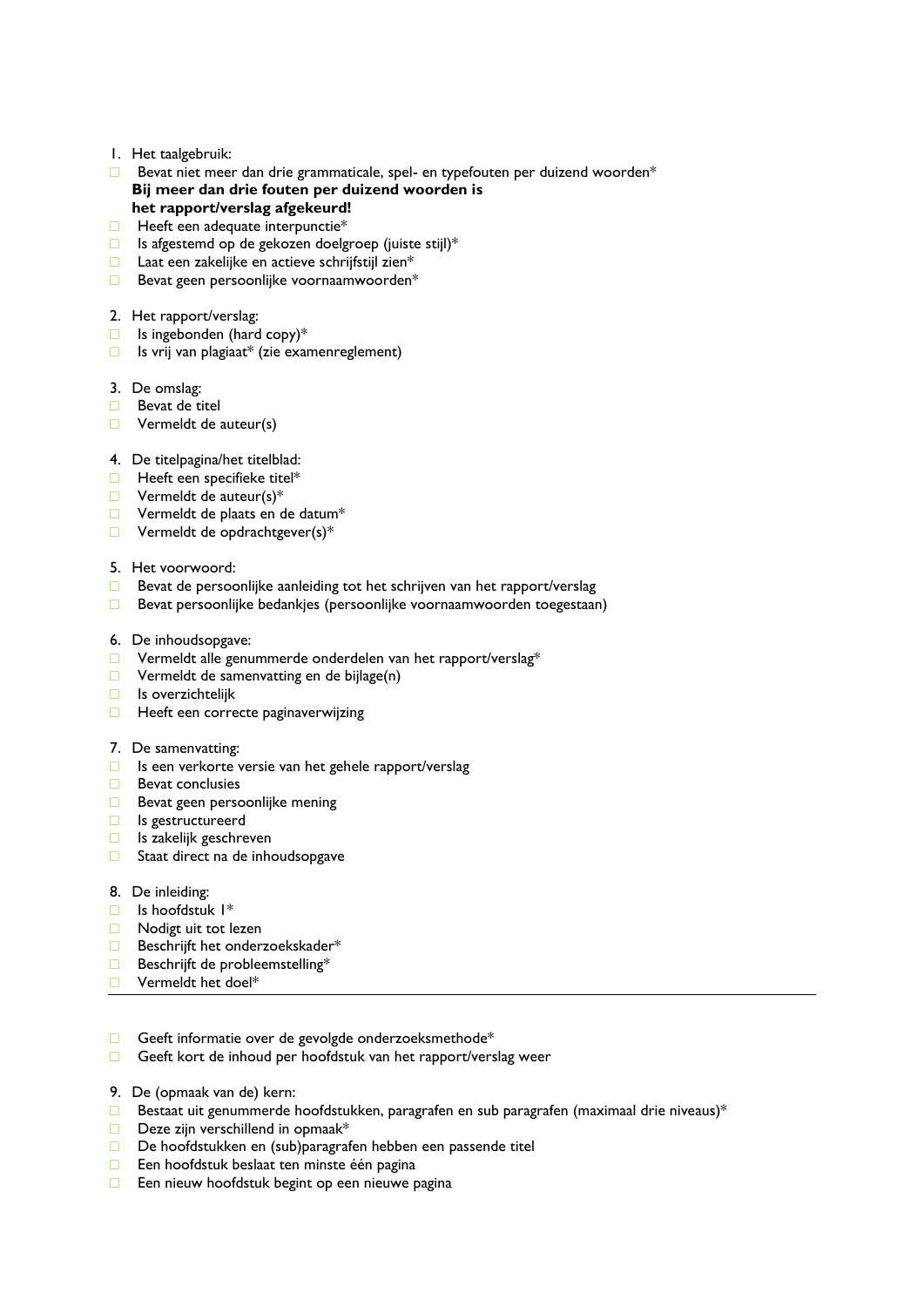1. Het taalgebruik:
- ☐ Bevat niet meer dan drie grammaticale, spel- en typefouten per duizend woorden*
  **Bij meer dan drie fouten per duizend woorden is het rapport/verslag afgekeurd!**
- ☐ Heeft een adequate interpunctie*
- ☐ Is afgestemd op de gekozen doelgroep (juiste stijl)*
- ☐ Laat een zakelijke en actieve schrijfstijl zien*
- ☐ Bevat geen persoonlijke voornaamwoorden*

2. Het rapport/verslag:
- ☐ Is ingebonden (hard copy)*
- ☐ Is vrij van plagiaat* (zie examenreglement)

3. De omslag:
- ☐ Bevat de titel
- ☐ Vermeldt de auteur(s)

4. De titelpagina/het titelblad:
- ☐ Heeft een specifieke titel*
- ☐ Vermeldt de auteur(s)*
- ☐ Vermeldt de plaats en de datum*
- ☐ Vermeldt de opdrachtgever(s)*

5. Het voorwoord:
- ☐ Bevat de persoonlijke aanleiding tot het schrijven van het rapport/verslag
- ☐ Bevat persoonlijke bedankjes (persoonlijke voornaamwoorden toegestaan)

6. De inhoudsopgave:
- ☐ Vermeldt alle genummerde onderdelen van het rapport/verslag*
- ☐ Vermeldt de samenvatting en de bijlage(n)
- ☐ Is overzichtelijk
- ☐ Heeft een correcte paginaverwijzing

7. De samenvatting:
- ☐ Is een verkorte versie van het gehele rapport/verslag
- ☐ Bevat conclusies
- ☐ Bevat geen persoonlijke mening
- ☐ Is gestructureerd
- ☐ Is zakelijk geschreven
- ☐ Staat direct na de inhoudsopgave

8. De inleiding:
- ☐ Is hoofdstuk 1*
- ☐ Nodigt uit tot lezen
- ☐ Beschrijft het onderzoekskader*
- ☐ Beschrijft de probleemstelling*
- ☐ Vermeldt het doel*

---

- ☐ Geeft informatie over de gevolgde onderzoeksmethode*
- ☐ Geeft kort de inhoud per hoofdstuk van het rapport/verslag weer

9. De (opmaak van de) kern:
- ☐ Bestaat uit genummerde hoofdstukken, paragrafen en sub paragrafen (maximaal drie niveaus)*
- ☐ Deze zijn verschillend in opmaak*
- ☐ De hoofdstukken en (sub)paragrafen hebben een passende titel
- ☐ Een hoofdstuk beslaat ten minste één pagina
- ☐ Een nieuw hoofdstuk begint op een nieuwe pagina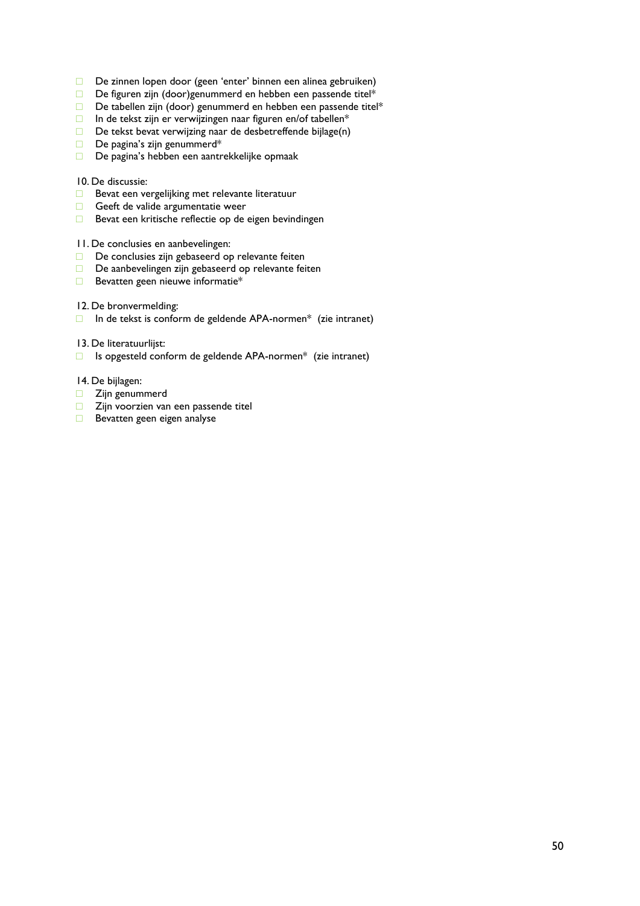- ☐ De zinnen lopen door (geen 'enter' binnen een alinea gebruiken)
- ☐ De figuren zijn (door)genummerd en hebben een passende titel*
- ☐ De tabellen zijn (door) genummerd en hebben een passende titel*
- ☐ In de tekst zijn er verwijzingen naar figuren en/of tabellen*
- ☐ De tekst bevat verwijzing naar de desbetreffende bijlage(n)
- ☐ De pagina's zijn genummerd*
- ☐ De pagina's hebben een aantrekkelijke opmaak

10. De discussie:

- ☐ Bevat een vergelijking met relevante literatuur
- ☐ Geeft de valide argumentatie weer
- ☐ Bevat een kritische reflectie op de eigen bevindingen

11. De conclusies en aanbevelingen:

- ☐ De conclusies zijn gebaseerd op relevante feiten
- ☐ De aanbevelingen zijn gebaseerd op relevante feiten
- ☐ Bevatten geen nieuwe informatie*

12. De bronvermelding:

- ☐ In de tekst is conform de geldende APA-normen* (zie intranet)

13. De literatuurlijst:

- ☐ Is opgesteld conform de geldende APA-normen* (zie intranet)

14. De bijlagen:

- ☐ Zijn genummerd
- ☐ Zijn voorzien van een passende titel
- ☐ Bevatten geen eigen analyse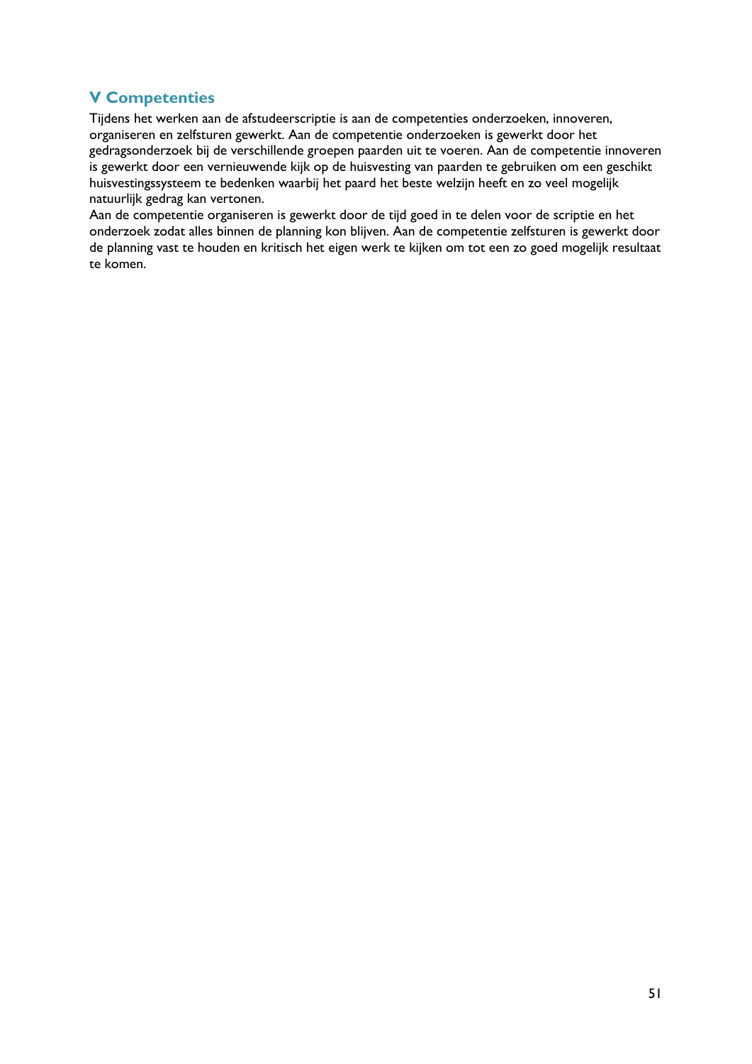## V Competenties

Tijdens het werken aan de afstudeerscriptie is aan de competenties onderzoeken, innoveren, organiseren en zelfsturen gewerkt. Aan de competentie onderzoeken is gewerkt door het gedragsonderzoek bij de verschillende groepen paarden uit te voeren. Aan de competentie innoveren is gewerkt door een vernieuwende kijk op de huisvesting van paarden te gebruiken om een geschikt huisvestingssysteem te bedenken waarbij het paard het beste welzijn heeft en zo veel mogelijk natuurlijk gedrag kan vertonen.

Aan de competentie organiseren is gewerkt door de tijd goed in te delen voor de scriptie en het onderzoek zodat alles binnen de planning kon blijven. Aan de competentie zelfsturen is gewerkt door de planning vast te houden en kritisch het eigen werk te kijken om tot een zo goed mogelijk resultaat te komen.